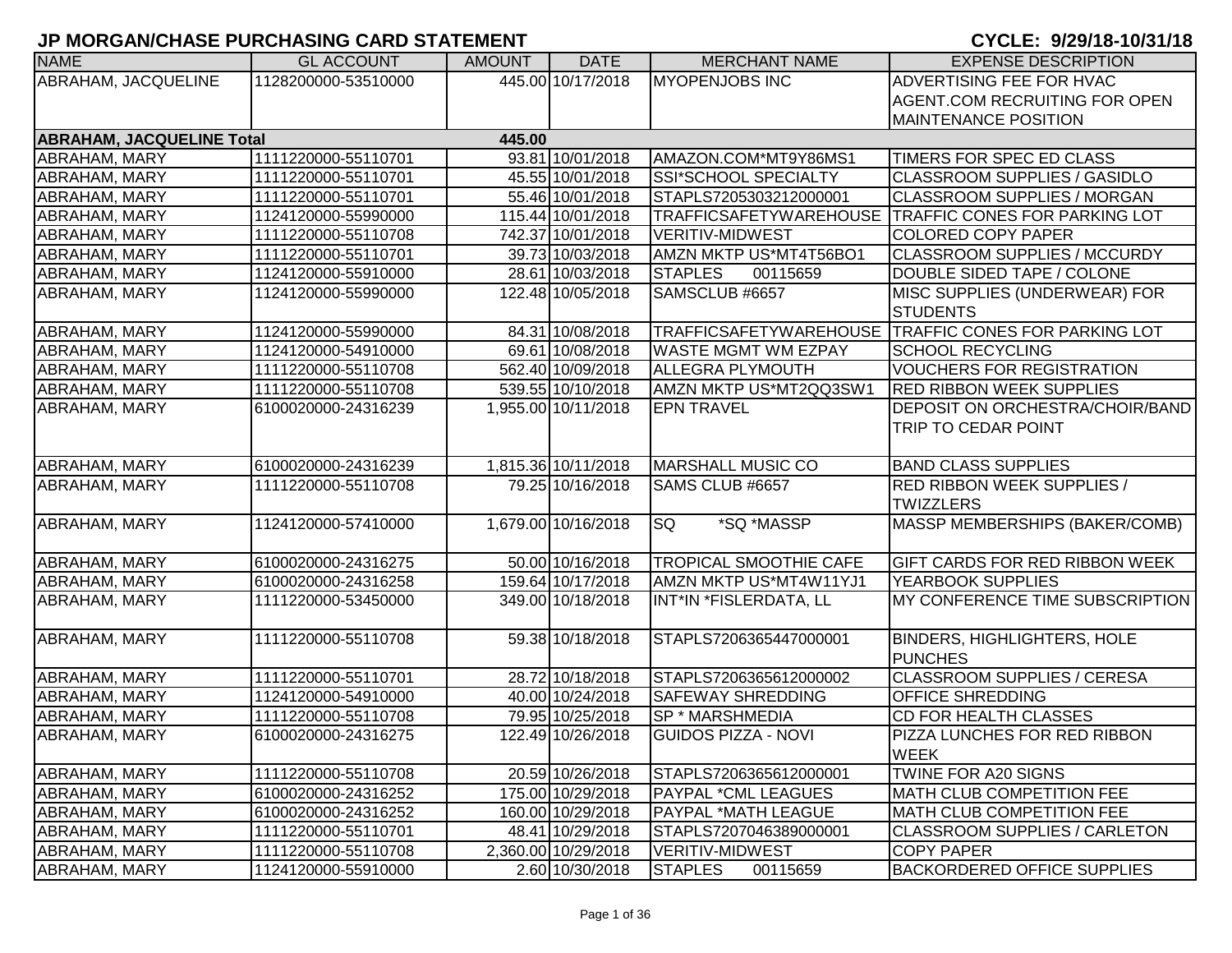# JP MORGAN/CHASE PURCHASING CARD STATEMENT

**CYCLE: 9/29/18-10/31/18**

| NAME | GL ACCOUNT | AMOUNT | DATE | MERCHANT NAME | EXPENSE DESCRIPTION |
|---|---|---|---|---|---|
| ABRAHAM, JACQUELINE | 1128200000-53510000 | 445.00 | 10/17/2018 | MYOPENJOBS INC | ADVERTISING FEE FOR HVAC AGENT.COM RECRUITING FOR OPEN MAINTENANCE POSITION |
| **ABRAHAM, JACQUELINE Total** | | **445.00** | | | |
| ABRAHAM, MARY | 1111220000-55110701 | 93.81 | 10/01/2018 | AMAZON.COM*MT9Y86MS1 | TIMERS FOR SPEC ED CLASS |
| ABRAHAM, MARY | 1111220000-55110701 | 45.55 | 10/01/2018 | SSI*SCHOOL SPECIALTY | CLASSROOM SUPPLIES / GASIDLO |
| ABRAHAM, MARY | 1111220000-55110701 | 55.46 | 10/01/2018 | STAPLS7205303212000001 | CLASSROOM SUPPLIES / MORGAN |
| ABRAHAM, MARY | 1124120000-55990000 | 115.44 | 10/01/2018 | TRAFFICSAFETYWAREHOUSE | TRAFFIC CONES FOR PARKING LOT |
| ABRAHAM, MARY | 1111220000-55110708 | 742.37 | 10/01/2018 | VERITIV-MIDWEST | COLORED COPY PAPER |
| ABRAHAM, MARY | 1111220000-55110701 | 39.73 | 10/03/2018 | AMZN MKTP US*MT4T56BO1 | CLASSROOM SUPPLIES / MCCURDY |
| ABRAHAM, MARY | 1124120000-55910000 | 28.61 | 10/03/2018 | STAPLES 00115659 | DOUBLE SIDED TAPE / COLONE |
| ABRAHAM, MARY | 1124120000-55990000 | 122.48 | 10/05/2018 | SAMSCLUB #6657 | MISC SUPPLIES (UNDERWEAR) FOR STUDENTS |
| ABRAHAM, MARY | 1124120000-55990000 | 84.31 | 10/08/2018 | TRAFFICSAFETYWAREHOUSE | TRAFFIC CONES FOR PARKING LOT |
| ABRAHAM, MARY | 1124120000-54910000 | 69.61 | 10/08/2018 | WASTE MGMT WM EZPAY | SCHOOL RECYCLING |
| ABRAHAM, MARY | 1111220000-55110708 | 562.40 | 10/09/2018 | ALLEGRA PLYMOUTH | VOUCHERS FOR REGISTRATION |
| ABRAHAM, MARY | 1111220000-55110708 | 539.55 | 10/10/2018 | AMZN MKTP US*MT2QQ3SW1 | RED RIBBON WEEK SUPPLIES |
| ABRAHAM, MARY | 6100020000-24316239 | 1,955.00 | 10/11/2018 | EPN TRAVEL | DEPOSIT ON ORCHESTRA/CHOIR/BAND TRIP TO CEDAR POINT |
| ABRAHAM, MARY | 6100020000-24316239 | 1,815.36 | 10/11/2018 | MARSHALL MUSIC CO | BAND CLASS SUPPLIES |
| ABRAHAM, MARY | 1111220000-55110708 | 79.25 | 10/16/2018 | SAMS CLUB #6657 | RED RIBBON WEEK SUPPLIES / TWIZZLERS |
| ABRAHAM, MARY | 1124120000-57410000 | 1,679.00 | 10/16/2018 | SQ *SQ *MASSP | MASSP MEMBERSHIPS (BAKER/COMB) |
| ABRAHAM, MARY | 6100020000-24316275 | 50.00 | 10/16/2018 | TROPICAL SMOOTHIE CAFE | GIFT CARDS FOR RED RIBBON WEEK |
| ABRAHAM, MARY | 6100020000-24316258 | 159.64 | 10/17/2018 | AMZN MKTP US*MT4W11YJ1 | YEARBOOK SUPPLIES |
| ABRAHAM, MARY | 1111220000-53450000 | 349.00 | 10/18/2018 | INT*IN *FISLERDATA, LL | MY CONFERENCE TIME SUBSCRIPTION |
| ABRAHAM, MARY | 1111220000-55110708 | 59.38 | 10/18/2018 | STAPLS7206365447000001 | BINDERS, HIGHLIGHTERS, HOLE PUNCHES |
| ABRAHAM, MARY | 1111220000-55110701 | 28.72 | 10/18/2018 | STAPLS7206365612000002 | CLASSROOM SUPPLIES / CERESA |
| ABRAHAM, MARY | 1124120000-54910000 | 40.00 | 10/24/2018 | SAFEWAY SHREDDING | OFFICE SHREDDING |
| ABRAHAM, MARY | 1111220000-55110708 | 79.95 | 10/25/2018 | SP * MARSHMEDIA | CD FOR HEALTH CLASSES |
| ABRAHAM, MARY | 6100020000-24316275 | 122.49 | 10/26/2018 | GUIDOS PIZZA - NOVI | PIZZA LUNCHES FOR RED RIBBON WEEK |
| ABRAHAM, MARY | 1111220000-55110708 | 20.59 | 10/26/2018 | STAPLS7206365612000001 | TWINE FOR A20 SIGNS |
| ABRAHAM, MARY | 6100020000-24316252 | 175.00 | 10/29/2018 | PAYPAL *CML LEAGUES | MATH CLUB COMPETITION FEE |
| ABRAHAM, MARY | 6100020000-24316252 | 160.00 | 10/29/2018 | PAYPAL *MATH LEAGUE | MATH CLUB COMPETITION FEE |
| ABRAHAM, MARY | 1111220000-55110701 | 48.41 | 10/29/2018 | STAPLS7207046389000001 | CLASSROOM SUPPLIES / CARLETON |
| ABRAHAM, MARY | 1111220000-55110708 | 2,360.00 | 10/29/2018 | VERITIV-MIDWEST | COPY PAPER |
| ABRAHAM, MARY | 1124120000-55910000 | 2.60 | 10/30/2018 | STAPLES 00115659 | BACKORDERED OFFICE SUPPLIES |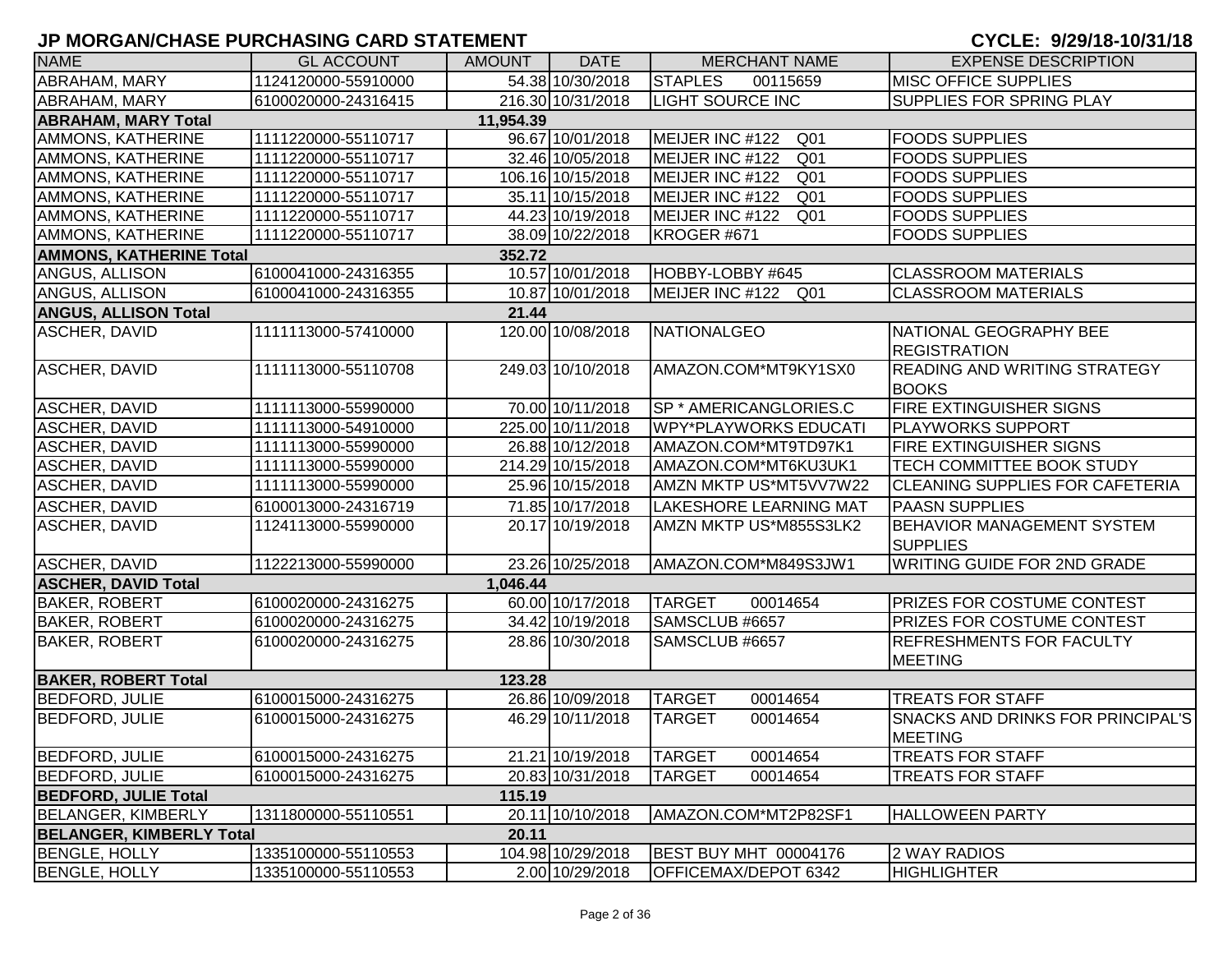## JP MORGAN/CHASE PURCHASING CARD STATEMENT

**CYCLE: 9/29/18-10/31/18**

| NAME | GL ACCOUNT | AMOUNT | DATE | MERCHANT NAME | EXPENSE DESCRIPTION |
|---|---|---|---|---|---|
| ABRAHAM, MARY | 1124120000-55910000 | 54.38 | 10/30/2018 | STAPLES 00115659 | MISC OFFICE SUPPLIES |
| ABRAHAM, MARY | 6100020000-24316415 | 216.30 | 10/31/2018 | LIGHT SOURCE INC | SUPPLIES FOR SPRING PLAY |
| **ABRAHAM, MARY Total** | | **11,954.39** | | | |
| AMMONS, KATHERINE | 1111220000-55110717 | 96.67 | 10/01/2018 | MEIJER INC #122 Q01 | FOODS SUPPLIES |
| AMMONS, KATHERINE | 1111220000-55110717 | 32.46 | 10/05/2018 | MEIJER INC #122 Q01 | FOODS SUPPLIES |
| AMMONS, KATHERINE | 1111220000-55110717 | 106.16 | 10/15/2018 | MEIJER INC #122 Q01 | FOODS SUPPLIES |
| AMMONS, KATHERINE | 1111220000-55110717 | 35.11 | 10/15/2018 | MEIJER INC #122 Q01 | FOODS SUPPLIES |
| AMMONS, KATHERINE | 1111220000-55110717 | 44.23 | 10/19/2018 | MEIJER INC #122 Q01 | FOODS SUPPLIES |
| AMMONS, KATHERINE | 1111220000-55110717 | 38.09 | 10/22/2018 | KROGER #671 | FOODS SUPPLIES |
| **AMMONS, KATHERINE Total** | | **352.72** | | | |
| ANGUS, ALLISON | 6100041000-24316355 | 10.57 | 10/01/2018 | HOBBY-LOBBY #645 | CLASSROOM MATERIALS |
| ANGUS, ALLISON | 6100041000-24316355 | 10.87 | 10/01/2018 | MEIJER INC #122 Q01 | CLASSROOM MATERIALS |
| **ANGUS, ALLISON Total** | | **21.44** | | | |
| ASCHER, DAVID | 1111113000-57410000 | 120.00 | 10/08/2018 | NATIONALGEO | NATIONAL GEOGRAPHY BEE REGISTRATION |
| ASCHER, DAVID | 1111113000-55110708 | 249.03 | 10/10/2018 | AMAZON.COM*MT9KY1SX0 | READING AND WRITING STRATEGY BOOKS |
| ASCHER, DAVID | 1111113000-55990000 | 70.00 | 10/11/2018 | SP * AMERICANGLORIES.C | FIRE EXTINGUISHER SIGNS |
| ASCHER, DAVID | 1111113000-54910000 | 225.00 | 10/11/2018 | WPY*PLAYWORKS EDUCATI | PLAYWORKS SUPPORT |
| ASCHER, DAVID | 1111113000-55990000 | 26.88 | 10/12/2018 | AMAZON.COM*MT9TD97K1 | FIRE EXTINGUISHER SIGNS |
| ASCHER, DAVID | 1111113000-55990000 | 214.29 | 10/15/2018 | AMAZON.COM*MT6KU3UK1 | TECH COMMITTEE BOOK STUDY |
| ASCHER, DAVID | 1111113000-55990000 | 25.96 | 10/15/2018 | AMZN MKTP US*MT5VV7W22 | CLEANING SUPPLIES FOR CAFETERIA |
| ASCHER, DAVID | 6100013000-24316719 | 71.85 | 10/17/2018 | LAKESHORE LEARNING MAT | PAASN SUPPLIES |
| ASCHER, DAVID | 1124113000-55990000 | 20.17 | 10/19/2018 | AMZN MKTP US*M855S3LK2 | BEHAVIOR MANAGEMENT SYSTEM SUPPLIES |
| ASCHER, DAVID | 1122213000-55990000 | 23.26 | 10/25/2018 | AMAZON.COM*M849S3JW1 | WRITING GUIDE FOR 2ND GRADE |
| **ASCHER, DAVID Total** | | **1,046.44** | | | |
| BAKER, ROBERT | 6100020000-24316275 | 60.00 | 10/17/2018 | TARGET 00014654 | PRIZES FOR COSTUME CONTEST |
| BAKER, ROBERT | 6100020000-24316275 | 34.42 | 10/19/2018 | SAMSCLUB #6657 | PRIZES FOR COSTUME CONTEST |
| BAKER, ROBERT | 6100020000-24316275 | 28.86 | 10/30/2018 | SAMSCLUB #6657 | REFRESHMENTS FOR FACULTY MEETING |
| **BAKER, ROBERT Total** | | **123.28** | | | |
| BEDFORD, JULIE | 6100015000-24316275 | 26.86 | 10/09/2018 | TARGET 00014654 | TREATS FOR STAFF |
| BEDFORD, JULIE | 6100015000-24316275 | 46.29 | 10/11/2018 | TARGET 00014654 | SNACKS AND DRINKS FOR PRINCIPAL'S MEETING |
| BEDFORD, JULIE | 6100015000-24316275 | 21.21 | 10/19/2018 | TARGET 00014654 | TREATS FOR STAFF |
| BEDFORD, JULIE | 6100015000-24316275 | 20.83 | 10/31/2018 | TARGET 00014654 | TREATS FOR STAFF |
| **BEDFORD, JULIE Total** | | **115.19** | | | |
| BELANGER, KIMBERLY | 1311800000-55110551 | 20.11 | 10/10/2018 | AMAZON.COM*MT2P82SF1 | HALLOWEEN PARTY |
| **BELANGER, KIMBERLY Total** | | **20.11** | | | |
| BENGLE, HOLLY | 1335100000-55110553 | 104.98 | 10/29/2018 | BEST BUY MHT 00004176 | 2 WAY RADIOS |
| BENGLE, HOLLY | 1335100000-55110553 | 2.00 | 10/29/2018 | OFFICEMAX/DEPOT 6342 | HIGHLIGHTER |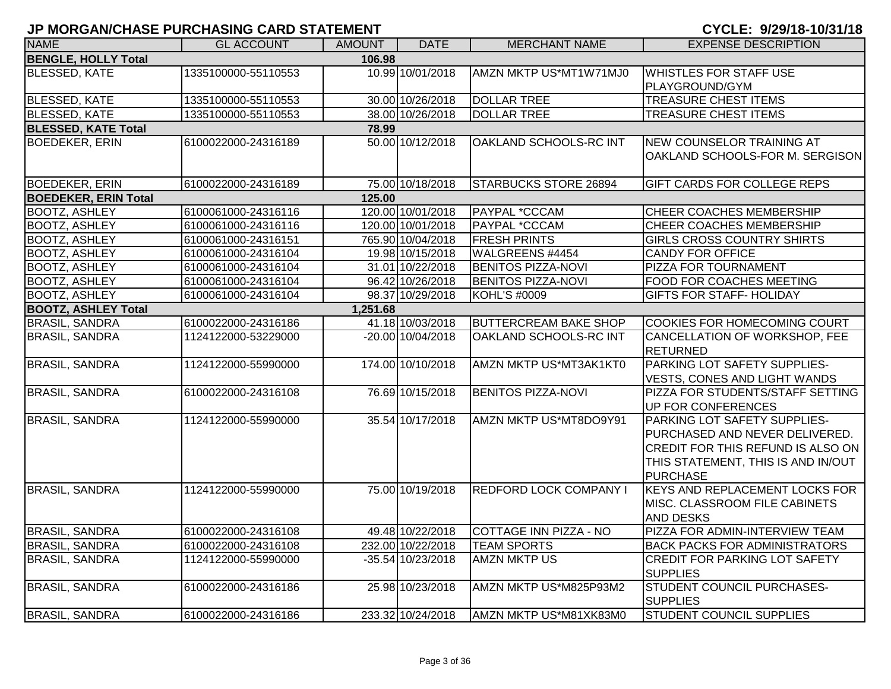# JP MORGAN/CHASE PURCHASING CARD STATEMENT

**CYCLE: 9/29/18-10/31/18**

| NAME | GL ACCOUNT | AMOUNT | DATE | MERCHANT NAME | EXPENSE DESCRIPTION |
|---|---|---|---|---|---|
| **BENGLE, HOLLY Total** | | **106.98** | | | |
| BLESSED, KATE | 1335100000-55110553 | 10.99 | 10/01/2018 | AMZN MKTP US*MT1W71MJ0 | WHISTLES FOR STAFF USE PLAYGROUND/GYM |
| BLESSED, KATE | 1335100000-55110553 | 30.00 | 10/26/2018 | DOLLAR TREE | TREASURE CHEST ITEMS |
| BLESSED, KATE | 1335100000-55110553 | 38.00 | 10/26/2018 | DOLLAR TREE | TREASURE CHEST ITEMS |
| **BLESSED, KATE Total** | | **78.99** | | | |
| BOEDEKER, ERIN | 6100022000-24316189 | 50.00 | 10/12/2018 | OAKLAND SCHOOLS-RC INT | NEW COUNSELOR TRAINING AT OAKLAND SCHOOLS-FOR M. SERGISON |
| BOEDEKER, ERIN | 6100022000-24316189 | 75.00 | 10/18/2018 | STARBUCKS STORE 26894 | GIFT CARDS FOR COLLEGE REPS |
| **BOEDEKER, ERIN Total** | | **125.00** | | | |
| BOOTZ, ASHLEY | 6100061000-24316116 | 120.00 | 10/01/2018 | PAYPAL *CCCAM | CHEER COACHES MEMBERSHIP |
| BOOTZ, ASHLEY | 6100061000-24316116 | 120.00 | 10/01/2018 | PAYPAL *CCCAM | CHEER COACHES MEMBERSHIP |
| BOOTZ, ASHLEY | 6100061000-24316151 | 765.90 | 10/04/2018 | FRESH PRINTS | GIRLS CROSS COUNTRY SHIRTS |
| BOOTZ, ASHLEY | 6100061000-24316104 | 19.98 | 10/15/2018 | WALGREENS #4454 | CANDY FOR OFFICE |
| BOOTZ, ASHLEY | 6100061000-24316104 | 31.01 | 10/22/2018 | BENITOS PIZZA-NOVI | PIZZA FOR TOURNAMENT |
| BOOTZ, ASHLEY | 6100061000-24316104 | 96.42 | 10/26/2018 | BENITOS PIZZA-NOVI | FOOD FOR COACHES MEETING |
| BOOTZ, ASHLEY | 6100061000-24316104 | 98.37 | 10/29/2018 | KOHL'S #0009 | GIFTS FOR STAFF- HOLIDAY |
| **BOOTZ, ASHLEY Total** | | **1,251.68** | | | |
| BRASIL, SANDRA | 6100022000-24316186 | 41.18 | 10/03/2018 | BUTTERCREAM BAKE SHOP | COOKIES FOR HOMECOMING COURT |
| BRASIL, SANDRA | 1124122000-53229000 | -20.00 | 10/04/2018 | OAKLAND SCHOOLS-RC INT | CANCELLATION OF WORKSHOP, FEE RETURNED |
| BRASIL, SANDRA | 1124122000-55990000 | 174.00 | 10/10/2018 | AMZN MKTP US*MT3AK1KT0 | PARKING LOT SAFETY SUPPLIES- VESTS, CONES AND LIGHT WANDS |
| BRASIL, SANDRA | 6100022000-24316108 | 76.69 | 10/15/2018 | BENITOS PIZZA-NOVI | PIZZA FOR STUDENTS/STAFF SETTING UP FOR CONFERENCES |
| BRASIL, SANDRA | 1124122000-55990000 | 35.54 | 10/17/2018 | AMZN MKTP US*MT8DO9Y91 | PARKING LOT SAFETY SUPPLIES- PURCHASED AND NEVER DELIVERED. CREDIT FOR THIS REFUND IS ALSO ON THIS STATEMENT, THIS IS AND IN/OUT PURCHASE |
| BRASIL, SANDRA | 1124122000-55990000 | 75.00 | 10/19/2018 | REDFORD LOCK COMPANY I | KEYS AND REPLACEMENT LOCKS FOR MISC. CLASSROOM FILE CABINETS AND DESKS |
| BRASIL, SANDRA | 6100022000-24316108 | 49.48 | 10/22/2018 | COTTAGE INN PIZZA - NO | PIZZA FOR ADMIN-INTERVIEW TEAM |
| BRASIL, SANDRA | 6100022000-24316108 | 232.00 | 10/22/2018 | TEAM SPORTS | BACK PACKS FOR ADMINISTRATORS |
| BRASIL, SANDRA | 1124122000-55990000 | -35.54 | 10/23/2018 | AMZN MKTP US | CREDIT FOR PARKING LOT SAFETY SUPPLIES |
| BRASIL, SANDRA | 6100022000-24316186 | 25.98 | 10/23/2018 | AMZN MKTP US*M825P93M2 | STUDENT COUNCIL PURCHASES- SUPPLIES |
| BRASIL, SANDRA | 6100022000-24316186 | 233.32 | 10/24/2018 | AMZN MKTP US*M81XK83M0 | STUDENT COUNCIL SUPPLIES |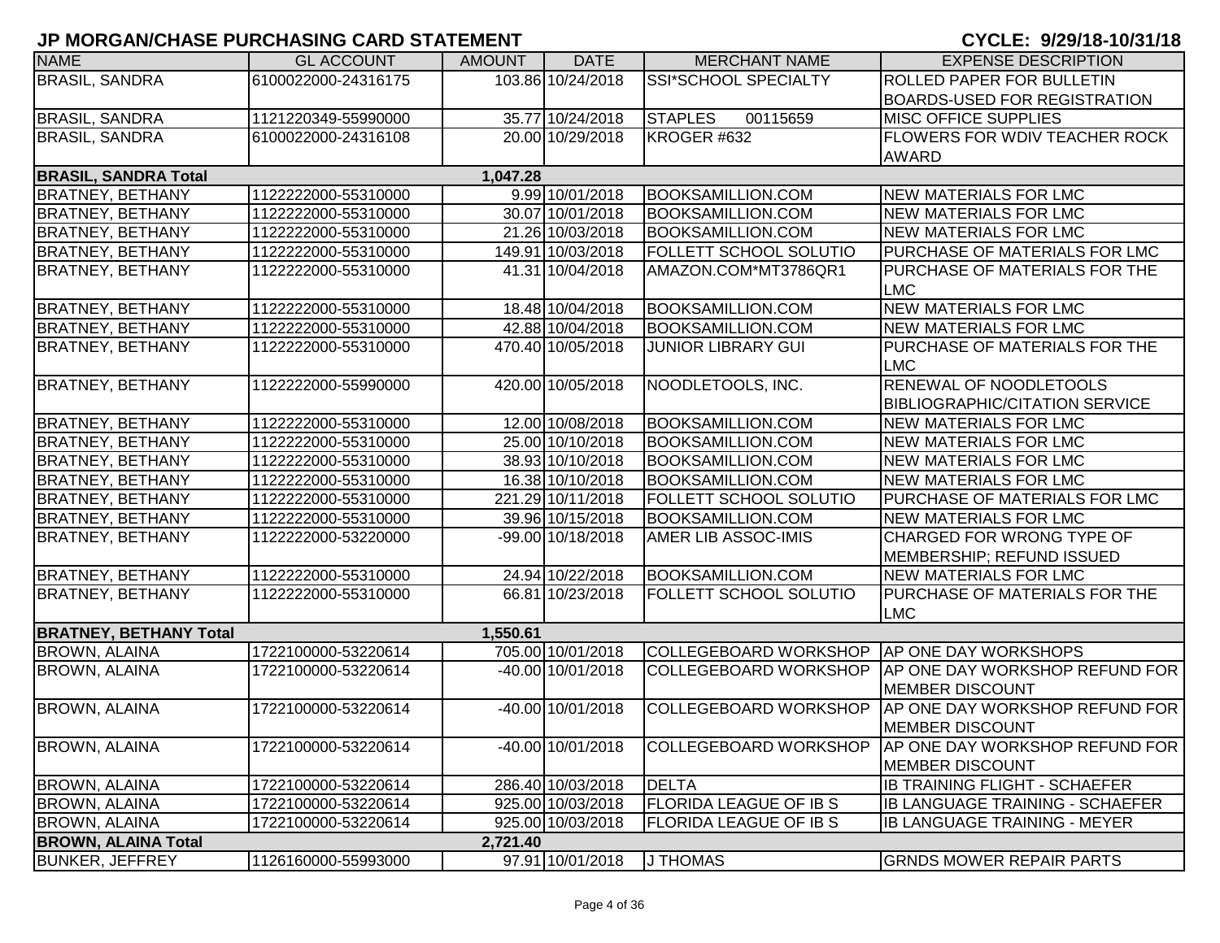## JP MORGAN/CHASE PURCHASING CARD STATEMENT

**CYCLE: 9/29/18-10/31/18**

| NAME | GL ACCOUNT | AMOUNT | DATE | MERCHANT NAME | EXPENSE DESCRIPTION |
|---|---|---|---|---|---|
| BRASIL, SANDRA | 6100022000-24316175 | 103.86 | 10/24/2018 | SSI*SCHOOL SPECIALTY | ROLLED PAPER FOR BULLETIN BOARDS-USED FOR REGISTRATION |
| BRASIL, SANDRA | 1121220349-55990000 | 35.77 | 10/24/2018 | STAPLES 00115659 | MISC OFFICE SUPPLIES |
| BRASIL, SANDRA | 6100022000-24316108 | 20.00 | 10/29/2018 | KROGER #632 | FLOWERS FOR WDIV TEACHER ROCK AWARD |
| **BRASIL, SANDRA Total** | | **1,047.28** | | | |
| BRATNEY, BETHANY | 1122222000-55310000 | 9.99 | 10/01/2018 | BOOKSAMILLION.COM | NEW MATERIALS FOR LMC |
| BRATNEY, BETHANY | 1122222000-55310000 | 30.07 | 10/01/2018 | BOOKSAMILLION.COM | NEW MATERIALS FOR LMC |
| BRATNEY, BETHANY | 1122222000-55310000 | 21.26 | 10/03/2018 | BOOKSAMILLION.COM | NEW MATERIALS FOR LMC |
| BRATNEY, BETHANY | 1122222000-55310000 | 149.91 | 10/03/2018 | FOLLETT SCHOOL SOLUTIO | PURCHASE OF MATERIALS FOR LMC |
| BRATNEY, BETHANY | 1122222000-55310000 | 41.31 | 10/04/2018 | AMAZON.COM*MT3786QR1 | PURCHASE OF MATERIALS FOR THE LMC |
| BRATNEY, BETHANY | 1122222000-55310000 | 18.48 | 10/04/2018 | BOOKSAMILLION.COM | NEW MATERIALS FOR LMC |
| BRATNEY, BETHANY | 1122222000-55310000 | 42.88 | 10/04/2018 | BOOKSAMILLION.COM | NEW MATERIALS FOR LMC |
| BRATNEY, BETHANY | 1122222000-55310000 | 470.40 | 10/05/2018 | JUNIOR LIBRARY GUI | PURCHASE OF MATERIALS FOR THE LMC |
| BRATNEY, BETHANY | 1122222000-55990000 | 420.00 | 10/05/2018 | NOODLETOOLS, INC. | RENEWAL OF NOODLETOOLS BIBLIOGRAPHIC/CITATION SERVICE |
| BRATNEY, BETHANY | 1122222000-55310000 | 12.00 | 10/08/2018 | BOOKSAMILLION.COM | NEW MATERIALS FOR LMC |
| BRATNEY, BETHANY | 1122222000-55310000 | 25.00 | 10/10/2018 | BOOKSAMILLION.COM | NEW MATERIALS FOR LMC |
| BRATNEY, BETHANY | 1122222000-55310000 | 38.93 | 10/10/2018 | BOOKSAMILLION.COM | NEW MATERIALS FOR LMC |
| BRATNEY, BETHANY | 1122222000-55310000 | 16.38 | 10/10/2018 | BOOKSAMILLION.COM | NEW MATERIALS FOR LMC |
| BRATNEY, BETHANY | 1122222000-55310000 | 221.29 | 10/11/2018 | FOLLETT SCHOOL SOLUTIO | PURCHASE OF MATERIALS FOR LMC |
| BRATNEY, BETHANY | 1122222000-55310000 | 39.96 | 10/15/2018 | BOOKSAMILLION.COM | NEW MATERIALS FOR LMC |
| BRATNEY, BETHANY | 1122222000-53220000 | -99.00 | 10/18/2018 | AMER LIB ASSOC-IMIS | CHARGED FOR WRONG TYPE OF MEMBERSHIP; REFUND ISSUED |
| BRATNEY, BETHANY | 1122222000-55310000 | 24.94 | 10/22/2018 | BOOKSAMILLION.COM | NEW MATERIALS FOR LMC |
| BRATNEY, BETHANY | 1122222000-55310000 | 66.81 | 10/23/2018 | FOLLETT SCHOOL SOLUTIO | PURCHASE OF MATERIALS FOR THE LMC |
| **BRATNEY, BETHANY Total** | | **1,550.61** | | | |
| BROWN, ALAINA | 1722100000-53220614 | 705.00 | 10/01/2018 | COLLEGEBOARD WORKSHOP | AP ONE DAY WORKSHOPS |
| BROWN, ALAINA | 1722100000-53220614 | -40.00 | 10/01/2018 | COLLEGEBOARD WORKSHOP | AP ONE DAY WORKSHOP REFUND FOR MEMBER DISCOUNT |
| BROWN, ALAINA | 1722100000-53220614 | -40.00 | 10/01/2018 | COLLEGEBOARD WORKSHOP | AP ONE DAY WORKSHOP REFUND FOR MEMBER DISCOUNT |
| BROWN, ALAINA | 1722100000-53220614 | -40.00 | 10/01/2018 | COLLEGEBOARD WORKSHOP | AP ONE DAY WORKSHOP REFUND FOR MEMBER DISCOUNT |
| BROWN, ALAINA | 1722100000-53220614 | 286.40 | 10/03/2018 | DELTA | IB TRAINING FLIGHT - SCHAEFER |
| BROWN, ALAINA | 1722100000-53220614 | 925.00 | 10/03/2018 | FLORIDA LEAGUE OF IB S | IB LANGUAGE TRAINING - SCHAEFER |
| BROWN, ALAINA | 1722100000-53220614 | 925.00 | 10/03/2018 | FLORIDA LEAGUE OF IB S | IB LANGUAGE TRAINING - MEYER |
| **BROWN, ALAINA Total** | | **2,721.40** | | | |
| BUNKER, JEFFREY | 1126160000-55993000 | 97.91 | 10/01/2018 | J THOMAS | GRNDS MOWER REPAIR PARTS |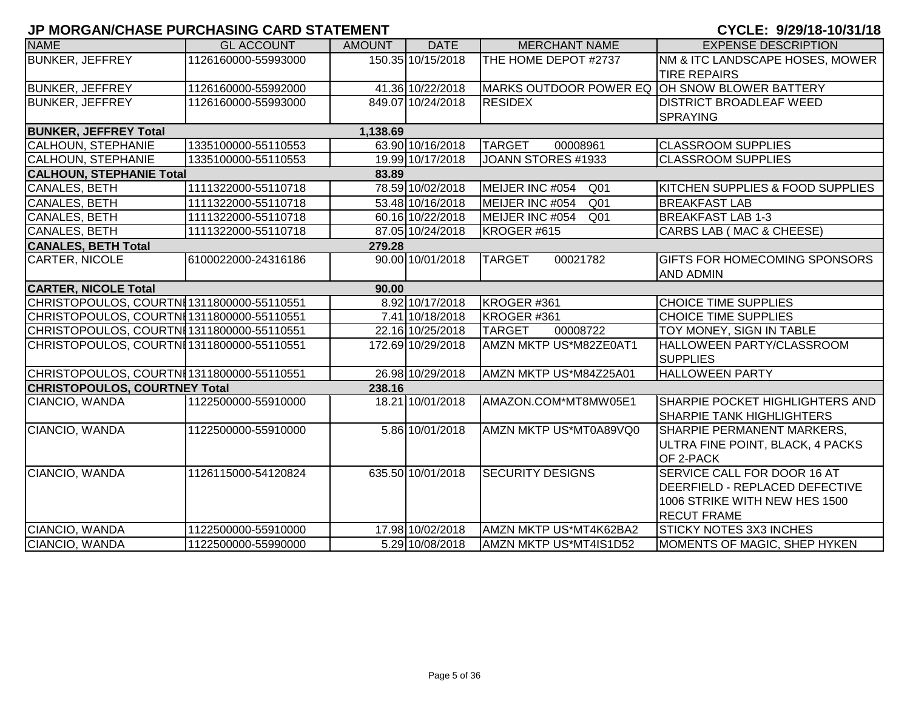# JP MORGAN/CHASE PURCHASING CARD STATEMENT

**CYCLE: 9/29/18-10/31/18**

| NAME | GL ACCOUNT | AMOUNT | DATE | MERCHANT NAME | EXPENSE DESCRIPTION |
|---|---|---|---|---|---|
| BUNKER, JEFFREY | 1126160000-55993000 | 150.35 | 10/15/2018 | THE HOME DEPOT #2737 | NM & ITC LANDSCAPE HOSES, MOWER TIRE REPAIRS |
| BUNKER, JEFFREY | 1126160000-55992000 | 41.36 | 10/22/2018 | MARKS OUTDOOR POWER EQ | OH SNOW BLOWER BATTERY |
| BUNKER, JEFFREY | 1126160000-55993000 | 849.07 | 10/24/2018 | RESIDEX | DISTRICT BROADLEAF WEED SPRAYING |
| **BUNKER, JEFFREY Total** | | **1,138.69** | | | |
| CALHOUN, STEPHANIE | 1335100000-55110553 | 63.90 | 10/16/2018 | TARGET 00008961 | CLASSROOM SUPPLIES |
| CALHOUN, STEPHANIE | 1335100000-55110553 | 19.99 | 10/17/2018 | JOANN STORES #1933 | CLASSROOM SUPPLIES |
| **CALHOUN, STEPHANIE Total** | | **83.89** | | | |
| CANALES, BETH | 1111322000-55110718 | 78.59 | 10/02/2018 | MEIJER INC #054 Q01 | KITCHEN SUPPLIES & FOOD SUPPLIES |
| CANALES, BETH | 1111322000-55110718 | 53.48 | 10/16/2018 | MEIJER INC #054 Q01 | BREAKFAST LAB |
| CANALES, BETH | 1111322000-55110718 | 60.16 | 10/22/2018 | MEIJER INC #054 Q01 | BREAKFAST LAB 1-3 |
| CANALES, BETH | 1111322000-55110718 | 87.05 | 10/24/2018 | KROGER #615 | CARBS LAB ( MAC & CHEESE) |
| **CANALES, BETH Total** | | **279.28** | | | |
| CARTER, NICOLE | 6100022000-24316186 | 90.00 | 10/01/2018 | TARGET 00021782 | GIFTS FOR HOMECOMING SPONSORS AND ADMIN |
| **CARTER, NICOLE Total** | | **90.00** | | | |
| CHRISTOPOULOS, COURTNE | 1311800000-55110551 | 8.92 | 10/17/2018 | KROGER #361 | CHOICE TIME SUPPLIES |
| CHRISTOPOULOS, COURTNE | 1311800000-55110551 | 7.41 | 10/18/2018 | KROGER #361 | CHOICE TIME SUPPLIES |
| CHRISTOPOULOS, COURTNE | 1311800000-55110551 | 22.16 | 10/25/2018 | TARGET 00008722 | TOY MONEY, SIGN IN TABLE |
| CHRISTOPOULOS, COURTNE | 1311800000-55110551 | 172.69 | 10/29/2018 | AMZN MKTP US*M82ZE0AT1 | HALLOWEEN PARTY/CLASSROOM SUPPLIES |
| CHRISTOPOULOS, COURTNE | 1311800000-55110551 | 26.98 | 10/29/2018 | AMZN MKTP US*M84Z25A01 | HALLOWEEN PARTY |
| **CHRISTOPOULOS, COURTNEY Total** | | **238.16** | | | |
| CIANCIO, WANDA | 1122500000-55910000 | 18.21 | 10/01/2018 | AMAZON.COM*MT8MW05E1 | SHARPIE POCKET HIGHLIGHTERS AND SHARPIE TANK HIGHLIGHTERS |
| CIANCIO, WANDA | 1122500000-55910000 | 5.86 | 10/01/2018 | AMZN MKTP US*MT0A89VQ0 | SHARPIE PERMANENT MARKERS, ULTRA FINE POINT, BLACK, 4 PACKS OF 2-PACK |
| CIANCIO, WANDA | 1126115000-54120824 | 635.50 | 10/01/2018 | SECURITY DESIGNS | SERVICE CALL FOR DOOR 16 AT DEERFIELD - REPLACED DEFECTIVE 1006 STRIKE WITH NEW HES 1500 RECUT FRAME |
| CIANCIO, WANDA | 1122500000-55910000 | 17.98 | 10/02/2018 | AMZN MKTP US*MT4K62BA2 | STICKY NOTES 3X3 INCHES |
| CIANCIO, WANDA | 1122500000-55990000 | 5.29 | 10/08/2018 | AMZN MKTP US*MT4IS1D52 | MOMENTS OF MAGIC, SHEP HYKEN |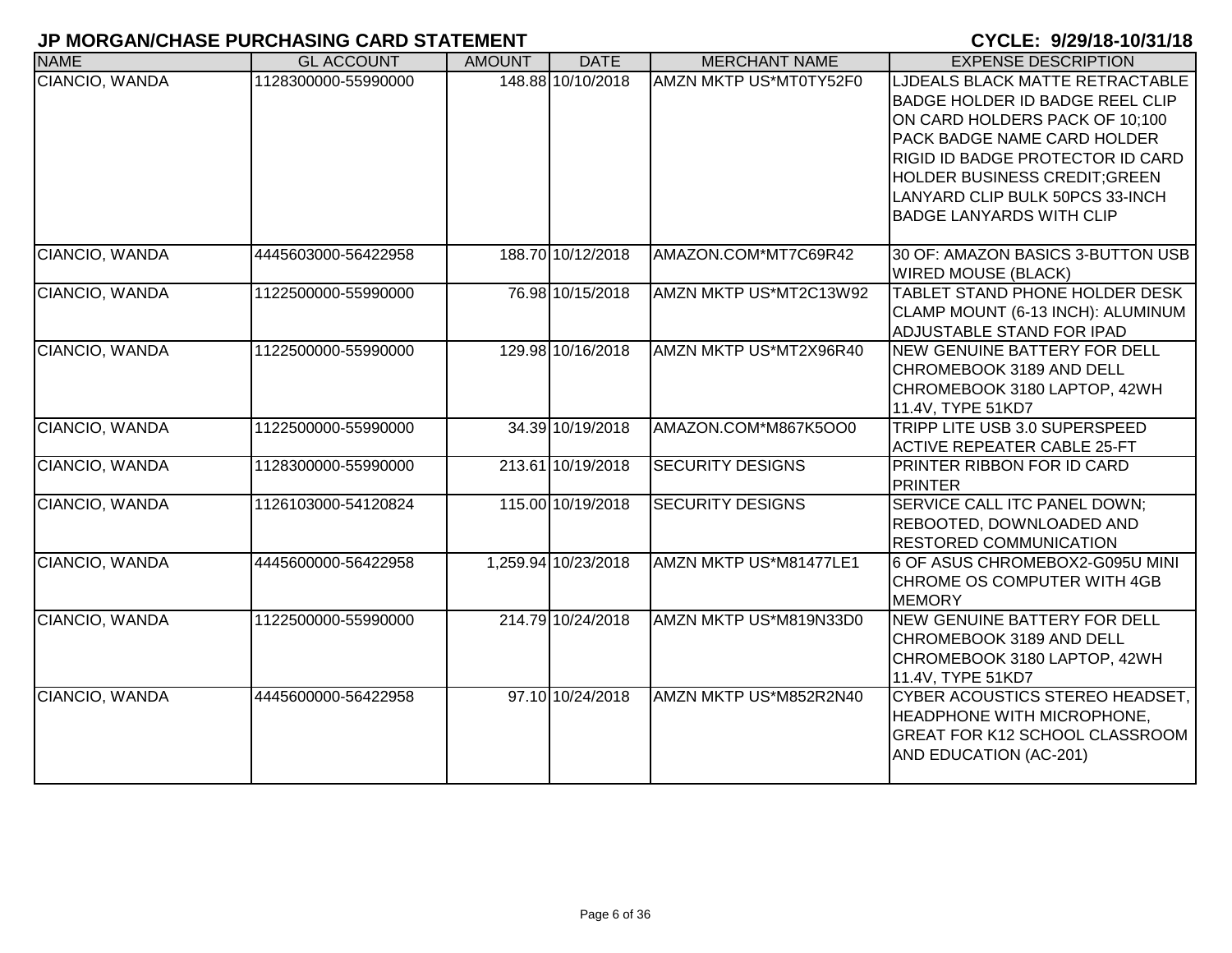## JP MORGAN/CHASE PURCHASING CARD STATEMENT

**CYCLE: 9/29/18-10/31/18**

| NAME | GL ACCOUNT | AMOUNT | DATE | MERCHANT NAME | EXPENSE DESCRIPTION |
|---|---|---|---|---|---|
| CIANCIO, WANDA | 1128300000-55990000 | 148.88 | 10/10/2018 | AMZN MKTP US*MT0TY52F0 | LJDEALS BLACK MATTE RETRACTABLE BADGE HOLDER ID BADGE REEL CLIP ON CARD HOLDERS PACK OF 10;100 PACK BADGE NAME CARD HOLDER RIGID ID BADGE PROTECTOR ID CARD HOLDER BUSINESS CREDIT;GREEN LANYARD CLIP BULK 50PCS 33-INCH BADGE LANYARDS WITH CLIP |
| CIANCIO, WANDA | 4445603000-56422958 | 188.70 | 10/12/2018 | AMAZON.COM*MT7C69R42 | 30 OF: AMAZON BASICS 3-BUTTON USB WIRED MOUSE (BLACK) |
| CIANCIO, WANDA | 1122500000-55990000 | 76.98 | 10/15/2018 | AMZN MKTP US*MT2C13W92 | TABLET STAND PHONE HOLDER DESK CLAMP MOUNT (6-13 INCH): ALUMINUM ADJUSTABLE STAND FOR IPAD |
| CIANCIO, WANDA | 1122500000-55990000 | 129.98 | 10/16/2018 | AMZN MKTP US*MT2X96R40 | NEW GENUINE BATTERY FOR DELL CHROMEBOOK 3189 AND DELL CHROMEBOOK 3180 LAPTOP, 42WH 11.4V, TYPE 51KD7 |
| CIANCIO, WANDA | 1122500000-55990000 | 34.39 | 10/19/2018 | AMAZON.COM*M867K5OO0 | TRIPP LITE USB 3.0 SUPERSPEED ACTIVE REPEATER CABLE 25-FT |
| CIANCIO, WANDA | 1128300000-55990000 | 213.61 | 10/19/2018 | SECURITY DESIGNS | PRINTER RIBBON FOR ID CARD PRINTER |
| CIANCIO, WANDA | 1126103000-54120824 | 115.00 | 10/19/2018 | SECURITY DESIGNS | SERVICE CALL ITC PANEL DOWN; REBOOTED, DOWNLOADED AND RESTORED COMMUNICATION |
| CIANCIO, WANDA | 4445600000-56422958 | 1,259.94 | 10/23/2018 | AMZN MKTP US*M81477LE1 | 6 OF ASUS CHROMEBOX2-G095U MINI CHROME OS COMPUTER WITH 4GB MEMORY |
| CIANCIO, WANDA | 1122500000-55990000 | 214.79 | 10/24/2018 | AMZN MKTP US*M819N33D0 | NEW GENUINE BATTERY FOR DELL CHROMEBOOK 3189 AND DELL CHROMEBOOK 3180 LAPTOP, 42WH 11.4V, TYPE 51KD7 |
| CIANCIO, WANDA | 4445600000-56422958 | 97.10 | 10/24/2018 | AMZN MKTP US*M852R2N40 | CYBER ACOUSTICS STEREO HEADSET, HEADPHONE WITH MICROPHONE, GREAT FOR K12 SCHOOL CLASSROOM AND EDUCATION (AC-201) |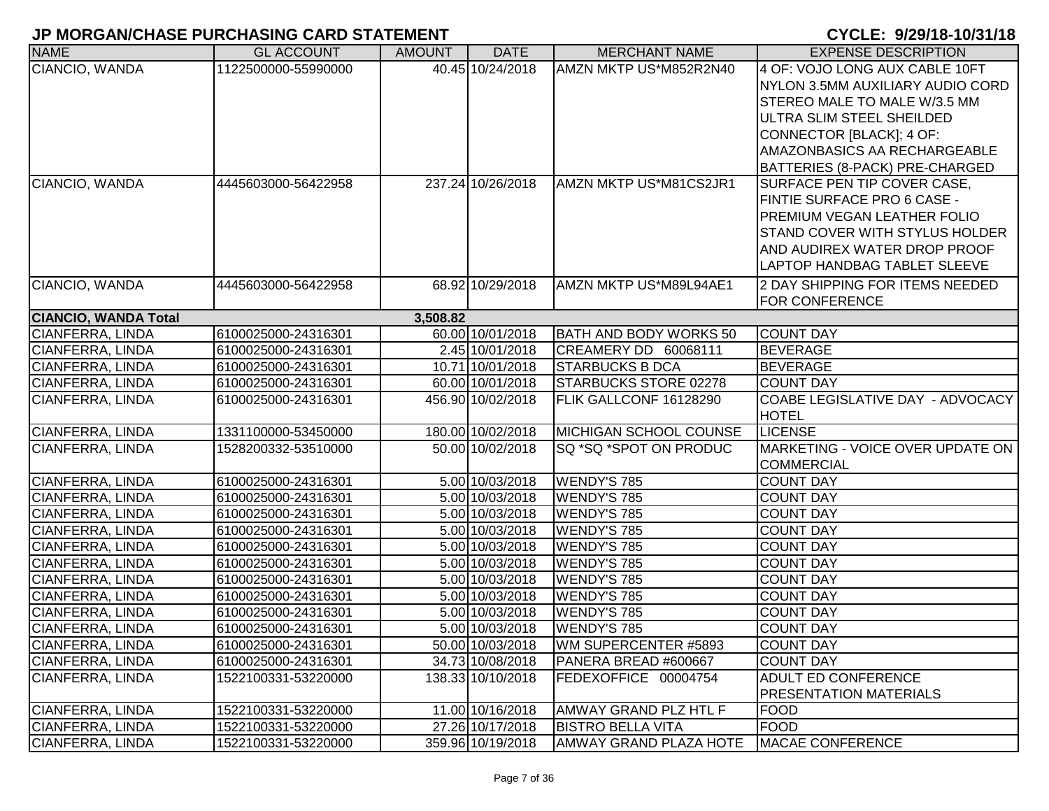## JP MORGAN/CHASE PURCHASING CARD STATEMENT

**CYCLE: 9/29/18-10/31/18**

| NAME | GL ACCOUNT | AMOUNT | DATE | MERCHANT NAME | EXPENSE DESCRIPTION |
|---|---|---|---|---|---|
| CIANCIO, WANDA | 1122500000-55990000 | 40.45 | 10/24/2018 | AMZN MKTP US*M852R2N40 | 4 OF: VOJO LONG AUX CABLE 10FT NYLON 3.5MM AUXILIARY AUDIO CORD STEREO MALE TO MALE W/3.5 MM ULTRA SLIM STEEL SHEILDED CONNECTOR [BLACK]; 4 OF: AMAZONBASICS AA RECHARGEABLE BATTERIES (8-PACK) PRE-CHARGED |
| CIANCIO, WANDA | 4445603000-56422958 | 237.24 | 10/26/2018 | AMZN MKTP US*M81CS2JR1 | SURFACE PEN TIP COVER CASE, FINTIE SURFACE PRO 6 CASE - PREMIUM VEGAN LEATHER FOLIO STAND COVER WITH STYLUS HOLDER AND AUDIREX WATER DROP PROOF LAPTOP HANDBAG TABLET SLEEVE |
| CIANCIO, WANDA | 4445603000-56422958 | 68.92 | 10/29/2018 | AMZN MKTP US*M89L94AE1 | 2 DAY SHIPPING FOR ITEMS NEEDED FOR CONFERENCE |
| **CIANCIO, WANDA Total** | | **3,508.82** | | | |
| CIANFERRA, LINDA | 6100025000-24316301 | 60.00 | 10/01/2018 | BATH AND BODY WORKS 50 | COUNT DAY |
| CIANFERRA, LINDA | 6100025000-24316301 | 2.45 | 10/01/2018 | CREAMERY DD 60068111 | BEVERAGE |
| CIANFERRA, LINDA | 6100025000-24316301 | 10.71 | 10/01/2018 | STARBUCKS B DCA | BEVERAGE |
| CIANFERRA, LINDA | 6100025000-24316301 | 60.00 | 10/01/2018 | STARBUCKS STORE 02278 | COUNT DAY |
| CIANFERRA, LINDA | 6100025000-24316301 | 456.90 | 10/02/2018 | FLIK GALLCONF 16128290 | COABE LEGISLATIVE DAY - ADVOCACY HOTEL |
| CIANFERRA, LINDA | 1331100000-53450000 | 180.00 | 10/02/2018 | MICHIGAN SCHOOL COUNSE | LICENSE |
| CIANFERRA, LINDA | 1528200332-53510000 | 50.00 | 10/02/2018 | SQ *SQ *SPOT ON PRODUC | MARKETING - VOICE OVER UPDATE ON COMMERCIAL |
| CIANFERRA, LINDA | 6100025000-24316301 | 5.00 | 10/03/2018 | WENDY'S 785 | COUNT DAY |
| CIANFERRA, LINDA | 6100025000-24316301 | 5.00 | 10/03/2018 | WENDY'S 785 | COUNT DAY |
| CIANFERRA, LINDA | 6100025000-24316301 | 5.00 | 10/03/2018 | WENDY'S 785 | COUNT DAY |
| CIANFERRA, LINDA | 6100025000-24316301 | 5.00 | 10/03/2018 | WENDY'S 785 | COUNT DAY |
| CIANFERRA, LINDA | 6100025000-24316301 | 5.00 | 10/03/2018 | WENDY'S 785 | COUNT DAY |
| CIANFERRA, LINDA | 6100025000-24316301 | 5.00 | 10/03/2018 | WENDY'S 785 | COUNT DAY |
| CIANFERRA, LINDA | 6100025000-24316301 | 5.00 | 10/03/2018 | WENDY'S 785 | COUNT DAY |
| CIANFERRA, LINDA | 6100025000-24316301 | 5.00 | 10/03/2018 | WENDY'S 785 | COUNT DAY |
| CIANFERRA, LINDA | 6100025000-24316301 | 5.00 | 10/03/2018 | WENDY'S 785 | COUNT DAY |
| CIANFERRA, LINDA | 6100025000-24316301 | 5.00 | 10/03/2018 | WENDY'S 785 | COUNT DAY |
| CIANFERRA, LINDA | 6100025000-24316301 | 50.00 | 10/03/2018 | WM SUPERCENTER #5893 | COUNT DAY |
| CIANFERRA, LINDA | 6100025000-24316301 | 34.73 | 10/08/2018 | PANERA BREAD #600667 | COUNT DAY |
| CIANFERRA, LINDA | 1522100331-53220000 | 138.33 | 10/10/2018 | FEDEXOFFICE 00004754 | ADULT ED CONFERENCE PRESENTATION MATERIALS |
| CIANFERRA, LINDA | 1522100331-53220000 | 11.00 | 10/16/2018 | AMWAY GRAND PLZ HTL F | FOOD |
| CIANFERRA, LINDA | 1522100331-53220000 | 27.26 | 10/17/2018 | BISTRO BELLA VITA | FOOD |
| CIANFERRA, LINDA | 1522100331-53220000 | 359.96 | 10/19/2018 | AMWAY GRAND PLAZA HOTE | MACAE CONFERENCE |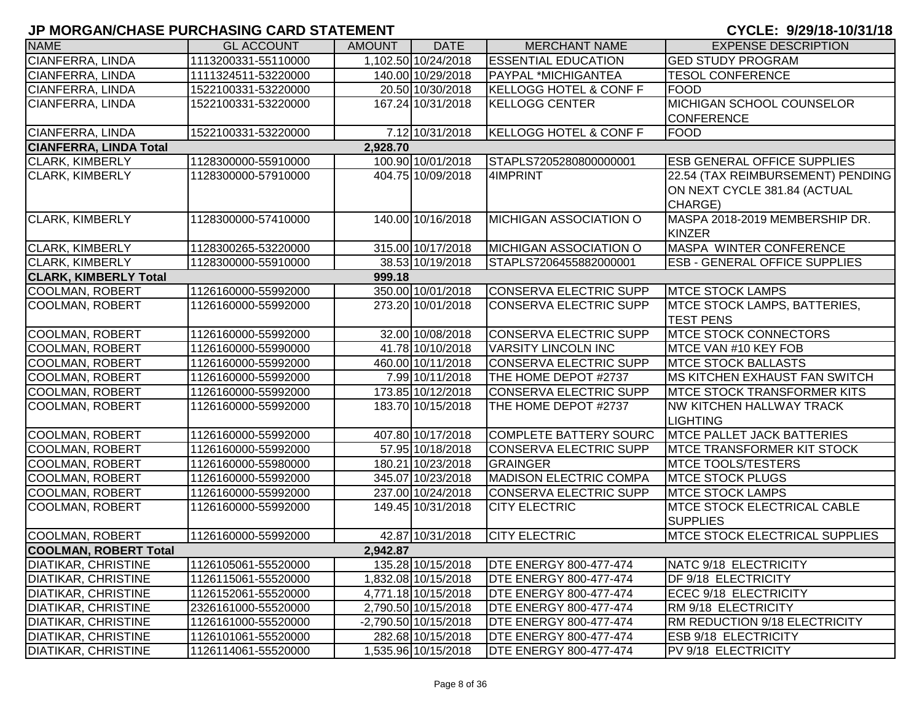# JP MORGAN/CHASE PURCHASING CARD STATEMENT

**CYCLE: 9/29/18-10/31/18**

| NAME | GL ACCOUNT | AMOUNT | DATE | MERCHANT NAME | EXPENSE DESCRIPTION |
|---|---|---|---|---|---|
| CIANFERRA, LINDA | 1113200331-55110000 | 1,102.50 | 10/24/2018 | ESSENTIAL EDUCATION | GED STUDY PROGRAM |
| CIANFERRA, LINDA | 1111324511-53220000 | 140.00 | 10/29/2018 | PAYPAL *MICHIGANTEA | TESOL CONFERENCE |
| CIANFERRA, LINDA | 1522100331-53220000 | 20.50 | 10/30/2018 | KELLOGG HOTEL & CONF F | FOOD |
| CIANFERRA, LINDA | 1522100331-53220000 | 167.24 | 10/31/2018 | KELLOGG CENTER | MICHIGAN SCHOOL COUNSELOR CONFERENCE |
| CIANFERRA, LINDA | 1522100331-53220000 | 7.12 | 10/31/2018 | KELLOGG HOTEL & CONF F | FOOD |
| **CIANFERRA, LINDA Total** | | **2,928.70** | | | |
| CLARK, KIMBERLY | 1128300000-55910000 | 100.90 | 10/01/2018 | STAPLS7205280800000001 | ESB GENERAL OFFICE SUPPLIES |
| CLARK, KIMBERLY | 1128300000-57910000 | 404.75 | 10/09/2018 | 4IMPRINT | 22.54 (TAX REIMBURSEMENT) PENDING ON NEXT CYCLE 381.84 (ACTUAL CHARGE) |
| CLARK, KIMBERLY | 1128300000-57410000 | 140.00 | 10/16/2018 | MICHIGAN ASSOCIATION O | MASPA 2018-2019 MEMBERSHIP DR. KINZER |
| CLARK, KIMBERLY | 1128300265-53220000 | 315.00 | 10/17/2018 | MICHIGAN ASSOCIATION O | MASPA WINTER CONFERENCE |
| CLARK, KIMBERLY | 1128300000-55910000 | 38.53 | 10/19/2018 | STAPLS7206455882000001 | ESB - GENERAL OFFICE SUPPLIES |
| **CLARK, KIMBERLY Total** | | **999.18** | | | |
| COOLMAN, ROBERT | 1126160000-55992000 | 350.00 | 10/01/2018 | CONSERVA ELECTRIC SUPP | MTCE STOCK LAMPS |
| COOLMAN, ROBERT | 1126160000-55992000 | 273.20 | 10/01/2018 | CONSERVA ELECTRIC SUPP | MTCE STOCK LAMPS, BATTERIES, TEST PENS |
| COOLMAN, ROBERT | 1126160000-55992000 | 32.00 | 10/08/2018 | CONSERVA ELECTRIC SUPP | MTCE STOCK CONNECTORS |
| COOLMAN, ROBERT | 1126160000-55990000 | 41.78 | 10/10/2018 | VARSITY LINCOLN INC | MTCE VAN #10 KEY FOB |
| COOLMAN, ROBERT | 1126160000-55992000 | 460.00 | 10/11/2018 | CONSERVA ELECTRIC SUPP | MTCE STOCK BALLASTS |
| COOLMAN, ROBERT | 1126160000-55992000 | 7.99 | 10/11/2018 | THE HOME DEPOT #2737 | MS KITCHEN EXHAUST FAN SWITCH |
| COOLMAN, ROBERT | 1126160000-55992000 | 173.85 | 10/12/2018 | CONSERVA ELECTRIC SUPP | MTCE STOCK TRANSFORMER KITS |
| COOLMAN, ROBERT | 1126160000-55992000 | 183.70 | 10/15/2018 | THE HOME DEPOT #2737 | NW KITCHEN HALLWAY TRACK LIGHTING |
| COOLMAN, ROBERT | 1126160000-55992000 | 407.80 | 10/17/2018 | COMPLETE BATTERY SOURC | MTCE PALLET JACK BATTERIES |
| COOLMAN, ROBERT | 1126160000-55992000 | 57.95 | 10/18/2018 | CONSERVA ELECTRIC SUPP | MTCE TRANSFORMER KIT STOCK |
| COOLMAN, ROBERT | 1126160000-55980000 | 180.21 | 10/23/2018 | GRAINGER | MTCE TOOLS/TESTERS |
| COOLMAN, ROBERT | 1126160000-55992000 | 345.07 | 10/23/2018 | MADISON ELECTRIC COMPA | MTCE STOCK PLUGS |
| COOLMAN, ROBERT | 1126160000-55992000 | 237.00 | 10/24/2018 | CONSERVA ELECTRIC SUPP | MTCE STOCK LAMPS |
| COOLMAN, ROBERT | 1126160000-55992000 | 149.45 | 10/31/2018 | CITY ELECTRIC | MTCE STOCK ELECTRICAL CABLE SUPPLIES |
| COOLMAN, ROBERT | 1126160000-55992000 | 42.87 | 10/31/2018 | CITY ELECTRIC | MTCE STOCK ELECTRICAL SUPPLIES |
| **COOLMAN, ROBERT Total** | | **2,942.87** | | | |
| DIATIKAR, CHRISTINE | 1126105061-55520000 | 135.28 | 10/15/2018 | DTE ENERGY 800-477-474 | NATC 9/18 ELECTRICITY |
| DIATIKAR, CHRISTINE | 1126115061-55520000 | 1,832.08 | 10/15/2018 | DTE ENERGY 800-477-474 | DF 9/18 ELECTRICITY |
| DIATIKAR, CHRISTINE | 1126152061-55520000 | 4,771.18 | 10/15/2018 | DTE ENERGY 800-477-474 | ECEC 9/18 ELECTRICITY |
| DIATIKAR, CHRISTINE | 2326161000-55520000 | 2,790.50 | 10/15/2018 | DTE ENERGY 800-477-474 | RM 9/18 ELECTRICITY |
| DIATIKAR, CHRISTINE | 1126161000-55520000 | -2,790.50 | 10/15/2018 | DTE ENERGY 800-477-474 | RM REDUCTION 9/18 ELECTRICITY |
| DIATIKAR, CHRISTINE | 1126101061-55520000 | 282.68 | 10/15/2018 | DTE ENERGY 800-477-474 | ESB 9/18 ELECTRICITY |
| DIATIKAR, CHRISTINE | 1126114061-55520000 | 1,535.96 | 10/15/2018 | DTE ENERGY 800-477-474 | PV 9/18 ELECTRICITY |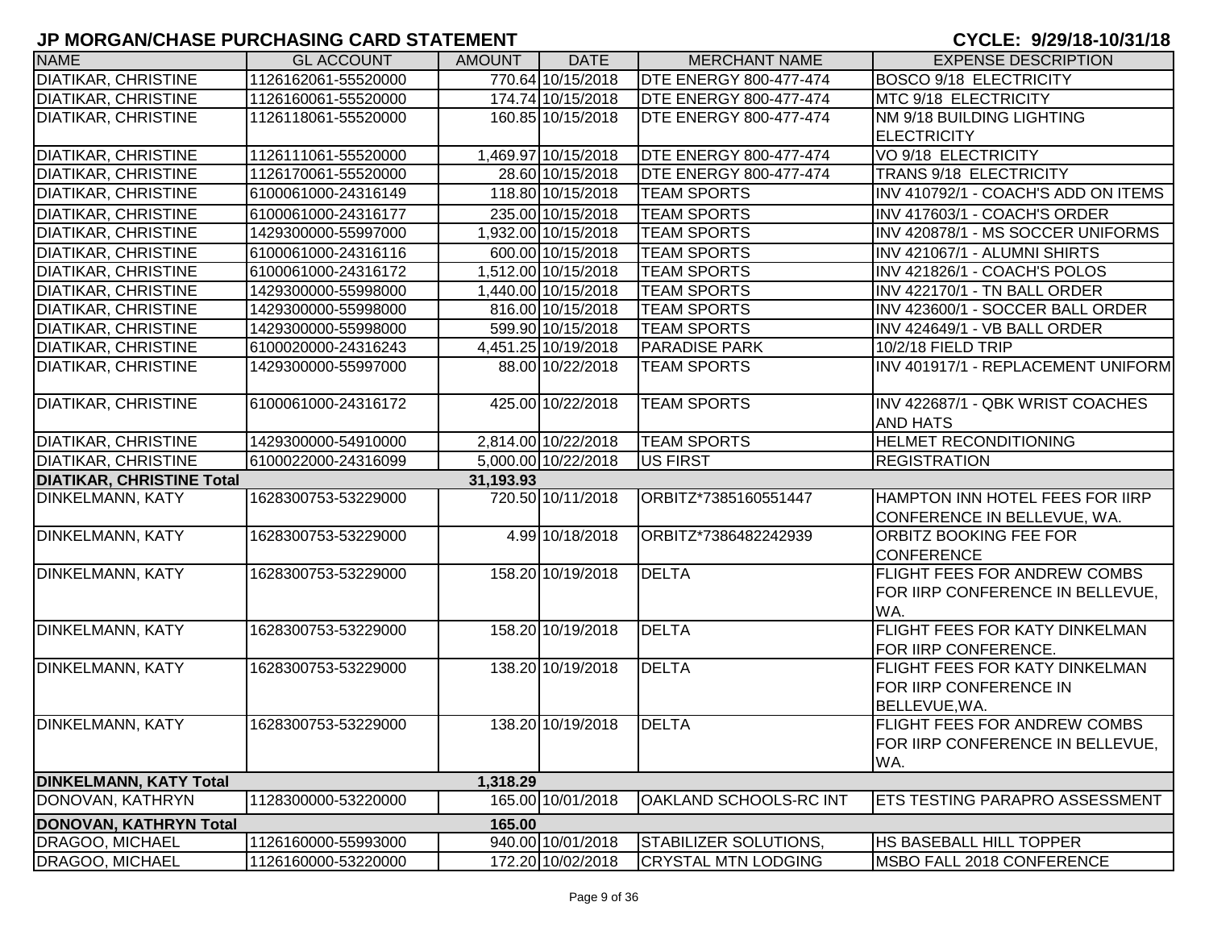# JP MORGAN/CHASE PURCHASING CARD STATEMENT

**CYCLE: 9/29/18-10/31/18**

| NAME | GL ACCOUNT | AMOUNT | DATE | MERCHANT NAME | EXPENSE DESCRIPTION |
|---|---|---|---|---|---|
| DIATIKAR, CHRISTINE | 1126162061-55520000 | 770.64 | 10/15/2018 | DTE ENERGY 800-477-474 | BOSCO 9/18 ELECTRICITY |
| DIATIKAR, CHRISTINE | 1126160061-55520000 | 174.74 | 10/15/2018 | DTE ENERGY 800-477-474 | MTC 9/18 ELECTRICITY |
| DIATIKAR, CHRISTINE | 1126118061-55520000 | 160.85 | 10/15/2018 | DTE ENERGY 800-477-474 | NM 9/18 BUILDING LIGHTING ELECTRICITY |
| DIATIKAR, CHRISTINE | 1126111061-55520000 | 1,469.97 | 10/15/2018 | DTE ENERGY 800-477-474 | VO 9/18 ELECTRICITY |
| DIATIKAR, CHRISTINE | 1126170061-55520000 | 28.60 | 10/15/2018 | DTE ENERGY 800-477-474 | TRANS 9/18 ELECTRICITY |
| DIATIKAR, CHRISTINE | 6100061000-24316149 | 118.80 | 10/15/2018 | TEAM SPORTS | INV 410792/1 - COACH'S ADD ON ITEMS |
| DIATIKAR, CHRISTINE | 6100061000-24316177 | 235.00 | 10/15/2018 | TEAM SPORTS | INV 417603/1 - COACH'S ORDER |
| DIATIKAR, CHRISTINE | 1429300000-55997000 | 1,932.00 | 10/15/2018 | TEAM SPORTS | INV 420878/1 - MS SOCCER UNIFORMS |
| DIATIKAR, CHRISTINE | 6100061000-24316116 | 600.00 | 10/15/2018 | TEAM SPORTS | INV 421067/1 - ALUMNI SHIRTS |
| DIATIKAR, CHRISTINE | 6100061000-24316172 | 1,512.00 | 10/15/2018 | TEAM SPORTS | INV 421826/1 - COACH'S POLOS |
| DIATIKAR, CHRISTINE | 1429300000-55998000 | 1,440.00 | 10/15/2018 | TEAM SPORTS | INV 422170/1 - TN BALL ORDER |
| DIATIKAR, CHRISTINE | 1429300000-55998000 | 816.00 | 10/15/2018 | TEAM SPORTS | INV 423600/1 - SOCCER BALL ORDER |
| DIATIKAR, CHRISTINE | 1429300000-55998000 | 599.90 | 10/15/2018 | TEAM SPORTS | INV 424649/1 - VB BALL ORDER |
| DIATIKAR, CHRISTINE | 6100020000-24316243 | 4,451.25 | 10/19/2018 | PARADISE PARK | 10/2/18 FIELD TRIP |
| DIATIKAR, CHRISTINE | 1429300000-55997000 | 88.00 | 10/22/2018 | TEAM SPORTS | INV 401917/1 - REPLACEMENT UNIFORM |
| DIATIKAR, CHRISTINE | 6100061000-24316172 | 425.00 | 10/22/2018 | TEAM SPORTS | INV 422687/1 - QBK WRIST COACHES AND HATS |
| DIATIKAR, CHRISTINE | 1429300000-54910000 | 2,814.00 | 10/22/2018 | TEAM SPORTS | HELMET RECONDITIONING |
| DIATIKAR, CHRISTINE | 6100022000-24316099 | 5,000.00 | 10/22/2018 | US FIRST | REGISTRATION |
| **DIATIKAR, CHRISTINE Total** | | **31,193.93** | | | |
| DINKELMANN, KATY | 1628300753-53229000 | 720.50 | 10/11/2018 | ORBITZ*7385160551447 | HAMPTON INN HOTEL FEES FOR IIRP CONFERENCE IN BELLEVUE, WA. |
| DINKELMANN, KATY | 1628300753-53229000 | 4.99 | 10/18/2018 | ORBITZ*7386482242939 | ORBITZ BOOKING FEE FOR CONFERENCE |
| DINKELMANN, KATY | 1628300753-53229000 | 158.20 | 10/19/2018 | DELTA | FLIGHT FEES FOR ANDREW COMBS FOR IIRP CONFERENCE IN BELLEVUE, WA. |
| DINKELMANN, KATY | 1628300753-53229000 | 158.20 | 10/19/2018 | DELTA | FLIGHT FEES FOR KATY DINKELMAN FOR IIRP CONFERENCE. |
| DINKELMANN, KATY | 1628300753-53229000 | 138.20 | 10/19/2018 | DELTA | FLIGHT FEES FOR KATY DINKELMAN FOR IIRP CONFERENCE IN BELLEVUE,WA. |
| DINKELMANN, KATY | 1628300753-53229000 | 138.20 | 10/19/2018 | DELTA | FLIGHT FEES FOR ANDREW COMBS FOR IIRP CONFERENCE IN BELLEVUE, WA. |
| **DINKELMANN, KATY Total** | | **1,318.29** | | | |
| DONOVAN, KATHRYN | 1128300000-53220000 | 165.00 | 10/01/2018 | OAKLAND SCHOOLS-RC INT | ETS TESTING PARAPRO ASSESSMENT |
| **DONOVAN, KATHRYN Total** | | **165.00** | | | |
| DRAGOO, MICHAEL | 1126160000-55993000 | 940.00 | 10/01/2018 | STABILIZER SOLUTIONS, | HS BASEBALL HILL TOPPER |
| DRAGOO, MICHAEL | 1126160000-53220000 | 172.20 | 10/02/2018 | CRYSTAL MTN LODGING | MSBO FALL 2018 CONFERENCE |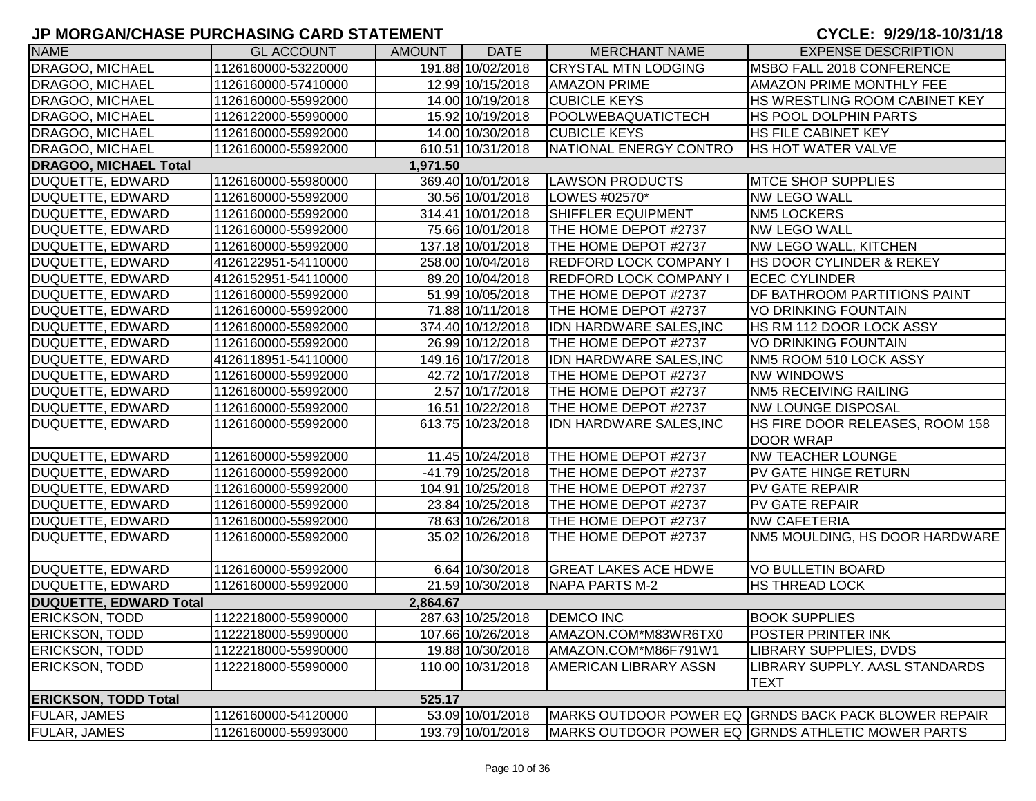## JP MORGAN/CHASE PURCHASING CARD STATEMENT

**CYCLE: 9/29/18-10/31/18**

| NAME | GL ACCOUNT | AMOUNT | DATE | MERCHANT NAME | EXPENSE DESCRIPTION |
|---|---|---|---|---|---|
| DRAGOO, MICHAEL | 1126160000-53220000 | 191.88 | 10/02/2018 | CRYSTAL MTN LODGING | MSBO FALL 2018 CONFERENCE |
| DRAGOO, MICHAEL | 1126160000-57410000 | 12.99 | 10/15/2018 | AMAZON PRIME | AMAZON PRIME MONTHLY FEE |
| DRAGOO, MICHAEL | 1126160000-55992000 | 14.00 | 10/19/2018 | CUBICLE KEYS | HS WRESTLING ROOM CABINET KEY |
| DRAGOO, MICHAEL | 1126122000-55990000 | 15.92 | 10/19/2018 | POOLWEBAQUATICTECH | HS POOL DOLPHIN PARTS |
| DRAGOO, MICHAEL | 1126160000-55992000 | 14.00 | 10/30/2018 | CUBICLE KEYS | HS FILE CABINET KEY |
| DRAGOO, MICHAEL | 1126160000-55992000 | 610.51 | 10/31/2018 | NATIONAL ENERGY CONTRO | HS HOT WATER VALVE |
| **DRAGOO, MICHAEL Total** | | **1,971.50** | | | |
| DUQUETTE, EDWARD | 1126160000-55980000 | 369.40 | 10/01/2018 | LAWSON PRODUCTS | MTCE SHOP SUPPLIES |
| DUQUETTE, EDWARD | 1126160000-55992000 | 30.56 | 10/01/2018 | LOWES #02570* | NW LEGO WALL |
| DUQUETTE, EDWARD | 1126160000-55992000 | 314.41 | 10/01/2018 | SHIFFLER EQUIPMENT | NM5 LOCKERS |
| DUQUETTE, EDWARD | 1126160000-55992000 | 75.66 | 10/01/2018 | THE HOME DEPOT #2737 | NW LEGO WALL |
| DUQUETTE, EDWARD | 1126160000-55992000 | 137.18 | 10/01/2018 | THE HOME DEPOT #2737 | NW LEGO WALL, KITCHEN |
| DUQUETTE, EDWARD | 4126122951-54110000 | 258.00 | 10/04/2018 | REDFORD LOCK COMPANY I | HS DOOR CYLINDER & REKEY |
| DUQUETTE, EDWARD | 4126152951-54110000 | 89.20 | 10/04/2018 | REDFORD LOCK COMPANY I | ECEC CYLINDER |
| DUQUETTE, EDWARD | 1126160000-55992000 | 51.99 | 10/05/2018 | THE HOME DEPOT #2737 | DF BATHROOM PARTITIONS PAINT |
| DUQUETTE, EDWARD | 1126160000-55992000 | 71.88 | 10/11/2018 | THE HOME DEPOT #2737 | VO DRINKING FOUNTAIN |
| DUQUETTE, EDWARD | 1126160000-55992000 | 374.40 | 10/12/2018 | IDN HARDWARE SALES,INC | HS RM 112 DOOR LOCK ASSY |
| DUQUETTE, EDWARD | 1126160000-55992000 | 26.99 | 10/12/2018 | THE HOME DEPOT #2737 | VO DRINKING FOUNTAIN |
| DUQUETTE, EDWARD | 4126118951-54110000 | 149.16 | 10/17/2018 | IDN HARDWARE SALES,INC | NM5 ROOM 510 LOCK ASSY |
| DUQUETTE, EDWARD | 1126160000-55992000 | 42.72 | 10/17/2018 | THE HOME DEPOT #2737 | NW WINDOWS |
| DUQUETTE, EDWARD | 1126160000-55992000 | 2.57 | 10/17/2018 | THE HOME DEPOT #2737 | NM5 RECEIVING RAILING |
| DUQUETTE, EDWARD | 1126160000-55992000 | 16.51 | 10/22/2018 | THE HOME DEPOT #2737 | NW LOUNGE DISPOSAL |
| DUQUETTE, EDWARD | 1126160000-55992000 | 613.75 | 10/23/2018 | IDN HARDWARE SALES,INC | HS FIRE DOOR RELEASES, ROOM 158 DOOR WRAP |
| DUQUETTE, EDWARD | 1126160000-55992000 | 11.45 | 10/24/2018 | THE HOME DEPOT #2737 | NW TEACHER LOUNGE |
| DUQUETTE, EDWARD | 1126160000-55992000 | -41.79 | 10/25/2018 | THE HOME DEPOT #2737 | PV GATE HINGE RETURN |
| DUQUETTE, EDWARD | 1126160000-55992000 | 104.91 | 10/25/2018 | THE HOME DEPOT #2737 | PV GATE REPAIR |
| DUQUETTE, EDWARD | 1126160000-55992000 | 23.84 | 10/25/2018 | THE HOME DEPOT #2737 | PV GATE REPAIR |
| DUQUETTE, EDWARD | 1126160000-55992000 | 78.63 | 10/26/2018 | THE HOME DEPOT #2737 | NW CAFETERIA |
| DUQUETTE, EDWARD | 1126160000-55992000 | 35.02 | 10/26/2018 | THE HOME DEPOT #2737 | NM5 MOULDING, HS DOOR HARDWARE |
| DUQUETTE, EDWARD | 1126160000-55992000 | 6.64 | 10/30/2018 | GREAT LAKES ACE HDWE | VO BULLETIN BOARD |
| DUQUETTE, EDWARD | 1126160000-55992000 | 21.59 | 10/30/2018 | NAPA PARTS M-2 | HS THREAD LOCK |
| **DUQUETTE, EDWARD Total** | | **2,864.67** | | | |
| ERICKSON, TODD | 1122218000-55990000 | 287.63 | 10/25/2018 | DEMCO INC | BOOK SUPPLIES |
| ERICKSON, TODD | 1122218000-55990000 | 107.66 | 10/26/2018 | AMAZON.COM*M83WR6TX0 | POSTER PRINTER INK |
| ERICKSON, TODD | 1122218000-55990000 | 19.88 | 10/30/2018 | AMAZON.COM*M86F791W1 | LIBRARY SUPPLIES, DVDS |
| ERICKSON, TODD | 1122218000-55990000 | 110.00 | 10/31/2018 | AMERICAN LIBRARY ASSN | LIBRARY SUPPLY. AASL STANDARDS TEXT |
| **ERICKSON, TODD Total** | | **525.17** | | | |
| FULAR, JAMES | 1126160000-54120000 | 53.09 | 10/01/2018 | MARKS OUTDOOR POWER EQ | GRNDS BACK PACK BLOWER REPAIR |
| FULAR, JAMES | 1126160000-55993000 | 193.79 | 10/01/2018 | MARKS OUTDOOR POWER EQ | GRNDS ATHLETIC MOWER PARTS |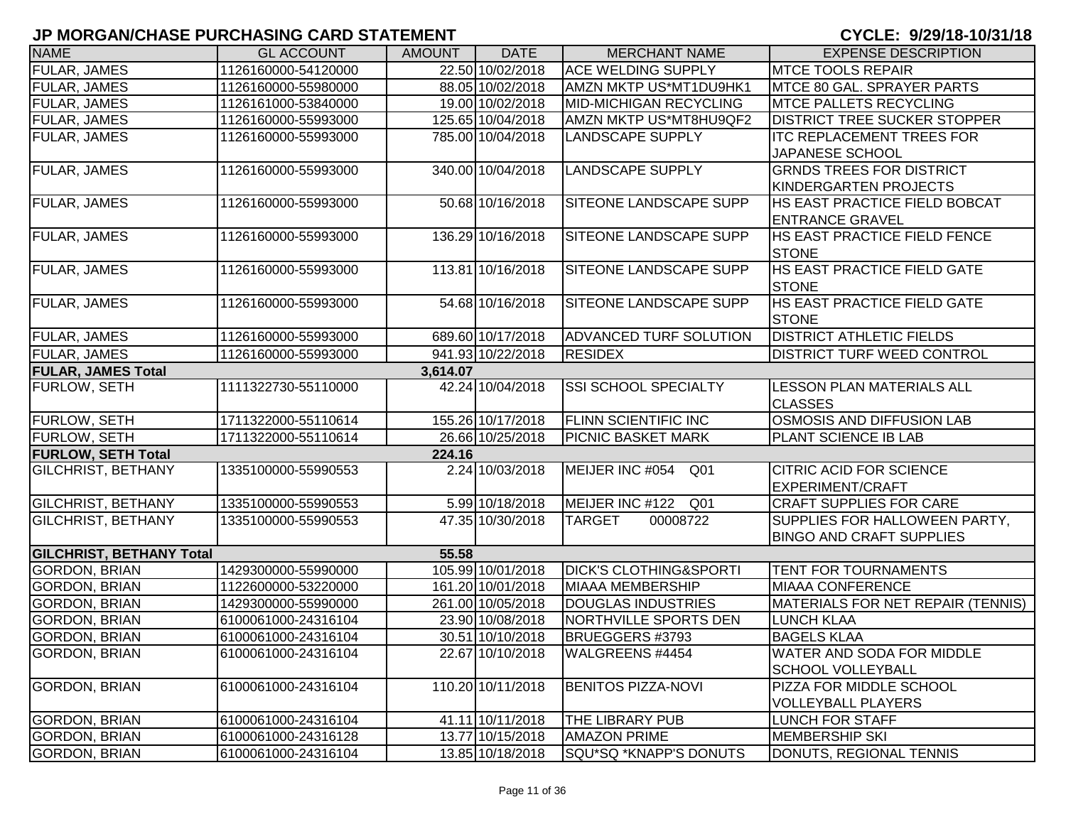## JP MORGAN/CHASE PURCHASING CARD STATEMENT

**CYCLE: 9/29/18-10/31/18**

| NAME | GL ACCOUNT | AMOUNT | DATE | MERCHANT NAME | EXPENSE DESCRIPTION |
|---|---|---|---|---|---|
| FULAR, JAMES | 1126160000-54120000 | 22.50 | 10/02/2018 | ACE WELDING SUPPLY | MTCE TOOLS REPAIR |
| FULAR, JAMES | 1126160000-55980000 | 88.05 | 10/02/2018 | AMZN MKTP US*MT1DU9HK1 | MTCE 80 GAL. SPRAYER PARTS |
| FULAR, JAMES | 1126161000-53840000 | 19.00 | 10/02/2018 | MID-MICHIGAN RECYCLING | MTCE PALLETS RECYCLING |
| FULAR, JAMES | 1126160000-55993000 | 125.65 | 10/04/2018 | AMZN MKTP US*MT8HU9QF2 | DISTRICT TREE SUCKER STOPPER |
| FULAR, JAMES | 1126160000-55993000 | 785.00 | 10/04/2018 | LANDSCAPE SUPPLY | ITC REPLACEMENT TREES FOR JAPANESE SCHOOL |
| FULAR, JAMES | 1126160000-55993000 | 340.00 | 10/04/2018 | LANDSCAPE SUPPLY | GRNDS TREES FOR DISTRICT KINDERGARTEN PROJECTS |
| FULAR, JAMES | 1126160000-55993000 | 50.68 | 10/16/2018 | SITEONE LANDSCAPE SUPP | HS EAST PRACTICE FIELD BOBCAT ENTRANCE GRAVEL |
| FULAR, JAMES | 1126160000-55993000 | 136.29 | 10/16/2018 | SITEONE LANDSCAPE SUPP | HS EAST PRACTICE FIELD FENCE STONE |
| FULAR, JAMES | 1126160000-55993000 | 113.81 | 10/16/2018 | SITEONE LANDSCAPE SUPP | HS EAST PRACTICE FIELD GATE STONE |
| FULAR, JAMES | 1126160000-55993000 | 54.68 | 10/16/2018 | SITEONE LANDSCAPE SUPP | HS EAST PRACTICE FIELD GATE STONE |
| FULAR, JAMES | 1126160000-55993000 | 689.60 | 10/17/2018 | ADVANCED TURF SOLUTION | DISTRICT ATHLETIC FIELDS |
| FULAR, JAMES | 1126160000-55993000 | 941.93 | 10/22/2018 | RESIDEX | DISTRICT TURF WEED CONTROL |
| **FULAR, JAMES Total** | | **3,614.07** | | | |
| FURLOW, SETH | 1111322730-55110000 | 42.24 | 10/04/2018 | SSI SCHOOL SPECIALTY | LESSON PLAN MATERIALS ALL CLASSES |
| FURLOW, SETH | 1711322000-55110614 | 155.26 | 10/17/2018 | FLINN SCIENTIFIC INC | OSMOSIS AND DIFFUSION LAB |
| FURLOW, SETH | 1711322000-55110614 | 26.66 | 10/25/2018 | PICNIC BASKET MARK | PLANT SCIENCE IB LAB |
| **FURLOW, SETH Total** | | **224.16** | | | |
| GILCHRIST, BETHANY | 1335100000-55990553 | 2.24 | 10/03/2018 | MEIJER INC #054 Q01 | CITRIC ACID FOR SCIENCE EXPERIMENT/CRAFT |
| GILCHRIST, BETHANY | 1335100000-55990553 | 5.99 | 10/18/2018 | MEIJER INC #122 Q01 | CRAFT SUPPLIES FOR CARE |
| GILCHRIST, BETHANY | 1335100000-55990553 | 47.35 | 10/30/2018 | TARGET 00008722 | SUPPLIES FOR HALLOWEEN PARTY, BINGO AND CRAFT SUPPLIES |
| **GILCHRIST, BETHANY Total** | | **55.58** | | | |
| GORDON, BRIAN | 1429300000-55990000 | 105.99 | 10/01/2018 | DICK'S CLOTHING&SPORTI | TENT FOR TOURNAMENTS |
| GORDON, BRIAN | 1122600000-53220000 | 161.20 | 10/01/2018 | MIAAA MEMBERSHIP | MIAAA CONFERENCE |
| GORDON, BRIAN | 1429300000-55990000 | 261.00 | 10/05/2018 | DOUGLAS INDUSTRIES | MATERIALS FOR NET REPAIR (TENNIS) |
| GORDON, BRIAN | 6100061000-24316104 | 23.90 | 10/08/2018 | NORTHVILLE SPORTS DEN | LUNCH KLAA |
| GORDON, BRIAN | 6100061000-24316104 | 30.51 | 10/10/2018 | BRUEGGERS #3793 | BAGELS KLAA |
| GORDON, BRIAN | 6100061000-24316104 | 22.67 | 10/10/2018 | WALGREENS #4454 | WATER AND SODA FOR MIDDLE SCHOOL VOLLEYBALL |
| GORDON, BRIAN | 6100061000-24316104 | 110.20 | 10/11/2018 | BENITOS PIZZA-NOVI | PIZZA FOR MIDDLE SCHOOL VOLLEYBALL PLAYERS |
| GORDON, BRIAN | 6100061000-24316104 | 41.11 | 10/11/2018 | THE LIBRARY PUB | LUNCH FOR STAFF |
| GORDON, BRIAN | 6100061000-24316128 | 13.77 | 10/15/2018 | AMAZON PRIME | MEMBERSHIP SKI |
| GORDON, BRIAN | 6100061000-24316104 | 13.85 | 10/18/2018 | SQU*SQ *KNAPP'S DONUTS | DONUTS, REGIONAL TENNIS |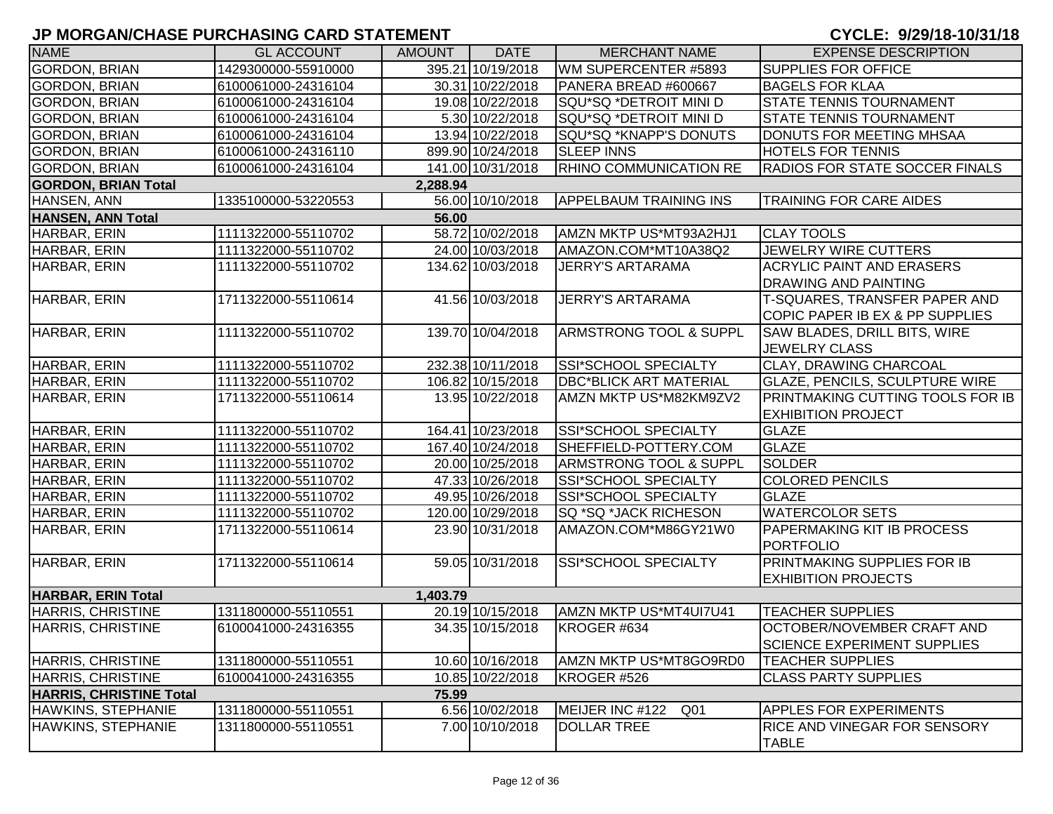# JP MORGAN/CHASE PURCHASING CARD STATEMENT

**CYCLE: 9/29/18-10/31/18**

| NAME | GL ACCOUNT | AMOUNT | DATE | MERCHANT NAME | EXPENSE DESCRIPTION |
|---|---|---|---|---|---|
| GORDON, BRIAN | 1429300000-55910000 | 395.21 | 10/19/2018 | WM SUPERCENTER #5893 | SUPPLIES FOR OFFICE |
| GORDON, BRIAN | 6100061000-24316104 | 30.31 | 10/22/2018 | PANERA BREAD #600667 | BAGELS FOR KLAA |
| GORDON, BRIAN | 6100061000-24316104 | 19.08 | 10/22/2018 | SQU*SQ *DETROIT MINI D | STATE TENNIS TOURNAMENT |
| GORDON, BRIAN | 6100061000-24316104 | 5.30 | 10/22/2018 | SQU*SQ *DETROIT MINI D | STATE TENNIS TOURNAMENT |
| GORDON, BRIAN | 6100061000-24316104 | 13.94 | 10/22/2018 | SQU*SQ *KNAPP'S DONUTS | DONUTS FOR MEETING MHSAA |
| GORDON, BRIAN | 6100061000-24316110 | 899.90 | 10/24/2018 | SLEEP INNS | HOTELS FOR TENNIS |
| GORDON, BRIAN | 6100061000-24316104 | 141.00 | 10/31/2018 | RHINO COMMUNICATION RE | RADIOS FOR STATE SOCCER FINALS |
| **GORDON, BRIAN Total** | | **2,288.94** | | | |
| HANSEN, ANN | 1335100000-53220553 | 56.00 | 10/10/2018 | APPELBAUM TRAINING INS | TRAINING FOR CARE AIDES |
| **HANSEN, ANN Total** | | **56.00** | | | |
| HARBAR, ERIN | 1111322000-55110702 | 58.72 | 10/02/2018 | AMZN MKTP US*MT93A2HJ1 | CLAY TOOLS |
| HARBAR, ERIN | 1111322000-55110702 | 24.00 | 10/03/2018 | AMAZON.COM*MT10A38Q2 | JEWELRY WIRE CUTTERS |
| HARBAR, ERIN | 1111322000-55110702 | 134.62 | 10/03/2018 | JERRY'S ARTARAMA | ACRYLIC PAINT AND ERASERS DRAWING AND PAINTING |
| HARBAR, ERIN | 1711322000-55110614 | 41.56 | 10/03/2018 | JERRY'S ARTARAMA | T-SQUARES, TRANSFER PAPER AND COPIC PAPER IB EX & PP SUPPLIES |
| HARBAR, ERIN | 1111322000-55110702 | 139.70 | 10/04/2018 | ARMSTRONG TOOL & SUPPL | SAW BLADES, DRILL BITS, WIRE JEWELRY CLASS |
| HARBAR, ERIN | 1111322000-55110702 | 232.38 | 10/11/2018 | SSI*SCHOOL SPECIALTY | CLAY, DRAWING CHARCOAL |
| HARBAR, ERIN | 1111322000-55110702 | 106.82 | 10/15/2018 | DBC*BLICK ART MATERIAL | GLAZE, PENCILS, SCULPTURE WIRE |
| HARBAR, ERIN | 1711322000-55110614 | 13.95 | 10/22/2018 | AMZN MKTP US*M82KM9ZV2 | PRINTMAKING CUTTING TOOLS FOR IB EXHIBITION PROJECT |
| HARBAR, ERIN | 1111322000-55110702 | 164.41 | 10/23/2018 | SSI*SCHOOL SPECIALTY | GLAZE |
| HARBAR, ERIN | 1111322000-55110702 | 167.40 | 10/24/2018 | SHEFFIELD-POTTERY.COM | GLAZE |
| HARBAR, ERIN | 1111322000-55110702 | 20.00 | 10/25/2018 | ARMSTRONG TOOL & SUPPL | SOLDER |
| HARBAR, ERIN | 1111322000-55110702 | 47.33 | 10/26/2018 | SSI*SCHOOL SPECIALTY | COLORED PENCILS |
| HARBAR, ERIN | 1111322000-55110702 | 49.95 | 10/26/2018 | SSI*SCHOOL SPECIALTY | GLAZE |
| HARBAR, ERIN | 1111322000-55110702 | 120.00 | 10/29/2018 | SQ *SQ *JACK RICHESON | WATERCOLOR SETS |
| HARBAR, ERIN | 1711322000-55110614 | 23.90 | 10/31/2018 | AMAZON.COM*M86GY21W0 | PAPERMAKING KIT IB PROCESS PORTFOLIO |
| HARBAR, ERIN | 1711322000-55110614 | 59.05 | 10/31/2018 | SSI*SCHOOL SPECIALTY | PRINTMAKING SUPPLIES FOR IB EXHIBITION PROJECTS |
| **HARBAR, ERIN Total** | | **1,403.79** | | | |
| HARRIS, CHRISTINE | 1311800000-55110551 | 20.19 | 10/15/2018 | AMZN MKTP US*MT4UI7U41 | TEACHER SUPPLIES |
| HARRIS, CHRISTINE | 6100041000-24316355 | 34.35 | 10/15/2018 | KROGER #634 | OCTOBER/NOVEMBER CRAFT AND SCIENCE EXPERIMENT SUPPLIES |
| HARRIS, CHRISTINE | 1311800000-55110551 | 10.60 | 10/16/2018 | AMZN MKTP US*MT8GO9RD0 | TEACHER SUPPLIES |
| HARRIS, CHRISTINE | 6100041000-24316355 | 10.85 | 10/22/2018 | KROGER #526 | CLASS PARTY SUPPLIES |
| **HARRIS, CHRISTINE Total** | | **75.99** | | | |
| HAWKINS, STEPHANIE | 1311800000-55110551 | 6.56 | 10/02/2018 | MEIJER INC #122 Q01 | APPLES FOR EXPERIMENTS |
| HAWKINS, STEPHANIE | 1311800000-55110551 | 7.00 | 10/10/2018 | DOLLAR TREE | RICE AND VINEGAR FOR SENSORY TABLE |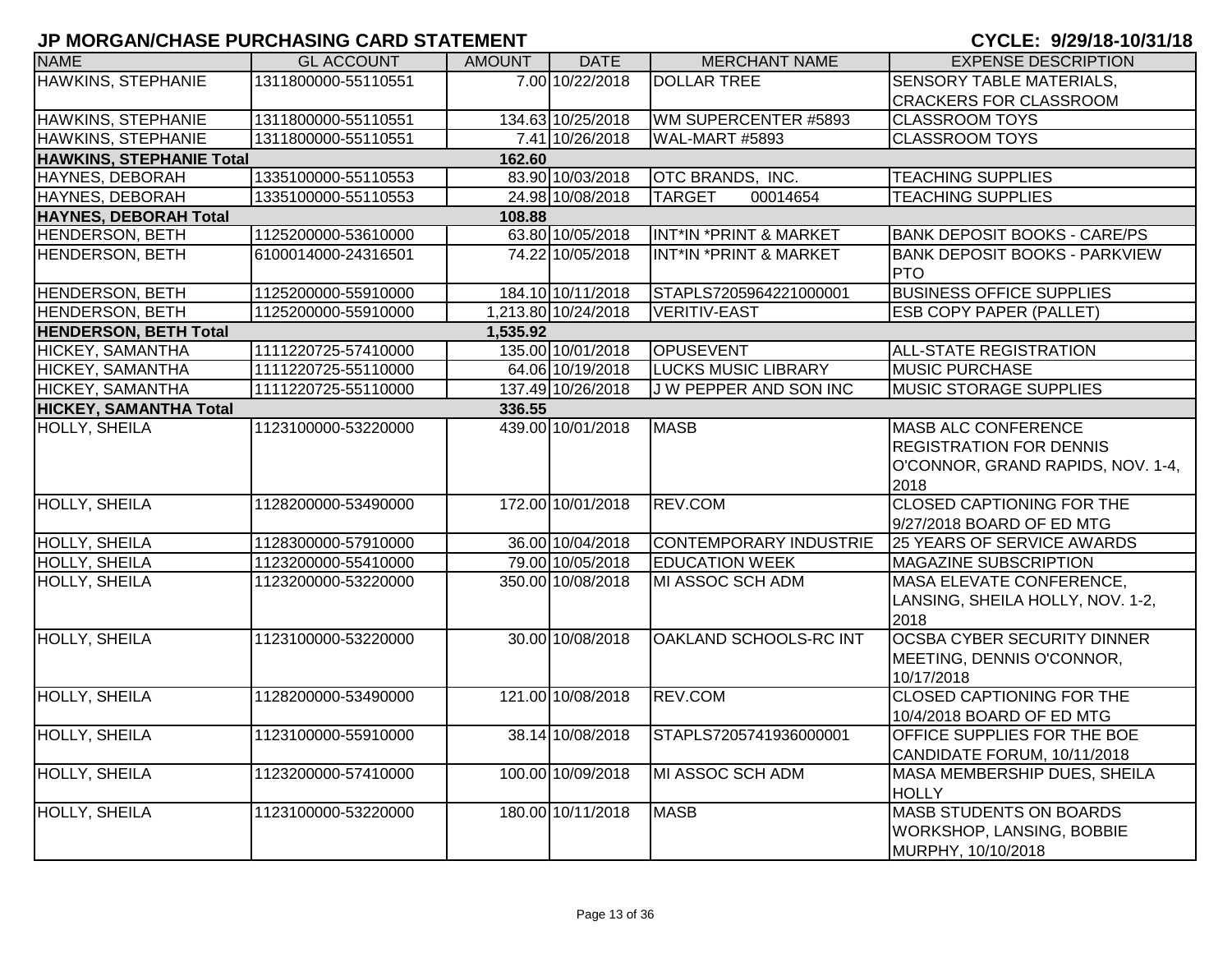# JP MORGAN/CHASE PURCHASING CARD STATEMENT

**CYCLE: 9/29/18-10/31/18**

| NAME | GL ACCOUNT | AMOUNT | DATE | MERCHANT NAME | EXPENSE DESCRIPTION |
|---|---|---|---|---|---|
| HAWKINS, STEPHANIE | 1311800000-55110551 | 7.00 | 10/22/2018 | DOLLAR TREE | SENSORY TABLE MATERIALS, CRACKERS FOR CLASSROOM |
| HAWKINS, STEPHANIE | 1311800000-55110551 | 134.63 | 10/25/2018 | WM SUPERCENTER #5893 | CLASSROOM TOYS |
| HAWKINS, STEPHANIE | 1311800000-55110551 | 7.41 | 10/26/2018 | WAL-MART #5893 | CLASSROOM TOYS |
| **HAWKINS, STEPHANIE Total** | | **162.60** | | | |
| HAYNES, DEBORAH | 1335100000-55110553 | 83.90 | 10/03/2018 | OTC BRANDS, INC. | TEACHING SUPPLIES |
| HAYNES, DEBORAH | 1335100000-55110553 | 24.98 | 10/08/2018 | TARGET 00014654 | TEACHING SUPPLIES |
| **HAYNES, DEBORAH Total** | | **108.88** | | | |
| HENDERSON, BETH | 1125200000-53610000 | 63.80 | 10/05/2018 | INT*IN *PRINT & MARKET | BANK DEPOSIT BOOKS - CARE/PS |
| HENDERSON, BETH | 6100014000-24316501 | 74.22 | 10/05/2018 | INT*IN *PRINT & MARKET | BANK DEPOSIT BOOKS - PARKVIEW PTO |
| HENDERSON, BETH | 1125200000-55910000 | 184.10 | 10/11/2018 | STAPLS7205964221000001 | BUSINESS OFFICE SUPPLIES |
| HENDERSON, BETH | 1125200000-55910000 | 1,213.80 | 10/24/2018 | VERITIV-EAST | ESB COPY PAPER (PALLET) |
| **HENDERSON, BETH Total** | | **1,535.92** | | | |
| HICKEY, SAMANTHA | 1111220725-57410000 | 135.00 | 10/01/2018 | OPUSEVENT | ALL-STATE REGISTRATION |
| HICKEY, SAMANTHA | 1111220725-55110000 | 64.06 | 10/19/2018 | LUCKS MUSIC LIBRARY | MUSIC PURCHASE |
| HICKEY, SAMANTHA | 1111220725-55110000 | 137.49 | 10/26/2018 | J W PEPPER AND SON INC | MUSIC STORAGE SUPPLIES |
| **HICKEY, SAMANTHA Total** | | **336.55** | | | |
| HOLLY, SHEILA | 1123100000-53220000 | 439.00 | 10/01/2018 | MASB | MASB ALC CONFERENCE REGISTRATION FOR DENNIS O'CONNOR, GRAND RAPIDS, NOV. 1-4, 2018 |
| HOLLY, SHEILA | 1128200000-53490000 | 172.00 | 10/01/2018 | REV.COM | CLOSED CAPTIONING FOR THE 9/27/2018 BOARD OF ED MTG |
| HOLLY, SHEILA | 1128300000-57910000 | 36.00 | 10/04/2018 | CONTEMPORARY INDUSTRIE | 25 YEARS OF SERVICE AWARDS |
| HOLLY, SHEILA | 1123200000-55410000 | 79.00 | 10/05/2018 | EDUCATION WEEK | MAGAZINE SUBSCRIPTION |
| HOLLY, SHEILA | 1123200000-53220000 | 350.00 | 10/08/2018 | MI ASSOC SCH ADM | MASA ELEVATE CONFERENCE, LANSING, SHEILA HOLLY, NOV. 1-2, 2018 |
| HOLLY, SHEILA | 1123100000-53220000 | 30.00 | 10/08/2018 | OAKLAND SCHOOLS-RC INT | OCSBA CYBER SECURITY DINNER MEETING, DENNIS O'CONNOR, 10/17/2018 |
| HOLLY, SHEILA | 1128200000-53490000 | 121.00 | 10/08/2018 | REV.COM | CLOSED CAPTIONING FOR THE 10/4/2018 BOARD OF ED MTG |
| HOLLY, SHEILA | 1123100000-55910000 | 38.14 | 10/08/2018 | STAPLS7205741936000001 | OFFICE SUPPLIES FOR THE BOE CANDIDATE FORUM, 10/11/2018 |
| HOLLY, SHEILA | 1123200000-57410000 | 100.00 | 10/09/2018 | MI ASSOC SCH ADM | MASA MEMBERSHIP DUES, SHEILA HOLLY |
| HOLLY, SHEILA | 1123100000-53220000 | 180.00 | 10/11/2018 | MASB | MASB STUDENTS ON BOARDS WORKSHOP, LANSING, BOBBIE MURPHY, 10/10/2018 |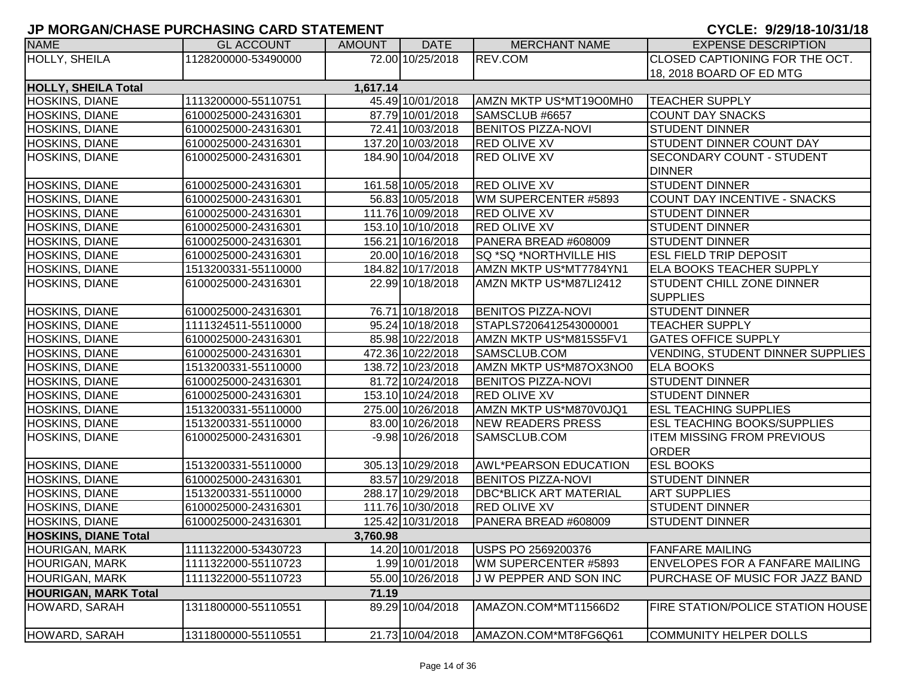# JP MORGAN/CHASE PURCHASING CARD STATEMENT

**CYCLE: 9/29/18-10/31/18**

| NAME | GL ACCOUNT | AMOUNT | DATE | MERCHANT NAME | EXPENSE DESCRIPTION |
|---|---|---|---|---|---|
| HOLLY, SHEILA | 1128200000-53490000 | 72.00 | 10/25/2018 | REV.COM | CLOSED CAPTIONING FOR THE OCT. 18, 2018 BOARD OF ED MTG |
| **HOLLY, SHEILA Total** | | **1,617.14** | | | |
| HOSKINS, DIANE | 1113200000-55110751 | 45.49 | 10/01/2018 | AMZN MKTP US*MT19O0MH0 | TEACHER SUPPLY |
| HOSKINS, DIANE | 6100025000-24316301 | 87.79 | 10/01/2018 | SAMSCLUB #6657 | COUNT DAY SNACKS |
| HOSKINS, DIANE | 6100025000-24316301 | 72.41 | 10/03/2018 | BENITOS PIZZA-NOVI | STUDENT DINNER |
| HOSKINS, DIANE | 6100025000-24316301 | 137.20 | 10/03/2018 | RED OLIVE XV | STUDENT DINNER COUNT DAY |
| HOSKINS, DIANE | 6100025000-24316301 | 184.90 | 10/04/2018 | RED OLIVE XV | SECONDARY COUNT - STUDENT DINNER |
| HOSKINS, DIANE | 6100025000-24316301 | 161.58 | 10/05/2018 | RED OLIVE XV | STUDENT DINNER |
| HOSKINS, DIANE | 6100025000-24316301 | 56.83 | 10/05/2018 | WM SUPERCENTER #5893 | COUNT DAY INCENTIVE - SNACKS |
| HOSKINS, DIANE | 6100025000-24316301 | 111.76 | 10/09/2018 | RED OLIVE XV | STUDENT DINNER |
| HOSKINS, DIANE | 6100025000-24316301 | 153.10 | 10/10/2018 | RED OLIVE XV | STUDENT DINNER |
| HOSKINS, DIANE | 6100025000-24316301 | 156.21 | 10/16/2018 | PANERA BREAD #608009 | STUDENT DINNER |
| HOSKINS, DIANE | 6100025000-24316301 | 20.00 | 10/16/2018 | SQ *SQ *NORTHVILLE HIS | ESL FIELD TRIP DEPOSIT |
| HOSKINS, DIANE | 1513200331-55110000 | 184.82 | 10/17/2018 | AMZN MKTP US*MT7784YN1 | ELA BOOKS TEACHER SUPPLY |
| HOSKINS, DIANE | 6100025000-24316301 | 22.99 | 10/18/2018 | AMZN MKTP US*M87LI2412 | STUDENT CHILL ZONE DINNER SUPPLIES |
| HOSKINS, DIANE | 6100025000-24316301 | 76.71 | 10/18/2018 | BENITOS PIZZA-NOVI | STUDENT DINNER |
| HOSKINS, DIANE | 1111324511-55110000 | 95.24 | 10/18/2018 | STAPLS7206412543000001 | TEACHER SUPPLY |
| HOSKINS, DIANE | 6100025000-24316301 | 85.98 | 10/22/2018 | AMZN MKTP US*M815S5FV1 | GATES OFFICE SUPPLY |
| HOSKINS, DIANE | 6100025000-24316301 | 472.36 | 10/22/2018 | SAMSCLUB.COM | VENDING, STUDENT DINNER SUPPLIES |
| HOSKINS, DIANE | 1513200331-55110000 | 138.72 | 10/23/2018 | AMZN MKTP US*M87OX3NO0 | ELA BOOKS |
| HOSKINS, DIANE | 6100025000-24316301 | 81.72 | 10/24/2018 | BENITOS PIZZA-NOVI | STUDENT DINNER |
| HOSKINS, DIANE | 6100025000-24316301 | 153.10 | 10/24/2018 | RED OLIVE XV | STUDENT DINNER |
| HOSKINS, DIANE | 1513200331-55110000 | 275.00 | 10/26/2018 | AMZN MKTP US*M870V0JQ1 | ESL TEACHING SUPPLIES |
| HOSKINS, DIANE | 1513200331-55110000 | 83.00 | 10/26/2018 | NEW READERS PRESS | ESL TEACHING BOOKS/SUPPLIES |
| HOSKINS, DIANE | 6100025000-24316301 | -9.98 | 10/26/2018 | SAMSCLUB.COM | ITEM MISSING FROM PREVIOUS ORDER |
| HOSKINS, DIANE | 1513200331-55110000 | 305.13 | 10/29/2018 | AWL*PEARSON EDUCATION | ESL BOOKS |
| HOSKINS, DIANE | 6100025000-24316301 | 83.57 | 10/29/2018 | BENITOS PIZZA-NOVI | STUDENT DINNER |
| HOSKINS, DIANE | 1513200331-55110000 | 288.17 | 10/29/2018 | DBC*BLICK ART MATERIAL | ART SUPPLIES |
| HOSKINS, DIANE | 6100025000-24316301 | 111.76 | 10/30/2018 | RED OLIVE XV | STUDENT DINNER |
| HOSKINS, DIANE | 6100025000-24316301 | 125.42 | 10/31/2018 | PANERA BREAD #608009 | STUDENT DINNER |
| **HOSKINS, DIANE Total** | | **3,760.98** | | | |
| HOURIGAN, MARK | 1111322000-53430723 | 14.20 | 10/01/2018 | USPS PO 2569200376 | FANFARE MAILING |
| HOURIGAN, MARK | 1111322000-55110723 | 1.99 | 10/01/2018 | WM SUPERCENTER #5893 | ENVELOPES FOR A FANFARE MAILING |
| HOURIGAN, MARK | 1111322000-55110723 | 55.00 | 10/26/2018 | J W PEPPER AND SON INC | PURCHASE OF MUSIC FOR JAZZ BAND |
| **HOURIGAN, MARK Total** | | **71.19** | | | |
| HOWARD, SARAH | 1311800000-55110551 | 89.29 | 10/04/2018 | AMAZON.COM*MT11566D2 | FIRE STATION/POLICE STATION HOUSE |
| HOWARD, SARAH | 1311800000-55110551 | 21.73 | 10/04/2018 | AMAZON.COM*MT8FG6Q61 | COMMUNITY HELPER DOLLS |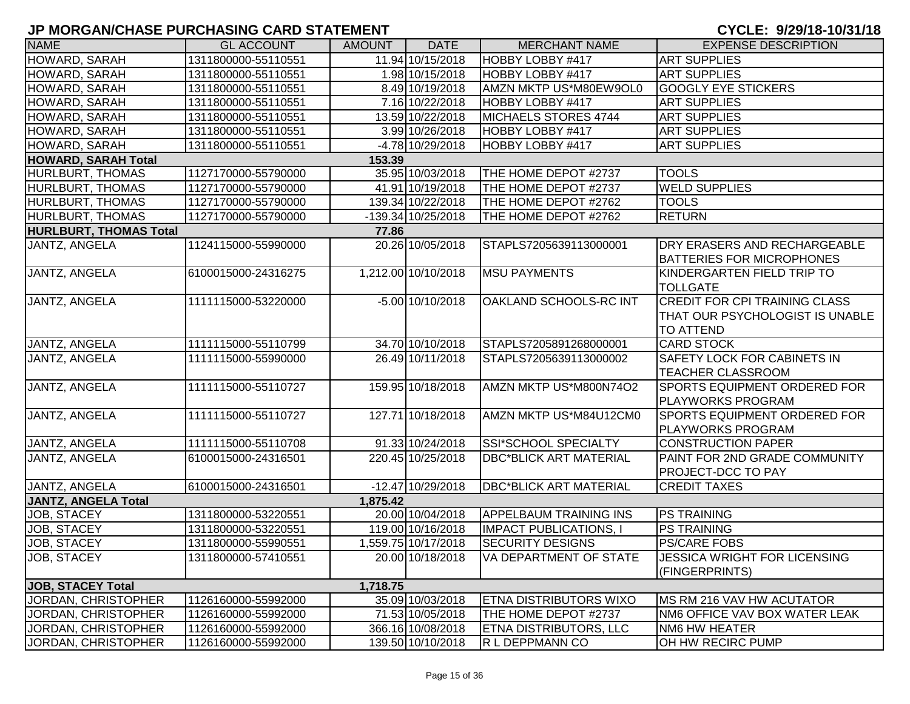# JP MORGAN/CHASE PURCHASING CARD STATEMENT

**CYCLE: 9/29/18-10/31/18**

| NAME | GL ACCOUNT | AMOUNT | DATE | MERCHANT NAME | EXPENSE DESCRIPTION |
|---|---|---|---|---|---|
| HOWARD, SARAH | 1311800000-55110551 | 11.94 | 10/15/2018 | HOBBY LOBBY #417 | ART SUPPLIES |
| HOWARD, SARAH | 1311800000-55110551 | 1.98 | 10/15/2018 | HOBBY LOBBY #417 | ART SUPPLIES |
| HOWARD, SARAH | 1311800000-55110551 | 8.49 | 10/19/2018 | AMZN MKTP US*M80EW9OL0 | GOOGLY EYE STICKERS |
| HOWARD, SARAH | 1311800000-55110551 | 7.16 | 10/22/2018 | HOBBY LOBBY #417 | ART SUPPLIES |
| HOWARD, SARAH | 1311800000-55110551 | 13.59 | 10/22/2018 | MICHAELS STORES 4744 | ART SUPPLIES |
| HOWARD, SARAH | 1311800000-55110551 | 3.99 | 10/26/2018 | HOBBY LOBBY #417 | ART SUPPLIES |
| HOWARD, SARAH | 1311800000-55110551 | -4.78 | 10/29/2018 | HOBBY LOBBY #417 | ART SUPPLIES |
| **HOWARD, SARAH Total** | | **153.39** | | | |
| HURLBURT, THOMAS | 1127170000-55790000 | 35.95 | 10/03/2018 | THE HOME DEPOT #2737 | TOOLS |
| HURLBURT, THOMAS | 1127170000-55790000 | 41.91 | 10/19/2018 | THE HOME DEPOT #2737 | WELD SUPPLIES |
| HURLBURT, THOMAS | 1127170000-55790000 | 139.34 | 10/22/2018 | THE HOME DEPOT #2762 | TOOLS |
| HURLBURT, THOMAS | 1127170000-55790000 | -139.34 | 10/25/2018 | THE HOME DEPOT #2762 | RETURN |
| **HURLBURT, THOMAS Total** | | **77.86** | | | |
| JANTZ, ANGELA | 1124115000-55990000 | 20.26 | 10/05/2018 | STAPLS7205639113000001 | DRY ERASERS AND RECHARGEABLE BATTERIES FOR MICROPHONES |
| JANTZ, ANGELA | 6100015000-24316275 | 1,212.00 | 10/10/2018 | MSU PAYMENTS | KINDERGARTEN FIELD TRIP TO TOLLGATE |
| JANTZ, ANGELA | 1111115000-53220000 | -5.00 | 10/10/2018 | OAKLAND SCHOOLS-RC INT | CREDIT FOR CPI TRAINING CLASS THAT OUR PSYCHOLOGIST IS UNABLE TO ATTEND |
| JANTZ, ANGELA | 1111115000-55110799 | 34.70 | 10/10/2018 | STAPLS7205891268000001 | CARD STOCK |
| JANTZ, ANGELA | 1111115000-55990000 | 26.49 | 10/11/2018 | STAPLS7205639113000002 | SAFETY LOCK FOR CABINETS IN TEACHER CLASSROOM |
| JANTZ, ANGELA | 1111115000-55110727 | 159.95 | 10/18/2018 | AMZN MKTP US*M800N74O2 | SPORTS EQUIPMENT ORDERED FOR PLAYWORKS PROGRAM |
| JANTZ, ANGELA | 1111115000-55110727 | 127.71 | 10/18/2018 | AMZN MKTP US*M84U12CM0 | SPORTS EQUIPMENT ORDERED FOR PLAYWORKS PROGRAM |
| JANTZ, ANGELA | 1111115000-55110708 | 91.33 | 10/24/2018 | SSI*SCHOOL SPECIALTY | CONSTRUCTION PAPER |
| JANTZ, ANGELA | 6100015000-24316501 | 220.45 | 10/25/2018 | DBC*BLICK ART MATERIAL | PAINT FOR 2ND GRADE COMMUNITY PROJECT-DCC TO PAY |
| JANTZ, ANGELA | 6100015000-24316501 | -12.47 | 10/29/2018 | DBC*BLICK ART MATERIAL | CREDIT TAXES |
| **JANTZ, ANGELA Total** | | **1,875.42** | | | |
| JOB, STACEY | 1311800000-53220551 | 20.00 | 10/04/2018 | APPELBAUM TRAINING INS | PS TRAINING |
| JOB, STACEY | 1311800000-53220551 | 119.00 | 10/16/2018 | IMPACT PUBLICATIONS, I | PS TRAINING |
| JOB, STACEY | 1311800000-55990551 | 1,559.75 | 10/17/2018 | SECURITY DESIGNS | PS/CARE FOBS |
| JOB, STACEY | 1311800000-57410551 | 20.00 | 10/18/2018 | VA DEPARTMENT OF STATE | JESSICA WRIGHT FOR LICENSING (FINGERPRINTS) |
| **JOB, STACEY Total** | | **1,718.75** | | | |
| JORDAN, CHRISTOPHER | 1126160000-55992000 | 35.09 | 10/03/2018 | ETNA DISTRIBUTORS WIXO | MS RM 216 VAV HW ACUTATOR |
| JORDAN, CHRISTOPHER | 1126160000-55992000 | 71.53 | 10/05/2018 | THE HOME DEPOT #2737 | NM6 OFFICE VAV BOX WATER LEAK |
| JORDAN, CHRISTOPHER | 1126160000-55992000 | 366.16 | 10/08/2018 | ETNA DISTRIBUTORS, LLC | NM6 HW HEATER |
| JORDAN, CHRISTOPHER | 1126160000-55992000 | 139.50 | 10/10/2018 | R L DEPPMANN CO | OH HW RECIRC PUMP |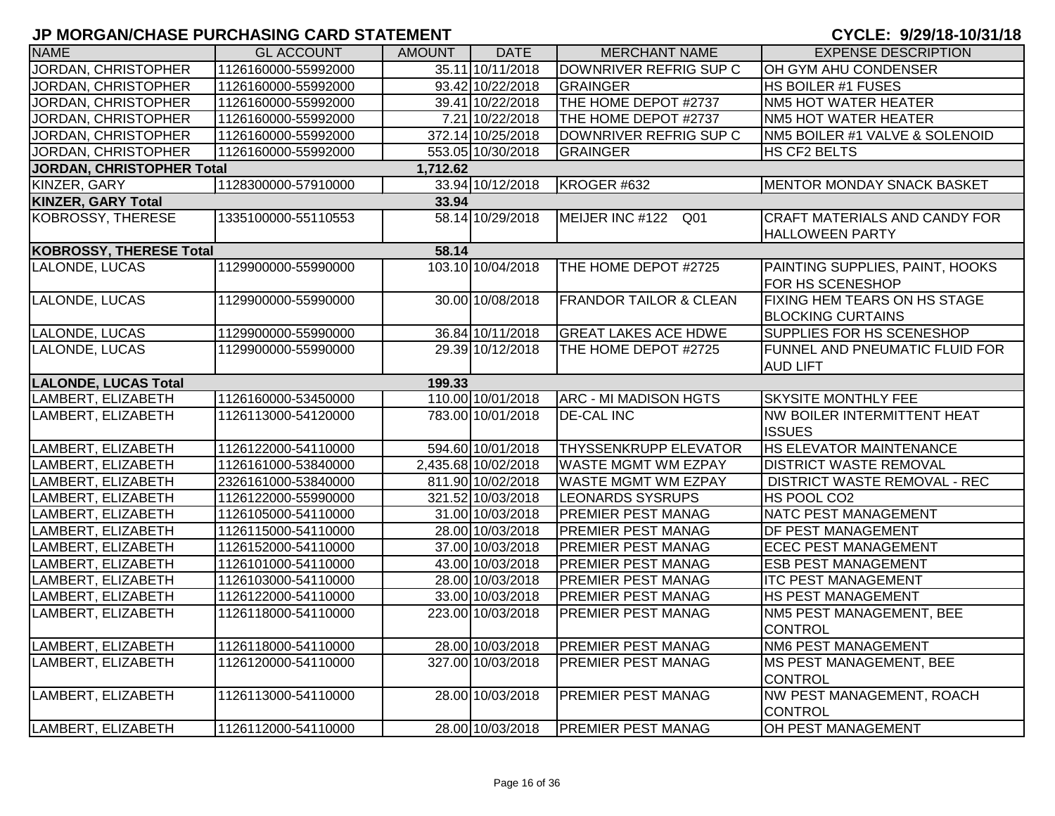# JP MORGAN/CHASE PURCHASING CARD STATEMENT

**CYCLE: 9/29/18-10/31/18**

| NAME | GL ACCOUNT | AMOUNT | DATE | MERCHANT NAME | EXPENSE DESCRIPTION |
|---|---|---|---|---|---|
| JORDAN, CHRISTOPHER | 1126160000-55992000 | 35.11 | 10/11/2018 | DOWNRIVER REFRIG SUP C | OH GYM AHU CONDENSER |
| JORDAN, CHRISTOPHER | 1126160000-55992000 | 93.42 | 10/22/2018 | GRAINGER | HS BOILER #1 FUSES |
| JORDAN, CHRISTOPHER | 1126160000-55992000 | 39.41 | 10/22/2018 | THE HOME DEPOT #2737 | NM5 HOT WATER HEATER |
| JORDAN, CHRISTOPHER | 1126160000-55992000 | 7.21 | 10/22/2018 | THE HOME DEPOT #2737 | NM5 HOT WATER HEATER |
| JORDAN, CHRISTOPHER | 1126160000-55992000 | 372.14 | 10/25/2018 | DOWNRIVER REFRIG SUP C | NM5 BOILER #1 VALVE & SOLENOID |
| JORDAN, CHRISTOPHER | 1126160000-55992000 | 553.05 | 10/30/2018 | GRAINGER | HS CF2 BELTS |
| **JORDAN, CHRISTOPHER Total** | | **1,712.62** | | | |
| KINZER, GARY | 1128300000-57910000 | 33.94 | 10/12/2018 | KROGER #632 | MENTOR MONDAY SNACK BASKET |
| **KINZER, GARY Total** | | **33.94** | | | |
| KOBROSSY, THERESE | 1335100000-55110553 | 58.14 | 10/29/2018 | MEIJER INC #122 Q01 | CRAFT MATERIALS AND CANDY FOR HALLOWEEN PARTY |
| **KOBROSSY, THERESE Total** | | **58.14** | | | |
| LALONDE, LUCAS | 1129900000-55990000 | 103.10 | 10/04/2018 | THE HOME DEPOT #2725 | PAINTING SUPPLIES, PAINT, HOOKS FOR HS SCENESHOP |
| LALONDE, LUCAS | 1129900000-55990000 | 30.00 | 10/08/2018 | FRANDOR TAILOR & CLEAN | FIXING HEM TEARS ON HS STAGE BLOCKING CURTAINS |
| LALONDE, LUCAS | 1129900000-55990000 | 36.84 | 10/11/2018 | GREAT LAKES ACE HDWE | SUPPLIES FOR HS SCENESHOP |
| LALONDE, LUCAS | 1129900000-55990000 | 29.39 | 10/12/2018 | THE HOME DEPOT #2725 | FUNNEL AND PNEUMATIC FLUID FOR AUD LIFT |
| **LALONDE, LUCAS Total** | | **199.33** | | | |
| LAMBERT, ELIZABETH | 1126160000-53450000 | 110.00 | 10/01/2018 | ARC - MI MADISON HGTS | SKYSITE MONTHLY FEE |
| LAMBERT, ELIZABETH | 1126113000-54120000 | 783.00 | 10/01/2018 | DE-CAL INC | NW BOILER INTERMITTENT HEAT ISSUES |
| LAMBERT, ELIZABETH | 1126122000-54110000 | 594.60 | 10/01/2018 | THYSSENKRUPP ELEVATOR | HS ELEVATOR MAINTENANCE |
| LAMBERT, ELIZABETH | 1126161000-53840000 | 2,435.68 | 10/02/2018 | WASTE MGMT WM EZPAY | DISTRICT WASTE REMOVAL |
| LAMBERT, ELIZABETH | 2326161000-53840000 | 811.90 | 10/02/2018 | WASTE MGMT WM EZPAY | DISTRICT WASTE REMOVAL - REC |
| LAMBERT, ELIZABETH | 1126122000-55990000 | 321.52 | 10/03/2018 | LEONARDS SYSRUPS | HS POOL CO2 |
| LAMBERT, ELIZABETH | 1126105000-54110000 | 31.00 | 10/03/2018 | PREMIER PEST MANAG | NATC PEST MANAGEMENT |
| LAMBERT, ELIZABETH | 1126115000-54110000 | 28.00 | 10/03/2018 | PREMIER PEST MANAG | DF PEST MANAGEMENT |
| LAMBERT, ELIZABETH | 1126152000-54110000 | 37.00 | 10/03/2018 | PREMIER PEST MANAG | ECEC PEST MANAGEMENT |
| LAMBERT, ELIZABETH | 1126101000-54110000 | 43.00 | 10/03/2018 | PREMIER PEST MANAG | ESB PEST MANAGEMENT |
| LAMBERT, ELIZABETH | 1126103000-54110000 | 28.00 | 10/03/2018 | PREMIER PEST MANAG | ITC PEST MANAGEMENT |
| LAMBERT, ELIZABETH | 1126122000-54110000 | 33.00 | 10/03/2018 | PREMIER PEST MANAG | HS PEST MANAGEMENT |
| LAMBERT, ELIZABETH | 1126118000-54110000 | 223.00 | 10/03/2018 | PREMIER PEST MANAG | NM5 PEST MANAGEMENT, BEE CONTROL |
| LAMBERT, ELIZABETH | 1126118000-54110000 | 28.00 | 10/03/2018 | PREMIER PEST MANAG | NM6 PEST MANAGEMENT |
| LAMBERT, ELIZABETH | 1126120000-54110000 | 327.00 | 10/03/2018 | PREMIER PEST MANAG | MS PEST MANAGEMENT, BEE CONTROL |
| LAMBERT, ELIZABETH | 1126113000-54110000 | 28.00 | 10/03/2018 | PREMIER PEST MANAG | NW PEST MANAGEMENT, ROACH CONTROL |
| LAMBERT, ELIZABETH | 1126112000-54110000 | 28.00 | 10/03/2018 | PREMIER PEST MANAG | OH PEST MANAGEMENT |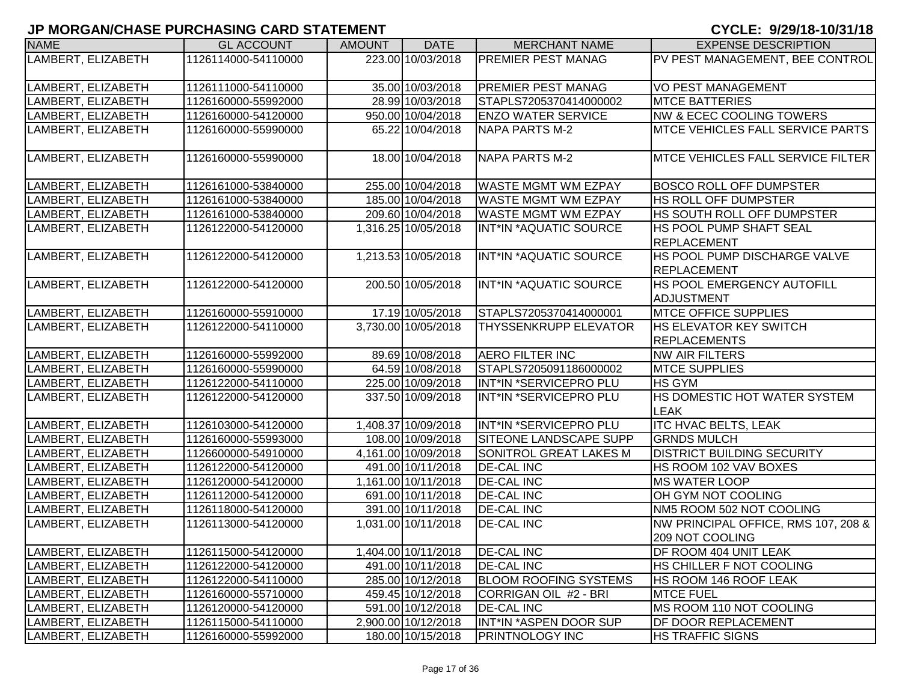# JP MORGAN/CHASE PURCHASING CARD STATEMENT

**CYCLE: 9/29/18-10/31/18**

| NAME | GL ACCOUNT | AMOUNT | DATE | MERCHANT NAME | EXPENSE DESCRIPTION |
|---|---|---|---|---|---|
| LAMBERT, ELIZABETH | 1126114000-54110000 | 223.00 | 10/03/2018 | PREMIER PEST MANAG | PV PEST MANAGEMENT, BEE CONTROL |
| LAMBERT, ELIZABETH | 1126111000-54110000 | 35.00 | 10/03/2018 | PREMIER PEST MANAG | VO PEST MANAGEMENT |
| LAMBERT, ELIZABETH | 1126160000-55992000 | 28.99 | 10/03/2018 | STAPLS7205370414000002 | MTCE BATTERIES |
| LAMBERT, ELIZABETH | 1126160000-54120000 | 950.00 | 10/04/2018 | ENZO WATER SERVICE | NW & ECEC COOLING TOWERS |
| LAMBERT, ELIZABETH | 1126160000-55990000 | 65.22 | 10/04/2018 | NAPA PARTS M-2 | MTCE VEHICLES FALL SERVICE PARTS |
| LAMBERT, ELIZABETH | 1126160000-55990000 | 18.00 | 10/04/2018 | NAPA PARTS M-2 | MTCE VEHICLES FALL SERVICE FILTER |
| LAMBERT, ELIZABETH | 1126161000-53840000 | 255.00 | 10/04/2018 | WASTE MGMT WM EZPAY | BOSCO ROLL OFF DUMPSTER |
| LAMBERT, ELIZABETH | 1126161000-53840000 | 185.00 | 10/04/2018 | WASTE MGMT WM EZPAY | HS ROLL OFF DUMPSTER |
| LAMBERT, ELIZABETH | 1126161000-53840000 | 209.60 | 10/04/2018 | WASTE MGMT WM EZPAY | HS SOUTH ROLL OFF DUMPSTER |
| LAMBERT, ELIZABETH | 1126122000-54120000 | 1,316.25 | 10/05/2018 | INT*IN *AQUATIC SOURCE | HS POOL PUMP SHAFT SEAL REPLACEMENT |
| LAMBERT, ELIZABETH | 1126122000-54120000 | 1,213.53 | 10/05/2018 | INT*IN *AQUATIC SOURCE | HS POOL PUMP DISCHARGE VALVE REPLACEMENT |
| LAMBERT, ELIZABETH | 1126122000-54120000 | 200.50 | 10/05/2018 | INT*IN *AQUATIC SOURCE | HS POOL EMERGENCY AUTOFILL ADJUSTMENT |
| LAMBERT, ELIZABETH | 1126160000-55910000 | 17.19 | 10/05/2018 | STAPLS7205370414000001 | MTCE OFFICE SUPPLIES |
| LAMBERT, ELIZABETH | 1126122000-54110000 | 3,730.00 | 10/05/2018 | THYSSENKRUPP ELEVATOR | HS ELEVATOR KEY SWITCH REPLACEMENTS |
| LAMBERT, ELIZABETH | 1126160000-55992000 | 89.69 | 10/08/2018 | AERO FILTER INC | NW AIR FILTERS |
| LAMBERT, ELIZABETH | 1126160000-55990000 | 64.59 | 10/08/2018 | STAPLS7205091186000002 | MTCE SUPPLIES |
| LAMBERT, ELIZABETH | 1126122000-54110000 | 225.00 | 10/09/2018 | INT*IN *SERVICEPRO PLU | HS GYM |
| LAMBERT, ELIZABETH | 1126122000-54120000 | 337.50 | 10/09/2018 | INT*IN *SERVICEPRO PLU | HS DOMESTIC HOT WATER SYSTEM LEAK |
| LAMBERT, ELIZABETH | 1126103000-54120000 | 1,408.37 | 10/09/2018 | INT*IN *SERVICEPRO PLU | ITC HVAC BELTS, LEAK |
| LAMBERT, ELIZABETH | 1126160000-55993000 | 108.00 | 10/09/2018 | SITEONE LANDSCAPE SUPP | GRNDS MULCH |
| LAMBERT, ELIZABETH | 1126600000-54910000 | 4,161.00 | 10/09/2018 | SONITROL GREAT LAKES M | DISTRICT BUILDING SECURITY |
| LAMBERT, ELIZABETH | 1126122000-54120000 | 491.00 | 10/11/2018 | DE-CAL INC | HS ROOM 102 VAV BOXES |
| LAMBERT, ELIZABETH | 1126120000-54120000 | 1,161.00 | 10/11/2018 | DE-CAL INC | MS WATER LOOP |
| LAMBERT, ELIZABETH | 1126112000-54120000 | 691.00 | 10/11/2018 | DE-CAL INC | OH GYM NOT COOLING |
| LAMBERT, ELIZABETH | 1126118000-54120000 | 391.00 | 10/11/2018 | DE-CAL INC | NM5 ROOM 502 NOT COOLING |
| LAMBERT, ELIZABETH | 1126113000-54120000 | 1,031.00 | 10/11/2018 | DE-CAL INC | NW PRINCIPAL OFFICE, RMS 107, 208 & 209 NOT COOLING |
| LAMBERT, ELIZABETH | 1126115000-54120000 | 1,404.00 | 10/11/2018 | DE-CAL INC | DF ROOM 404 UNIT LEAK |
| LAMBERT, ELIZABETH | 1126122000-54120000 | 491.00 | 10/11/2018 | DE-CAL INC | HS CHILLER F NOT COOLING |
| LAMBERT, ELIZABETH | 1126122000-54110000 | 285.00 | 10/12/2018 | BLOOM ROOFING SYSTEMS | HS ROOM 146 ROOF LEAK |
| LAMBERT, ELIZABETH | 1126160000-55710000 | 459.45 | 10/12/2018 | CORRIGAN OIL #2 - BRI | MTCE FUEL |
| LAMBERT, ELIZABETH | 1126120000-54120000 | 591.00 | 10/12/2018 | DE-CAL INC | MS ROOM 110 NOT COOLING |
| LAMBERT, ELIZABETH | 1126115000-54110000 | 2,900.00 | 10/12/2018 | INT*IN *ASPEN DOOR SUP | DF DOOR REPLACEMENT |
| LAMBERT, ELIZABETH | 1126160000-55992000 | 180.00 | 10/15/2018 | PRINTNOLOGY INC | HS TRAFFIC SIGNS |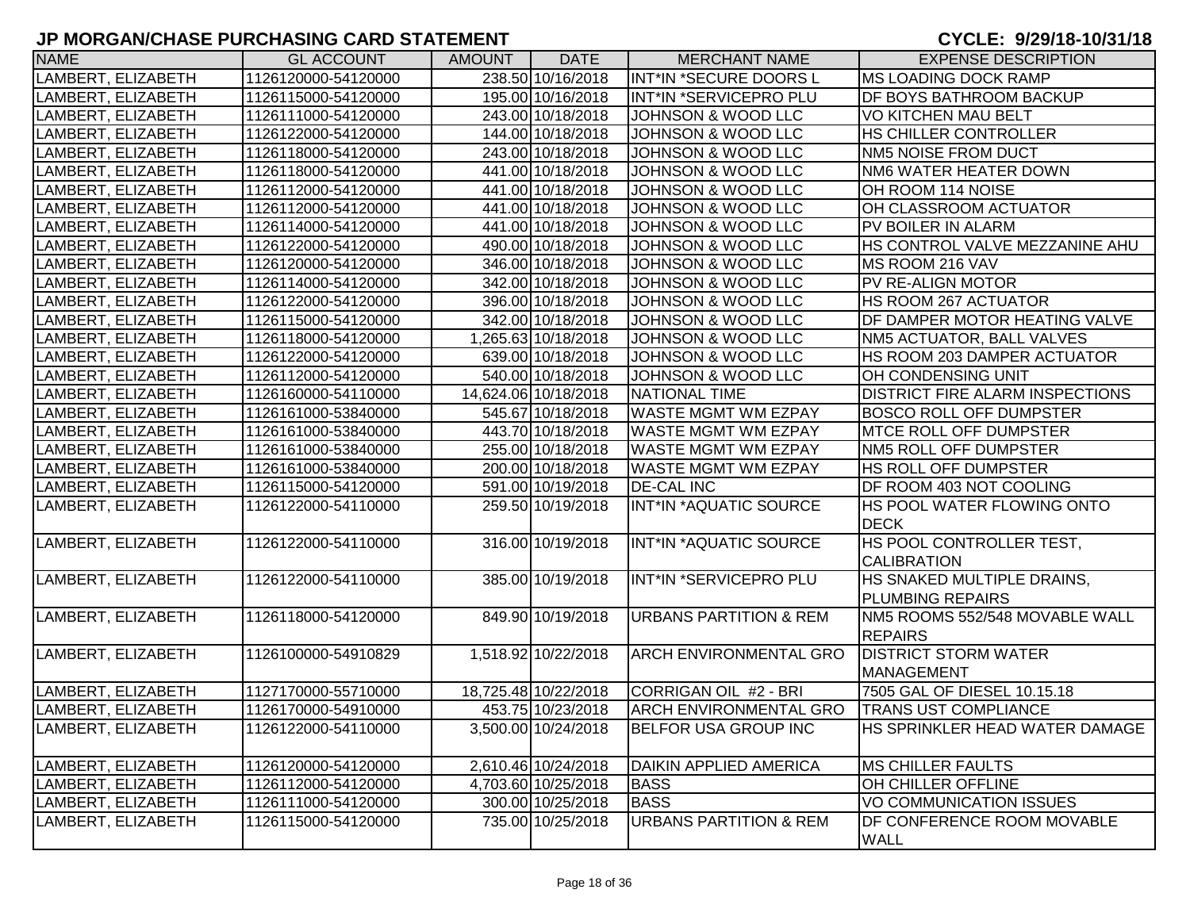# JP MORGAN/CHASE PURCHASING CARD STATEMENT

**CYCLE: 9/29/18-10/31/18**

| NAME | GL ACCOUNT | AMOUNT | DATE | MERCHANT NAME | EXPENSE DESCRIPTION |
|---|---|---|---|---|---|
| LAMBERT, ELIZABETH | 1126120000-54120000 | 238.50 | 10/16/2018 | INT*IN *SECURE DOORS L | MS LOADING DOCK RAMP |
| LAMBERT, ELIZABETH | 1126115000-54120000 | 195.00 | 10/16/2018 | INT*IN *SERVICEPRO PLU | DF BOYS BATHROOM BACKUP |
| LAMBERT, ELIZABETH | 1126111000-54120000 | 243.00 | 10/18/2018 | JOHNSON & WOOD LLC | VO KITCHEN MAU BELT |
| LAMBERT, ELIZABETH | 1126122000-54120000 | 144.00 | 10/18/2018 | JOHNSON & WOOD LLC | HS CHILLER CONTROLLER |
| LAMBERT, ELIZABETH | 1126118000-54120000 | 243.00 | 10/18/2018 | JOHNSON & WOOD LLC | NM5 NOISE FROM DUCT |
| LAMBERT, ELIZABETH | 1126118000-54120000 | 441.00 | 10/18/2018 | JOHNSON & WOOD LLC | NM6 WATER HEATER DOWN |
| LAMBERT, ELIZABETH | 1126112000-54120000 | 441.00 | 10/18/2018 | JOHNSON & WOOD LLC | OH ROOM 114 NOISE |
| LAMBERT, ELIZABETH | 1126112000-54120000 | 441.00 | 10/18/2018 | JOHNSON & WOOD LLC | OH CLASSROOM ACTUATOR |
| LAMBERT, ELIZABETH | 1126114000-54120000 | 441.00 | 10/18/2018 | JOHNSON & WOOD LLC | PV BOILER IN ALARM |
| LAMBERT, ELIZABETH | 1126122000-54120000 | 490.00 | 10/18/2018 | JOHNSON & WOOD LLC | HS CONTROL VALVE MEZZANINE AHU |
| LAMBERT, ELIZABETH | 1126120000-54120000 | 346.00 | 10/18/2018 | JOHNSON & WOOD LLC | MS ROOM 216 VAV |
| LAMBERT, ELIZABETH | 1126114000-54120000 | 342.00 | 10/18/2018 | JOHNSON & WOOD LLC | PV RE-ALIGN MOTOR |
| LAMBERT, ELIZABETH | 1126122000-54120000 | 396.00 | 10/18/2018 | JOHNSON & WOOD LLC | HS ROOM 267 ACTUATOR |
| LAMBERT, ELIZABETH | 1126115000-54120000 | 342.00 | 10/18/2018 | JOHNSON & WOOD LLC | DF DAMPER MOTOR HEATING VALVE |
| LAMBERT, ELIZABETH | 1126118000-54120000 | 1,265.63 | 10/18/2018 | JOHNSON & WOOD LLC | NM5 ACTUATOR, BALL VALVES |
| LAMBERT, ELIZABETH | 1126122000-54120000 | 639.00 | 10/18/2018 | JOHNSON & WOOD LLC | HS ROOM 203 DAMPER ACTUATOR |
| LAMBERT, ELIZABETH | 1126112000-54120000 | 540.00 | 10/18/2018 | JOHNSON & WOOD LLC | OH CONDENSING UNIT |
| LAMBERT, ELIZABETH | 1126160000-54110000 | 14,624.06 | 10/18/2018 | NATIONAL TIME | DISTRICT FIRE ALARM INSPECTIONS |
| LAMBERT, ELIZABETH | 1126161000-53840000 | 545.67 | 10/18/2018 | WASTE MGMT WM EZPAY | BOSCO ROLL OFF DUMPSTER |
| LAMBERT, ELIZABETH | 1126161000-53840000 | 443.70 | 10/18/2018 | WASTE MGMT WM EZPAY | MTCE ROLL OFF DUMPSTER |
| LAMBERT, ELIZABETH | 1126161000-53840000 | 255.00 | 10/18/2018 | WASTE MGMT WM EZPAY | NM5 ROLL OFF DUMPSTER |
| LAMBERT, ELIZABETH | 1126161000-53840000 | 200.00 | 10/18/2018 | WASTE MGMT WM EZPAY | HS ROLL OFF DUMPSTER |
| LAMBERT, ELIZABETH | 1126115000-54120000 | 591.00 | 10/19/2018 | DE-CAL INC | DF ROOM 403 NOT COOLING |
| LAMBERT, ELIZABETH | 1126122000-54110000 | 259.50 | 10/19/2018 | INT*IN *AQUATIC SOURCE | HS POOL WATER FLOWING ONTO DECK |
| LAMBERT, ELIZABETH | 1126122000-54110000 | 316.00 | 10/19/2018 | INT*IN *AQUATIC SOURCE | HS POOL CONTROLLER TEST, CALIBRATION |
| LAMBERT, ELIZABETH | 1126122000-54110000 | 385.00 | 10/19/2018 | INT*IN *SERVICEPRO PLU | HS SNAKED MULTIPLE DRAINS, PLUMBING REPAIRS |
| LAMBERT, ELIZABETH | 1126118000-54120000 | 849.90 | 10/19/2018 | URBANS PARTITION & REM | NM5 ROOMS 552/548 MOVABLE WALL REPAIRS |
| LAMBERT, ELIZABETH | 1126100000-54910829 | 1,518.92 | 10/22/2018 | ARCH ENVIRONMENTAL GRO | DISTRICT STORM WATER MANAGEMENT |
| LAMBERT, ELIZABETH | 1127170000-55710000 | 18,725.48 | 10/22/2018 | CORRIGAN OIL #2 - BRI | 7505 GAL OF DIESEL 10.15.18 |
| LAMBERT, ELIZABETH | 1126170000-54910000 | 453.75 | 10/23/2018 | ARCH ENVIRONMENTAL GRO | TRANS UST COMPLIANCE |
| LAMBERT, ELIZABETH | 1126122000-54110000 | 3,500.00 | 10/24/2018 | BELFOR USA GROUP INC | HS SPRINKLER HEAD WATER DAMAGE |
| LAMBERT, ELIZABETH | 1126120000-54120000 | 2,610.46 | 10/24/2018 | DAIKIN APPLIED AMERICA | MS CHILLER FAULTS |
| LAMBERT, ELIZABETH | 1126112000-54120000 | 4,703.60 | 10/25/2018 | BASS | OH CHILLER OFFLINE |
| LAMBERT, ELIZABETH | 1126111000-54120000 | 300.00 | 10/25/2018 | BASS | VO COMMUNICATION ISSUES |
| LAMBERT, ELIZABETH | 1126115000-54120000 | 735.00 | 10/25/2018 | URBANS PARTITION & REM | DF CONFERENCE ROOM MOVABLE WALL |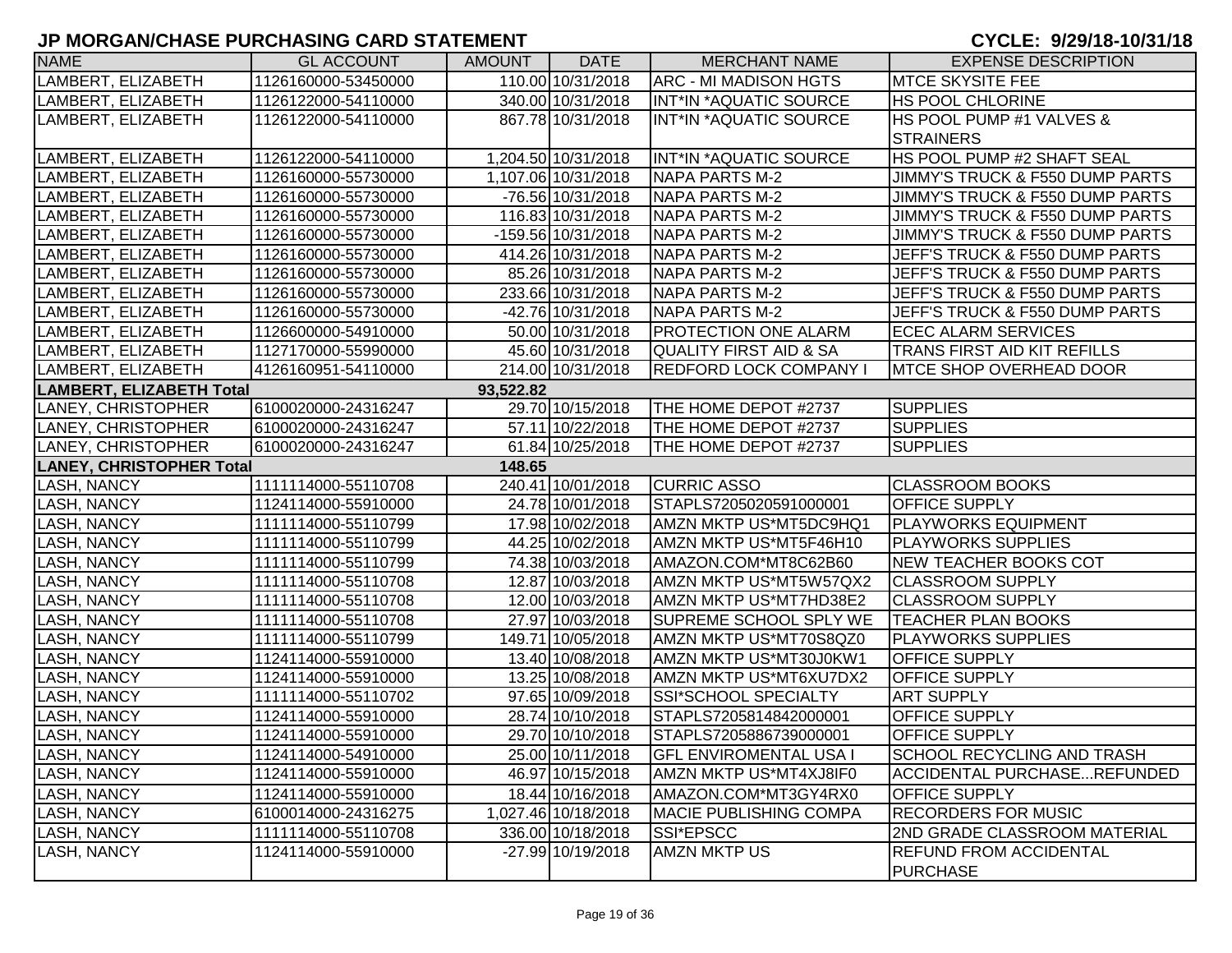# JP MORGAN/CHASE PURCHASING CARD STATEMENT

**CYCLE: 9/29/18-10/31/18**

| NAME | GL ACCOUNT | AMOUNT | DATE | MERCHANT NAME | EXPENSE DESCRIPTION |
|---|---|---|---|---|---|
| LAMBERT, ELIZABETH | 1126160000-53450000 | 110.00 | 10/31/2018 | ARC - MI MADISON HGTS | MTCE SKYSITE FEE |
| LAMBERT, ELIZABETH | 1126122000-54110000 | 340.00 | 10/31/2018 | INT*IN *AQUATIC SOURCE | HS POOL CHLORINE |
| LAMBERT, ELIZABETH | 1126122000-54110000 | 867.78 | 10/31/2018 | INT*IN *AQUATIC SOURCE | HS POOL PUMP #1 VALVES & STRAINERS |
| LAMBERT, ELIZABETH | 1126122000-54110000 | 1,204.50 | 10/31/2018 | INT*IN *AQUATIC SOURCE | HS POOL PUMP #2 SHAFT SEAL |
| LAMBERT, ELIZABETH | 1126160000-55730000 | 1,107.06 | 10/31/2018 | NAPA PARTS M-2 | JIMMY'S TRUCK & F550 DUMP PARTS |
| LAMBERT, ELIZABETH | 1126160000-55730000 | -76.56 | 10/31/2018 | NAPA PARTS M-2 | JIMMY'S TRUCK & F550 DUMP PARTS |
| LAMBERT, ELIZABETH | 1126160000-55730000 | 116.83 | 10/31/2018 | NAPA PARTS M-2 | JIMMY'S TRUCK & F550 DUMP PARTS |
| LAMBERT, ELIZABETH | 1126160000-55730000 | -159.56 | 10/31/2018 | NAPA PARTS M-2 | JIMMY'S TRUCK & F550 DUMP PARTS |
| LAMBERT, ELIZABETH | 1126160000-55730000 | 414.26 | 10/31/2018 | NAPA PARTS M-2 | JEFF'S TRUCK & F550 DUMP PARTS |
| LAMBERT, ELIZABETH | 1126160000-55730000 | 85.26 | 10/31/2018 | NAPA PARTS M-2 | JEFF'S TRUCK & F550 DUMP PARTS |
| LAMBERT, ELIZABETH | 1126160000-55730000 | 233.66 | 10/31/2018 | NAPA PARTS M-2 | JEFF'S TRUCK & F550 DUMP PARTS |
| LAMBERT, ELIZABETH | 1126160000-55730000 | -42.76 | 10/31/2018 | NAPA PARTS M-2 | JEFF'S TRUCK & F550 DUMP PARTS |
| LAMBERT, ELIZABETH | 1126600000-54910000 | 50.00 | 10/31/2018 | PROTECTION ONE ALARM | ECEC ALARM SERVICES |
| LAMBERT, ELIZABETH | 1127170000-55990000 | 45.60 | 10/31/2018 | QUALITY FIRST AID & SA | TRANS FIRST AID KIT REFILLS |
| LAMBERT, ELIZABETH | 4126160951-54110000 | 214.00 | 10/31/2018 | REDFORD LOCK COMPANY I | MTCE SHOP OVERHEAD DOOR |
| **LAMBERT, ELIZABETH Total** | | **93,522.82** | | | |
| LANEY, CHRISTOPHER | 6100020000-24316247 | 29.70 | 10/15/2018 | THE HOME DEPOT #2737 | SUPPLIES |
| LANEY, CHRISTOPHER | 6100020000-24316247 | 57.11 | 10/22/2018 | THE HOME DEPOT #2737 | SUPPLIES |
| LANEY, CHRISTOPHER | 6100020000-24316247 | 61.84 | 10/25/2018 | THE HOME DEPOT #2737 | SUPPLIES |
| **LANEY, CHRISTOPHER Total** | | **148.65** | | | |
| LASH, NANCY | 1111114000-55110708 | 240.41 | 10/01/2018 | CURRIC ASSO | CLASSROOM BOOKS |
| LASH, NANCY | 1124114000-55910000 | 24.78 | 10/01/2018 | STAPLS7205020591000001 | OFFICE SUPPLY |
| LASH, NANCY | 1111114000-55110799 | 17.98 | 10/02/2018 | AMZN MKTP US*MT5DC9HQ1 | PLAYWORKS EQUIPMENT |
| LASH, NANCY | 1111114000-55110799 | 44.25 | 10/02/2018 | AMZN MKTP US*MT5F46H10 | PLAYWORKS SUPPLIES |
| LASH, NANCY | 1111114000-55110799 | 74.38 | 10/03/2018 | AMAZON.COM*MT8C62B60 | NEW TEACHER BOOKS COT |
| LASH, NANCY | 1111114000-55110708 | 12.87 | 10/03/2018 | AMZN MKTP US*MT5W57QX2 | CLASSROOM SUPPLY |
| LASH, NANCY | 1111114000-55110708 | 12.00 | 10/03/2018 | AMZN MKTP US*MT7HD38E2 | CLASSROOM SUPPLY |
| LASH, NANCY | 1111114000-55110708 | 27.97 | 10/03/2018 | SUPREME SCHOOL SPLY WE | TEACHER PLAN BOOKS |
| LASH, NANCY | 1111114000-55110799 | 149.71 | 10/05/2018 | AMZN MKTP US*MT70S8QZ0 | PLAYWORKS SUPPLIES |
| LASH, NANCY | 1124114000-55910000 | 13.40 | 10/08/2018 | AMZN MKTP US*MT30J0KW1 | OFFICE SUPPLY |
| LASH, NANCY | 1124114000-55910000 | 13.25 | 10/08/2018 | AMZN MKTP US*MT6XU7DX2 | OFFICE SUPPLY |
| LASH, NANCY | 1111114000-55110702 | 97.65 | 10/09/2018 | SSI*SCHOOL SPECIALTY | ART SUPPLY |
| LASH, NANCY | 1124114000-55910000 | 28.74 | 10/10/2018 | STAPLS7205814842000001 | OFFICE SUPPLY |
| LASH, NANCY | 1124114000-55910000 | 29.70 | 10/10/2018 | STAPLS7205886739000001 | OFFICE SUPPLY |
| LASH, NANCY | 1124114000-54910000 | 25.00 | 10/11/2018 | GFL ENVIROMENTAL USA I | SCHOOL RECYCLING AND TRASH |
| LASH, NANCY | 1124114000-55910000 | 46.97 | 10/15/2018 | AMZN MKTP US*MT4XJ8IF0 | ACCIDENTAL PURCHASE...REFUNDED |
| LASH, NANCY | 1124114000-55910000 | 18.44 | 10/16/2018 | AMAZON.COM*MT3GY4RX0 | OFFICE SUPPLY |
| LASH, NANCY | 6100014000-24316275 | 1,027.46 | 10/18/2018 | MACIE PUBLISHING COMPA | RECORDERS FOR MUSIC |
| LASH, NANCY | 1111114000-55110708 | 336.00 | 10/18/2018 | SSI*EPSCC | 2ND GRADE CLASSROOM MATERIAL |
| LASH, NANCY | 1124114000-55910000 | -27.99 | 10/19/2018 | AMZN MKTP US | REFUND FROM ACCIDENTAL PURCHASE |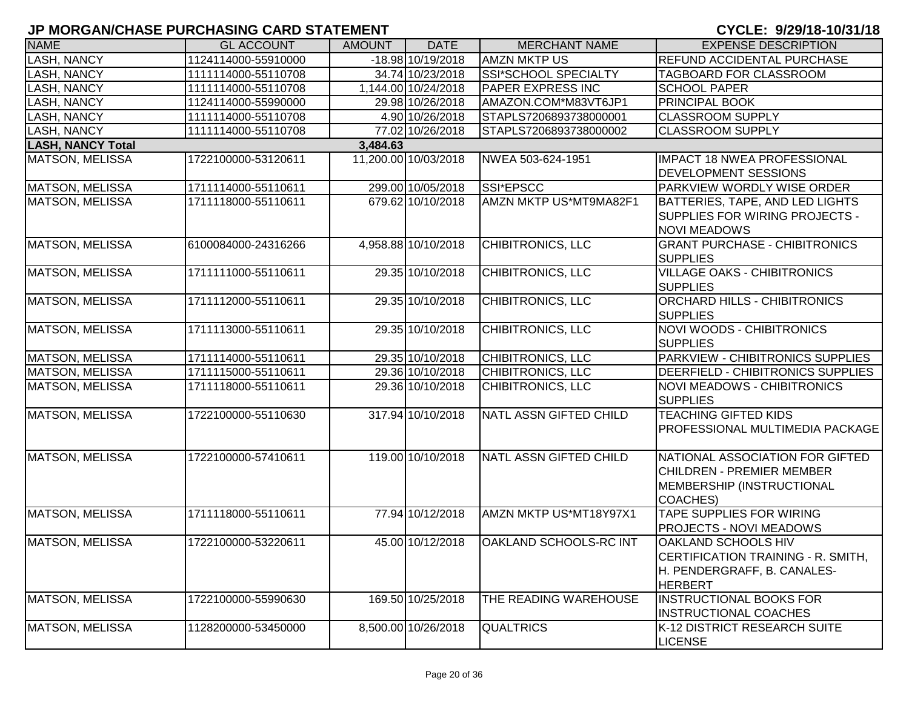# JP MORGAN/CHASE PURCHASING CARD STATEMENT

**CYCLE: 9/29/18-10/31/18**

| NAME | GL ACCOUNT | AMOUNT | DATE | MERCHANT NAME | EXPENSE DESCRIPTION |
|---|---|---|---|---|---|
| LASH, NANCY | 1124114000-55910000 | -18.98 | 10/19/2018 | AMZN MKTP US | REFUND ACCIDENTAL PURCHASE |
| LASH, NANCY | 1111114000-55110708 | 34.74 | 10/23/2018 | SSI*SCHOOL SPECIALTY | TAGBOARD FOR CLASSROOM |
| LASH, NANCY | 1111114000-55110708 | 1,144.00 | 10/24/2018 | PAPER EXPRESS INC | SCHOOL PAPER |
| LASH, NANCY | 1124114000-55990000 | 29.98 | 10/26/2018 | AMAZON.COM*M83VT6JP1 | PRINCIPAL BOOK |
| LASH, NANCY | 1111114000-55110708 | 4.90 | 10/26/2018 | STAPLS7206893738000001 | CLASSROOM SUPPLY |
| LASH, NANCY | 1111114000-55110708 | 77.02 | 10/26/2018 | STAPLS7206893738000002 | CLASSROOM SUPPLY |
| **LASH, NANCY Total** | | **3,484.63** | | | |
| MATSON, MELISSA | 1722100000-53120611 | 11,200.00 | 10/03/2018 | NWEA 503-624-1951 | IMPACT 18 NWEA PROFESSIONAL DEVELOPMENT SESSIONS |
| MATSON, MELISSA | 1711114000-55110611 | 299.00 | 10/05/2018 | SSI*EPSCC | PARKVIEW WORDLY WISE ORDER |
| MATSON, MELISSA | 1711118000-55110611 | 679.62 | 10/10/2018 | AMZN MKTP US*MT9MA82F1 | BATTERIES, TAPE, AND LED LIGHTS SUPPLIES FOR WIRING PROJECTS - NOVI MEADOWS |
| MATSON, MELISSA | 6100084000-24316266 | 4,958.88 | 10/10/2018 | CHIBITRONICS, LLC | GRANT PURCHASE - CHIBITRONICS SUPPLIES |
| MATSON, MELISSA | 1711111000-55110611 | 29.35 | 10/10/2018 | CHIBITRONICS, LLC | VILLAGE OAKS - CHIBITRONICS SUPPLIES |
| MATSON, MELISSA | 1711112000-55110611 | 29.35 | 10/10/2018 | CHIBITRONICS, LLC | ORCHARD HILLS - CHIBITRONICS SUPPLIES |
| MATSON, MELISSA | 1711113000-55110611 | 29.35 | 10/10/2018 | CHIBITRONICS, LLC | NOVI WOODS - CHIBITRONICS SUPPLIES |
| MATSON, MELISSA | 1711114000-55110611 | 29.35 | 10/10/2018 | CHIBITRONICS, LLC | PARKVIEW - CHIBITRONICS SUPPLIES |
| MATSON, MELISSA | 1711115000-55110611 | 29.36 | 10/10/2018 | CHIBITRONICS, LLC | DEERFIELD - CHIBITRONICS SUPPLIES |
| MATSON, MELISSA | 1711118000-55110611 | 29.36 | 10/10/2018 | CHIBITRONICS, LLC | NOVI MEADOWS - CHIBITRONICS SUPPLIES |
| MATSON, MELISSA | 1722100000-55110630 | 317.94 | 10/10/2018 | NATL ASSN GIFTED CHILD | TEACHING GIFTED KIDS PROFESSIONAL MULTIMEDIA PACKAGE |
| MATSON, MELISSA | 1722100000-57410611 | 119.00 | 10/10/2018 | NATL ASSN GIFTED CHILD | NATIONAL ASSOCIATION FOR GIFTED CHILDREN - PREMIER MEMBER MEMBERSHIP (INSTRUCTIONAL COACHES) |
| MATSON, MELISSA | 1711118000-55110611 | 77.94 | 10/12/2018 | AMZN MKTP US*MT18Y97X1 | TAPE SUPPLIES FOR WIRING PROJECTS - NOVI MEADOWS |
| MATSON, MELISSA | 1722100000-53220611 | 45.00 | 10/12/2018 | OAKLAND SCHOOLS-RC INT | OAKLAND SCHOOLS HIV CERTIFICATION TRAINING - R. SMITH, H. PENDERGRAFF, B. CANALES-HERBERT |
| MATSON, MELISSA | 1722100000-55990630 | 169.50 | 10/25/2018 | THE READING WAREHOUSE | INSTRUCTIONAL BOOKS FOR INSTRUCTIONAL COACHES |
| MATSON, MELISSA | 1128200000-53450000 | 8,500.00 | 10/26/2018 | QUALTRICS | K-12 DISTRICT RESEARCH SUITE LICENSE |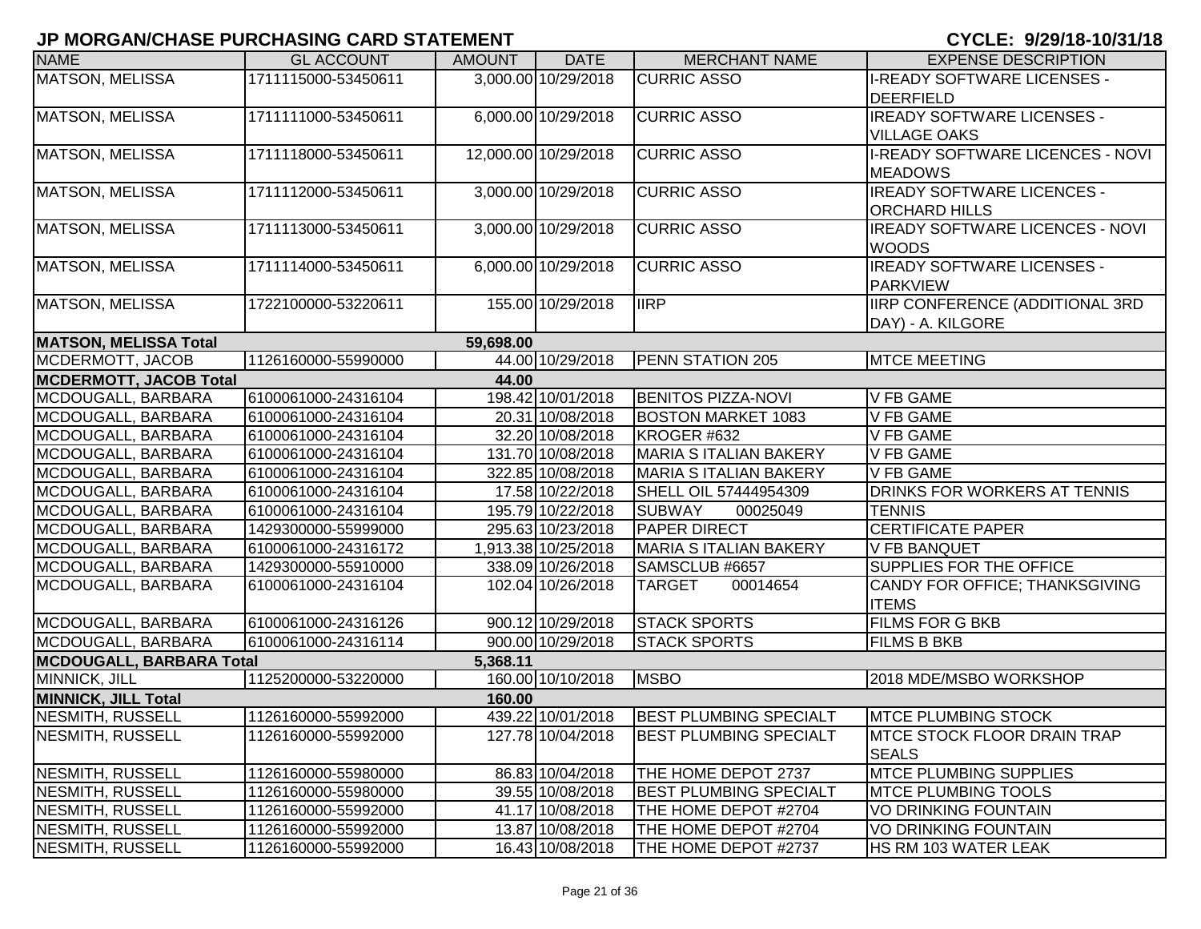# JP MORGAN/CHASE PURCHASING CARD STATEMENT

**CYCLE: 9/29/18-10/31/18**

| NAME | GL ACCOUNT | AMOUNT | DATE | MERCHANT NAME | EXPENSE DESCRIPTION |
|---|---|---|---|---|---|
| MATSON, MELISSA | 1711115000-53450611 | 3,000.00 | 10/29/2018 | CURRIC ASSO | I-READY SOFTWARE LICENSES - DEERFIELD |
| MATSON, MELISSA | 1711111000-53450611 | 6,000.00 | 10/29/2018 | CURRIC ASSO | IREADY SOFTWARE LICENSES - VILLAGE OAKS |
| MATSON, MELISSA | 1711118000-53450611 | 12,000.00 | 10/29/2018 | CURRIC ASSO | I-READY SOFTWARE LICENCES - NOVI MEADOWS |
| MATSON, MELISSA | 1711112000-53450611 | 3,000.00 | 10/29/2018 | CURRIC ASSO | IREADY SOFTWARE LICENCES - ORCHARD HILLS |
| MATSON, MELISSA | 1711113000-53450611 | 3,000.00 | 10/29/2018 | CURRIC ASSO | IREADY SOFTWARE LICENCES - NOVI WOODS |
| MATSON, MELISSA | 1711114000-53450611 | 6,000.00 | 10/29/2018 | CURRIC ASSO | IREADY SOFTWARE LICENSES - PARKVIEW |
| MATSON, MELISSA | 1722100000-53220611 | 155.00 | 10/29/2018 | IIRP | IIRP CONFERENCE (ADDITIONAL 3RD DAY) - A. KILGORE |
| **MATSON, MELISSA Total** | | **59,698.00** | | | |
| MCDERMOTT, JACOB | 1126160000-55990000 | 44.00 | 10/29/2018 | PENN STATION 205 | MTCE MEETING |
| **MCDERMOTT, JACOB Total** | | **44.00** | | | |
| MCDOUGALL, BARBARA | 6100061000-24316104 | 198.42 | 10/01/2018 | BENITOS PIZZA-NOVI | V FB GAME |
| MCDOUGALL, BARBARA | 6100061000-24316104 | 20.31 | 10/08/2018 | BOSTON MARKET 1083 | V FB GAME |
| MCDOUGALL, BARBARA | 6100061000-24316104 | 32.20 | 10/08/2018 | KROGER #632 | V FB GAME |
| MCDOUGALL, BARBARA | 6100061000-24316104 | 131.70 | 10/08/2018 | MARIA S ITALIAN BAKERY | V FB GAME |
| MCDOUGALL, BARBARA | 6100061000-24316104 | 322.85 | 10/08/2018 | MARIA S ITALIAN BAKERY | V FB GAME |
| MCDOUGALL, BARBARA | 6100061000-24316104 | 17.58 | 10/22/2018 | SHELL OIL 57444954309 | DRINKS FOR WORKERS AT TENNIS |
| MCDOUGALL, BARBARA | 6100061000-24316104 | 195.79 | 10/22/2018 | SUBWAY 00025049 | TENNIS |
| MCDOUGALL, BARBARA | 1429300000-55999000 | 295.63 | 10/23/2018 | PAPER DIRECT | CERTIFICATE PAPER |
| MCDOUGALL, BARBARA | 6100061000-24316172 | 1,913.38 | 10/25/2018 | MARIA S ITALIAN BAKERY | V FB BANQUET |
| MCDOUGALL, BARBARA | 1429300000-55910000 | 338.09 | 10/26/2018 | SAMSCLUB #6657 | SUPPLIES FOR THE OFFICE |
| MCDOUGALL, BARBARA | 6100061000-24316104 | 102.04 | 10/26/2018 | TARGET 00014654 | CANDY FOR OFFICE; THANKSGIVING ITEMS |
| MCDOUGALL, BARBARA | 6100061000-24316126 | 900.12 | 10/29/2018 | STACK SPORTS | FILMS FOR G BKB |
| MCDOUGALL, BARBARA | 6100061000-24316114 | 900.00 | 10/29/2018 | STACK SPORTS | FILMS B BKB |
| **MCDOUGALL, BARBARA Total** | | **5,368.11** | | | |
| MINNICK, JILL | 1125200000-53220000 | 160.00 | 10/10/2018 | MSBO | 2018 MDE/MSBO WORKSHOP |
| **MINNICK, JILL Total** | | **160.00** | | | |
| NESMITH, RUSSELL | 1126160000-55992000 | 439.22 | 10/01/2018 | BEST PLUMBING SPECIALT | MTCE PLUMBING STOCK |
| NESMITH, RUSSELL | 1126160000-55992000 | 127.78 | 10/04/2018 | BEST PLUMBING SPECIALT | MTCE STOCK FLOOR DRAIN TRAP SEALS |
| NESMITH, RUSSELL | 1126160000-55980000 | 86.83 | 10/04/2018 | THE HOME DEPOT 2737 | MTCE PLUMBING SUPPLIES |
| NESMITH, RUSSELL | 1126160000-55980000 | 39.55 | 10/08/2018 | BEST PLUMBING SPECIALT | MTCE PLUMBING TOOLS |
| NESMITH, RUSSELL | 1126160000-55992000 | 41.17 | 10/08/2018 | THE HOME DEPOT #2704 | VO DRINKING FOUNTAIN |
| NESMITH, RUSSELL | 1126160000-55992000 | 13.87 | 10/08/2018 | THE HOME DEPOT #2704 | VO DRINKING FOUNTAIN |
| NESMITH, RUSSELL | 1126160000-55992000 | 16.43 | 10/08/2018 | THE HOME DEPOT #2737 | HS RM 103 WATER LEAK |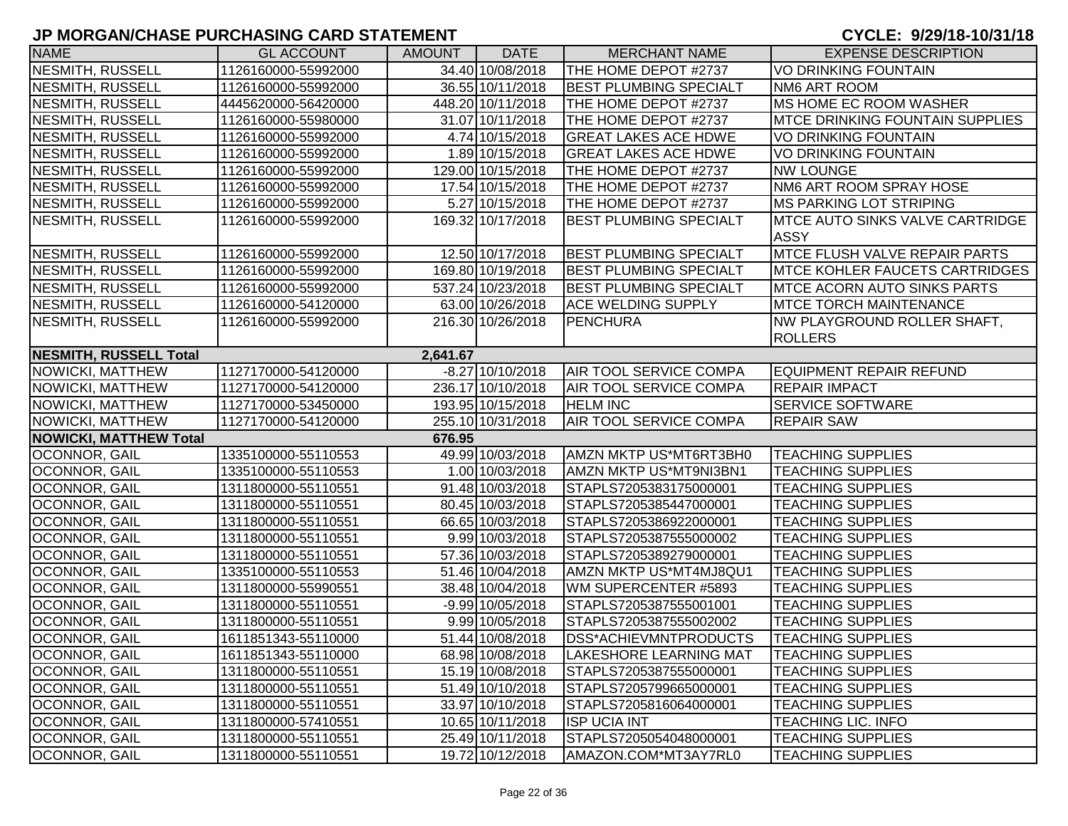# JP MORGAN/CHASE PURCHASING CARD STATEMENT

**CYCLE: 9/29/18-10/31/18**

| NAME | GL ACCOUNT | AMOUNT | DATE | MERCHANT NAME | EXPENSE DESCRIPTION |
|---|---|---|---|---|---|
| NESMITH, RUSSELL | 1126160000-55992000 | 34.40 | 10/08/2018 | THE HOME DEPOT #2737 | VO DRINKING FOUNTAIN |
| NESMITH, RUSSELL | 1126160000-55992000 | 36.55 | 10/11/2018 | BEST PLUMBING SPECIALT | NM6 ART ROOM |
| NESMITH, RUSSELL | 4445620000-56420000 | 448.20 | 10/11/2018 | THE HOME DEPOT #2737 | MS HOME EC ROOM WASHER |
| NESMITH, RUSSELL | 1126160000-55980000 | 31.07 | 10/11/2018 | THE HOME DEPOT #2737 | MTCE DRINKING FOUNTAIN SUPPLIES |
| NESMITH, RUSSELL | 1126160000-55992000 | 4.74 | 10/15/2018 | GREAT LAKES ACE HDWE | VO DRINKING FOUNTAIN |
| NESMITH, RUSSELL | 1126160000-55992000 | 1.89 | 10/15/2018 | GREAT LAKES ACE HDWE | VO DRINKING FOUNTAIN |
| NESMITH, RUSSELL | 1126160000-55992000 | 129.00 | 10/15/2018 | THE HOME DEPOT #2737 | NW LOUNGE |
| NESMITH, RUSSELL | 1126160000-55992000 | 17.54 | 10/15/2018 | THE HOME DEPOT #2737 | NM6 ART ROOM SPRAY HOSE |
| NESMITH, RUSSELL | 1126160000-55992000 | 5.27 | 10/15/2018 | THE HOME DEPOT #2737 | MS PARKING LOT STRIPING |
| NESMITH, RUSSELL | 1126160000-55992000 | 169.32 | 10/17/2018 | BEST PLUMBING SPECIALT | MTCE AUTO SINKS VALVE CARTRIDGE ASSY |
| NESMITH, RUSSELL | 1126160000-55992000 | 12.50 | 10/17/2018 | BEST PLUMBING SPECIALT | MTCE FLUSH VALVE REPAIR PARTS |
| NESMITH, RUSSELL | 1126160000-55992000 | 169.80 | 10/19/2018 | BEST PLUMBING SPECIALT | MTCE KOHLER FAUCETS CARTRIDGES |
| NESMITH, RUSSELL | 1126160000-55992000 | 537.24 | 10/23/2018 | BEST PLUMBING SPECIALT | MTCE ACORN AUTO SINKS PARTS |
| NESMITH, RUSSELL | 1126160000-54120000 | 63.00 | 10/26/2018 | ACE WELDING SUPPLY | MTCE TORCH MAINTENANCE |
| NESMITH, RUSSELL | 1126160000-55992000 | 216.30 | 10/26/2018 | PENCHURA | NW PLAYGROUND ROLLER SHAFT, ROLLERS |
| **NESMITH, RUSSELL Total** | | **2,641.67** | | | |
| NOWICKI, MATTHEW | 1127170000-54120000 | -8.27 | 10/10/2018 | AIR TOOL SERVICE COMPA | EQUIPMENT REPAIR REFUND |
| NOWICKI, MATTHEW | 1127170000-54120000 | 236.17 | 10/10/2018 | AIR TOOL SERVICE COMPA | REPAIR IMPACT |
| NOWICKI, MATTHEW | 1127170000-53450000 | 193.95 | 10/15/2018 | HELM INC | SERVICE SOFTWARE |
| NOWICKI, MATTHEW | 1127170000-54120000 | 255.10 | 10/31/2018 | AIR TOOL SERVICE COMPA | REPAIR SAW |
| **NOWICKI, MATTHEW Total** | | **676.95** | | | |
| OCONNOR, GAIL | 1335100000-55110553 | 49.99 | 10/03/2018 | AMZN MKTP US*MT6RT3BH0 | TEACHING SUPPLIES |
| OCONNOR, GAIL | 1335100000-55110553 | 1.00 | 10/03/2018 | AMZN MKTP US*MT9NI3BN1 | TEACHING SUPPLIES |
| OCONNOR, GAIL | 1311800000-55110551 | 91.48 | 10/03/2018 | STAPLS7205383175000001 | TEACHING SUPPLIES |
| OCONNOR, GAIL | 1311800000-55110551 | 80.45 | 10/03/2018 | STAPLS7205385447000001 | TEACHING SUPPLIES |
| OCONNOR, GAIL | 1311800000-55110551 | 66.65 | 10/03/2018 | STAPLS7205386922000001 | TEACHING SUPPLIES |
| OCONNOR, GAIL | 1311800000-55110551 | 9.99 | 10/03/2018 | STAPLS7205387555000002 | TEACHING SUPPLIES |
| OCONNOR, GAIL | 1311800000-55110551 | 57.36 | 10/03/2018 | STAPLS7205389279000001 | TEACHING SUPPLIES |
| OCONNOR, GAIL | 1335100000-55110553 | 51.46 | 10/04/2018 | AMZN MKTP US*MT4MJ8QU1 | TEACHING SUPPLIES |
| OCONNOR, GAIL | 1311800000-55990551 | 38.48 | 10/04/2018 | WM SUPERCENTER #5893 | TEACHING SUPPLIES |
| OCONNOR, GAIL | 1311800000-55110551 | -9.99 | 10/05/2018 | STAPLS7205387555001001 | TEACHING SUPPLIES |
| OCONNOR, GAIL | 1311800000-55110551 | 9.99 | 10/05/2018 | STAPLS7205387555002002 | TEACHING SUPPLIES |
| OCONNOR, GAIL | 1611851343-55110000 | 51.44 | 10/08/2018 | DSS*ACHIEVMNTPRODUCTS | TEACHING SUPPLIES |
| OCONNOR, GAIL | 1611851343-55110000 | 68.98 | 10/08/2018 | LAKESHORE LEARNING MAT | TEACHING SUPPLIES |
| OCONNOR, GAIL | 1311800000-55110551 | 15.19 | 10/08/2018 | STAPLS7205387555000001 | TEACHING SUPPLIES |
| OCONNOR, GAIL | 1311800000-55110551 | 51.49 | 10/10/2018 | STAPLS7205799665000001 | TEACHING SUPPLIES |
| OCONNOR, GAIL | 1311800000-55110551 | 33.97 | 10/10/2018 | STAPLS7205816064000001 | TEACHING SUPPLIES |
| OCONNOR, GAIL | 1311800000-57410551 | 10.65 | 10/11/2018 | ISP UCIA INT | TEACHING LIC. INFO |
| OCONNOR, GAIL | 1311800000-55110551 | 25.49 | 10/11/2018 | STAPLS7205054048000001 | TEACHING SUPPLIES |
| OCONNOR, GAIL | 1311800000-55110551 | 19.72 | 10/12/2018 | AMAZON.COM*MT3AY7RL0 | TEACHING SUPPLIES |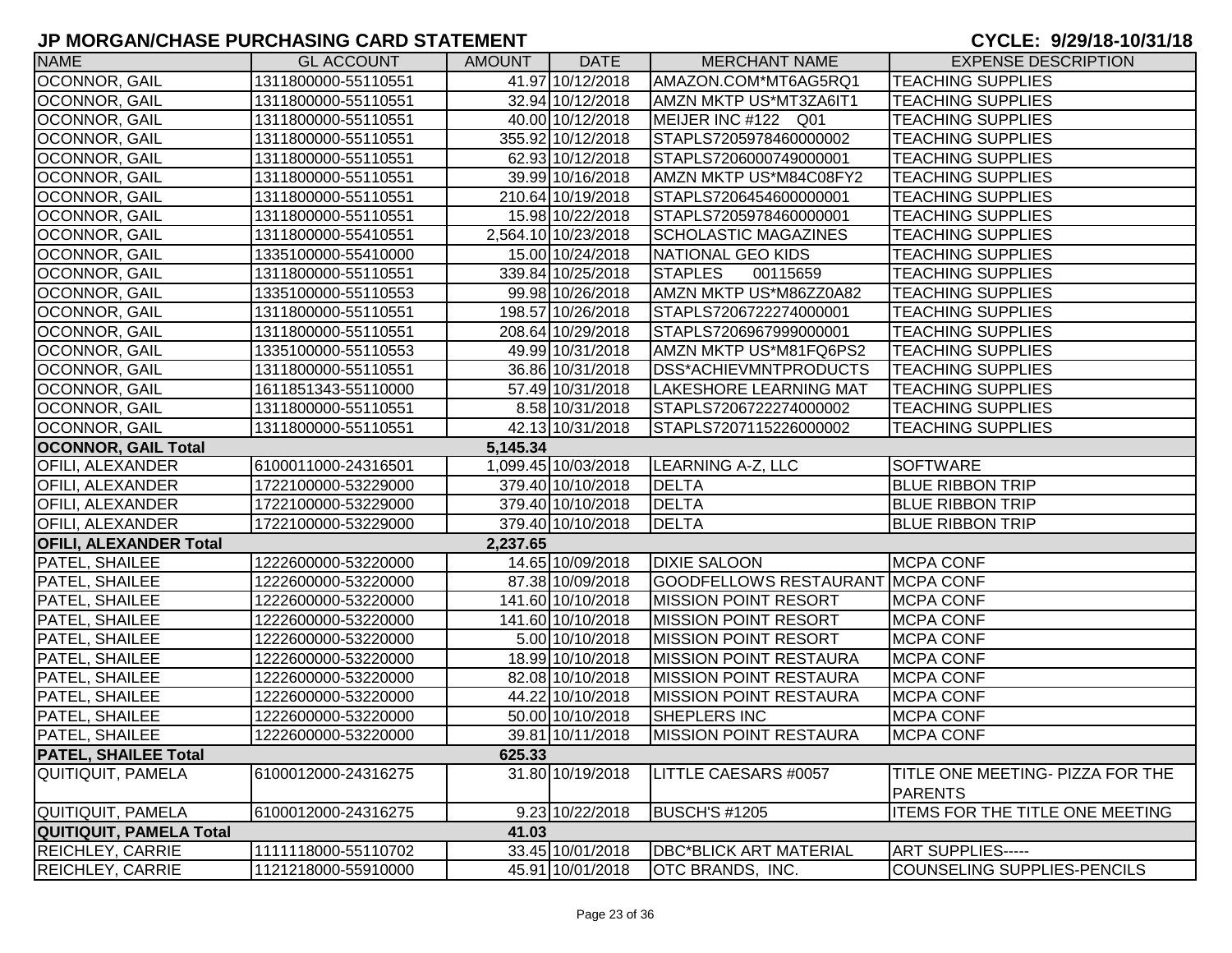# JP MORGAN/CHASE PURCHASING CARD STATEMENT

**CYCLE: 9/29/18-10/31/18**

| NAME | GL ACCOUNT | AMOUNT | DATE | MERCHANT NAME | EXPENSE DESCRIPTION |
|---|---|---|---|---|---|
| OCONNOR, GAIL | 1311800000-55110551 | 41.97 | 10/12/2018 | AMAZON.COM*MT6AG5RQ1 | TEACHING SUPPLIES |
| OCONNOR, GAIL | 1311800000-55110551 | 32.94 | 10/12/2018 | AMZN MKTP US*MT3ZA6IT1 | TEACHING SUPPLIES |
| OCONNOR, GAIL | 1311800000-55110551 | 40.00 | 10/12/2018 | MEIJER INC #122 Q01 | TEACHING SUPPLIES |
| OCONNOR, GAIL | 1311800000-55110551 | 355.92 | 10/12/2018 | STAPLS7205978460000002 | TEACHING SUPPLIES |
| OCONNOR, GAIL | 1311800000-55110551 | 62.93 | 10/12/2018 | STAPLS7206000749000001 | TEACHING SUPPLIES |
| OCONNOR, GAIL | 1311800000-55110551 | 39.99 | 10/16/2018 | AMZN MKTP US*M84C08FY2 | TEACHING SUPPLIES |
| OCONNOR, GAIL | 1311800000-55110551 | 210.64 | 10/19/2018 | STAPLS7206454600000001 | TEACHING SUPPLIES |
| OCONNOR, GAIL | 1311800000-55110551 | 15.98 | 10/22/2018 | STAPLS7205978460000001 | TEACHING SUPPLIES |
| OCONNOR, GAIL | 1311800000-55410551 | 2,564.10 | 10/23/2018 | SCHOLASTIC MAGAZINES | TEACHING SUPPLIES |
| OCONNOR, GAIL | 1335100000-55410000 | 15.00 | 10/24/2018 | NATIONAL GEO KIDS | TEACHING SUPPLIES |
| OCONNOR, GAIL | 1311800000-55110551 | 339.84 | 10/25/2018 | STAPLES 00115659 | TEACHING SUPPLIES |
| OCONNOR, GAIL | 1335100000-55110553 | 99.98 | 10/26/2018 | AMZN MKTP US*M86ZZ0A82 | TEACHING SUPPLIES |
| OCONNOR, GAIL | 1311800000-55110551 | 198.57 | 10/26/2018 | STAPLS7206722274000001 | TEACHING SUPPLIES |
| OCONNOR, GAIL | 1311800000-55110551 | 208.64 | 10/29/2018 | STAPLS7206967999000001 | TEACHING SUPPLIES |
| OCONNOR, GAIL | 1335100000-55110553 | 49.99 | 10/31/2018 | AMZN MKTP US*M81FQ6PS2 | TEACHING SUPPLIES |
| OCONNOR, GAIL | 1311800000-55110551 | 36.86 | 10/31/2018 | DSS*ACHIEVMNTPRODUCTS | TEACHING SUPPLIES |
| OCONNOR, GAIL | 1611851343-55110000 | 57.49 | 10/31/2018 | LAKESHORE LEARNING MAT | TEACHING SUPPLIES |
| OCONNOR, GAIL | 1311800000-55110551 | 8.58 | 10/31/2018 | STAPLS7206722274000002 | TEACHING SUPPLIES |
| OCONNOR, GAIL | 1311800000-55110551 | 42.13 | 10/31/2018 | STAPLS7207115226000002 | TEACHING SUPPLIES |
| **OCONNOR, GAIL Total** | | **5,145.34** | | | |
| OFILI, ALEXANDER | 6100011000-24316501 | 1,099.45 | 10/03/2018 | LEARNING A-Z, LLC | SOFTWARE |
| OFILI, ALEXANDER | 1722100000-53229000 | 379.40 | 10/10/2018 | DELTA | BLUE RIBBON TRIP |
| OFILI, ALEXANDER | 1722100000-53229000 | 379.40 | 10/10/2018 | DELTA | BLUE RIBBON TRIP |
| OFILI, ALEXANDER | 1722100000-53229000 | 379.40 | 10/10/2018 | DELTA | BLUE RIBBON TRIP |
| **OFILI, ALEXANDER Total** | | **2,237.65** | | | |
| PATEL, SHAILEE | 1222600000-53220000 | 14.65 | 10/09/2018 | DIXIE SALOON | MCPA CONF |
| PATEL, SHAILEE | 1222600000-53220000 | 87.38 | 10/09/2018 | GOODFELLOWS RESTAURANT | MCPA CONF |
| PATEL, SHAILEE | 1222600000-53220000 | 141.60 | 10/10/2018 | MISSION POINT RESORT | MCPA CONF |
| PATEL, SHAILEE | 1222600000-53220000 | 141.60 | 10/10/2018 | MISSION POINT RESORT | MCPA CONF |
| PATEL, SHAILEE | 1222600000-53220000 | 5.00 | 10/10/2018 | MISSION POINT RESORT | MCPA CONF |
| PATEL, SHAILEE | 1222600000-53220000 | 18.99 | 10/10/2018 | MISSION POINT RESTAURA | MCPA CONF |
| PATEL, SHAILEE | 1222600000-53220000 | 82.08 | 10/10/2018 | MISSION POINT RESTAURA | MCPA CONF |
| PATEL, SHAILEE | 1222600000-53220000 | 44.22 | 10/10/2018 | MISSION POINT RESTAURA | MCPA CONF |
| PATEL, SHAILEE | 1222600000-53220000 | 50.00 | 10/10/2018 | SHEPLERS INC | MCPA CONF |
| PATEL, SHAILEE | 1222600000-53220000 | 39.81 | 10/11/2018 | MISSION POINT RESTAURA | MCPA CONF |
| **PATEL, SHAILEE Total** | | **625.33** | | | |
| QUITIQUIT, PAMELA | 6100012000-24316275 | 31.80 | 10/19/2018 | LITTLE CAESARS #0057 | TITLE ONE MEETING- PIZZA FOR THE PARENTS |
| QUITIQUIT, PAMELA | 6100012000-24316275 | 9.23 | 10/22/2018 | BUSCH'S #1205 | ITEMS FOR THE TITLE ONE MEETING |
| **QUITIQUIT, PAMELA Total** | | **41.03** | | | |
| REICHLEY, CARRIE | 1111118000-55110702 | 33.45 | 10/01/2018 | DBC*BLICK ART MATERIAL | ART SUPPLIES----- |
| REICHLEY, CARRIE | 1121218000-55910000 | 45.91 | 10/01/2018 | OTC BRANDS, INC. | COUNSELING SUPPLIES-PENCILS |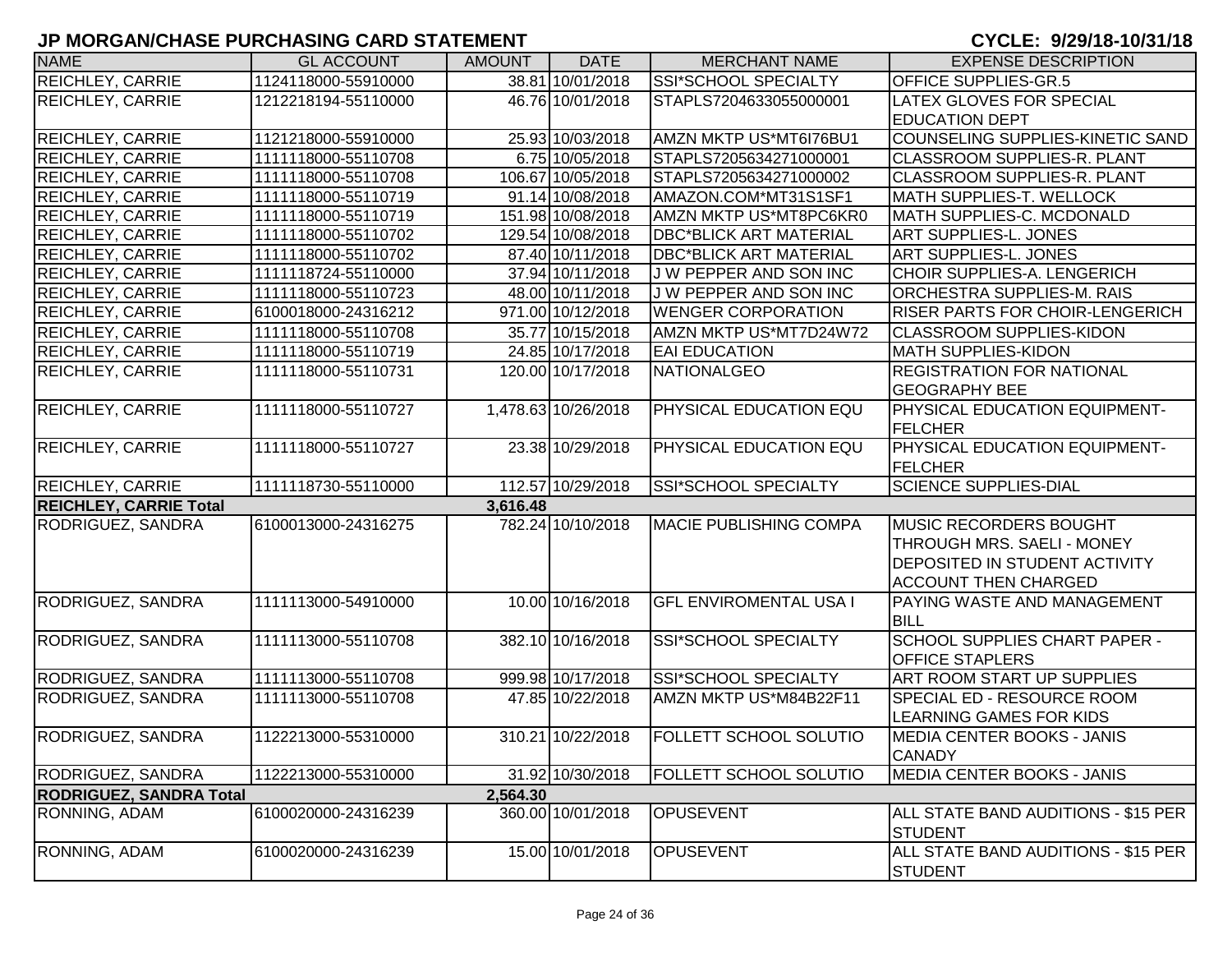# JP MORGAN/CHASE PURCHASING CARD STATEMENT

**CYCLE: 9/29/18-10/31/18**

| NAME | GL ACCOUNT | AMOUNT | DATE | MERCHANT NAME | EXPENSE DESCRIPTION |
|---|---|---|---|---|---|
| REICHLEY, CARRIE | 1124118000-55910000 | 38.81 | 10/01/2018 | SSI*SCHOOL SPECIALTY | OFFICE SUPPLIES-GR.5 |
| REICHLEY, CARRIE | 1212218194-55110000 | 46.76 | 10/01/2018 | STAPLS7204633055000001 | LATEX GLOVES FOR SPECIAL EDUCATION DEPT |
| REICHLEY, CARRIE | 1121218000-55910000 | 25.93 | 10/03/2018 | AMZN MKTP US*MT6I76BU1 | COUNSELING SUPPLIES-KINETIC SAND |
| REICHLEY, CARRIE | 1111118000-55110708 | 6.75 | 10/05/2018 | STAPLS7205634271000001 | CLASSROOM SUPPLIES-R. PLANT |
| REICHLEY, CARRIE | 1111118000-55110708 | 106.67 | 10/05/2018 | STAPLS7205634271000002 | CLASSROOM SUPPLIES-R. PLANT |
| REICHLEY, CARRIE | 1111118000-55110719 | 91.14 | 10/08/2018 | AMAZON.COM*MT31S1SF1 | MATH SUPPLIES-T. WELLOCK |
| REICHLEY, CARRIE | 1111118000-55110719 | 151.98 | 10/08/2018 | AMZN MKTP US*MT8PC6KR0 | MATH SUPPLIES-C. MCDONALD |
| REICHLEY, CARRIE | 1111118000-55110702 | 129.54 | 10/08/2018 | DBC*BLICK ART MATERIAL | ART SUPPLIES-L. JONES |
| REICHLEY, CARRIE | 1111118000-55110702 | 87.40 | 10/11/2018 | DBC*BLICK ART MATERIAL | ART SUPPLIES-L. JONES |
| REICHLEY, CARRIE | 1111118724-55110000 | 37.94 | 10/11/2018 | J W PEPPER AND SON INC | CHOIR SUPPLIES-A. LENGERICH |
| REICHLEY, CARRIE | 1111118000-55110723 | 48.00 | 10/11/2018 | J W PEPPER AND SON INC | ORCHESTRA SUPPLIES-M. RAIS |
| REICHLEY, CARRIE | 6100018000-24316212 | 971.00 | 10/12/2018 | WENGER CORPORATION | RISER PARTS FOR CHOIR-LENGERICH |
| REICHLEY, CARRIE | 1111118000-55110708 | 35.77 | 10/15/2018 | AMZN MKTP US*MT7D24W72 | CLASSROOM SUPPLIES-KIDON |
| REICHLEY, CARRIE | 1111118000-55110719 | 24.85 | 10/17/2018 | EAI EDUCATION | MATH SUPPLIES-KIDON |
| REICHLEY, CARRIE | 1111118000-55110731 | 120.00 | 10/17/2018 | NATIONALGEO | REGISTRATION FOR NATIONAL GEOGRAPHY BEE |
| REICHLEY, CARRIE | 1111118000-55110727 | 1,478.63 | 10/26/2018 | PHYSICAL EDUCATION EQU | PHYSICAL EDUCATION EQUIPMENT-FELCHER |
| REICHLEY, CARRIE | 1111118000-55110727 | 23.38 | 10/29/2018 | PHYSICAL EDUCATION EQU | PHYSICAL EDUCATION EQUIPMENT-FELCHER |
| REICHLEY, CARRIE | 1111118730-55110000 | 112.57 | 10/29/2018 | SSI*SCHOOL SPECIALTY | SCIENCE SUPPLIES-DIAL |
| **REICHLEY, CARRIE Total** | | **3,616.48** | | | |
| RODRIGUEZ, SANDRA | 6100013000-24316275 | 782.24 | 10/10/2018 | MACIE PUBLISHING COMPA | MUSIC RECORDERS BOUGHT THROUGH MRS. SAELI - MONEY DEPOSITED IN STUDENT ACTIVITY ACCOUNT THEN CHARGED |
| RODRIGUEZ, SANDRA | 1111113000-54910000 | 10.00 | 10/16/2018 | GFL ENVIROMENTAL USA I | PAYING WASTE AND MANAGEMENT BILL |
| RODRIGUEZ, SANDRA | 1111113000-55110708 | 382.10 | 10/16/2018 | SSI*SCHOOL SPECIALTY | SCHOOL SUPPLIES CHART PAPER - OFFICE STAPLERS |
| RODRIGUEZ, SANDRA | 1111113000-55110708 | 999.98 | 10/17/2018 | SSI*SCHOOL SPECIALTY | ART ROOM START UP SUPPLIES |
| RODRIGUEZ, SANDRA | 1111113000-55110708 | 47.85 | 10/22/2018 | AMZN MKTP US*M84B22F11 | SPECIAL ED - RESOURCE ROOM LEARNING GAMES FOR KIDS |
| RODRIGUEZ, SANDRA | 1122213000-55310000 | 310.21 | 10/22/2018 | FOLLETT SCHOOL SOLUTIO | MEDIA CENTER BOOKS - JANIS CANADY |
| RODRIGUEZ, SANDRA | 1122213000-55310000 | 31.92 | 10/30/2018 | FOLLETT SCHOOL SOLUTIO | MEDIA CENTER BOOKS - JANIS |
| **RODRIGUEZ, SANDRA Total** | | **2,564.30** | | | |
| RONNING, ADAM | 6100020000-24316239 | 360.00 | 10/01/2018 | OPUSEVENT | ALL STATE BAND AUDITIONS - $15 PER STUDENT |
| RONNING, ADAM | 6100020000-24316239 | 15.00 | 10/01/2018 | OPUSEVENT | ALL STATE BAND AUDITIONS - $15 PER STUDENT |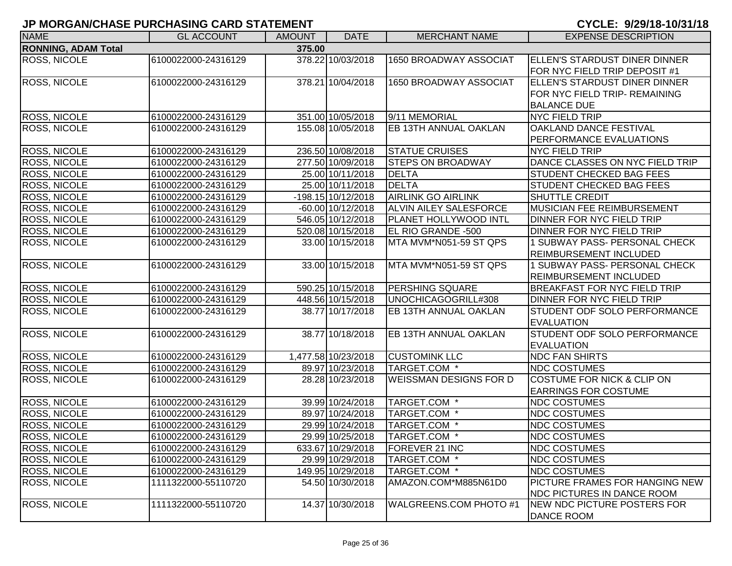# JP MORGAN/CHASE PURCHASING CARD STATEMENT

**CYCLE: 9/29/18-10/31/18**

| NAME | GL ACCOUNT | AMOUNT | DATE | MERCHANT NAME | EXPENSE DESCRIPTION |
|---|---|---|---|---|---|
| **RONNING, ADAM Total** | | **375.00** | | | |
| ROSS, NICOLE | 6100022000-24316129 | 378.22 | 10/03/2018 | 1650 BROADWAY ASSOCIAT | ELLEN'S STARDUST DINER DINNER FOR NYC FIELD TRIP DEPOSIT #1 |
| ROSS, NICOLE | 6100022000-24316129 | 378.21 | 10/04/2018 | 1650 BROADWAY ASSOCIAT | ELLEN'S STARDUST DINER DINNER FOR NYC FIELD TRIP- REMAINING BALANCE DUE |
| ROSS, NICOLE | 6100022000-24316129 | 351.00 | 10/05/2018 | 9/11 MEMORIAL | NYC FIELD TRIP |
| ROSS, NICOLE | 6100022000-24316129 | 155.08 | 10/05/2018 | EB 13TH ANNUAL OAKLAN | OAKLAND DANCE FESTIVAL PERFORMANCE EVALUATIONS |
| ROSS, NICOLE | 6100022000-24316129 | 236.50 | 10/08/2018 | STATUE CRUISES | NYC FIELD TRIP |
| ROSS, NICOLE | 6100022000-24316129 | 277.50 | 10/09/2018 | STEPS ON BROADWAY | DANCE CLASSES ON NYC FIELD TRIP |
| ROSS, NICOLE | 6100022000-24316129 | 25.00 | 10/11/2018 | DELTA | STUDENT CHECKED BAG FEES |
| ROSS, NICOLE | 6100022000-24316129 | 25.00 | 10/11/2018 | DELTA | STUDENT CHECKED BAG FEES |
| ROSS, NICOLE | 6100022000-24316129 | -198.15 | 10/12/2018 | AIRLINK GO AIRLINK | SHUTTLE CREDIT |
| ROSS, NICOLE | 6100022000-24316129 | -60.00 | 10/12/2018 | ALVIN AILEY SALESFORCE | MUSICIAN FEE REIMBURSEMENT |
| ROSS, NICOLE | 6100022000-24316129 | 546.05 | 10/12/2018 | PLANET HOLLYWOOD INTL | DINNER FOR NYC FIELD TRIP |
| ROSS, NICOLE | 6100022000-24316129 | 520.08 | 10/15/2018 | EL RIO GRANDE -500 | DINNER FOR NYC FIELD TRIP |
| ROSS, NICOLE | 6100022000-24316129 | 33.00 | 10/15/2018 | MTA MVM*N051-59 ST QPS | 1 SUBWAY PASS- PERSONAL CHECK REIMBURSEMENT INCLUDED |
| ROSS, NICOLE | 6100022000-24316129 | 33.00 | 10/15/2018 | MTA MVM*N051-59 ST QPS | 1 SUBWAY PASS- PERSONAL CHECK REIMBURSEMENT INCLUDED |
| ROSS, NICOLE | 6100022000-24316129 | 590.25 | 10/15/2018 | PERSHING SQUARE | BREAKFAST FOR NYC FIELD TRIP |
| ROSS, NICOLE | 6100022000-24316129 | 448.56 | 10/15/2018 | UNOCHICAGOGRILL#308 | DINNER FOR NYC FIELD TRIP |
| ROSS, NICOLE | 6100022000-24316129 | 38.77 | 10/17/2018 | EB 13TH ANNUAL OAKLAN | STUDENT ODF SOLO PERFORMANCE EVALUATION |
| ROSS, NICOLE | 6100022000-24316129 | 38.77 | 10/18/2018 | EB 13TH ANNUAL OAKLAN | STUDENT ODF SOLO PERFORMANCE EVALUATION |
| ROSS, NICOLE | 6100022000-24316129 | 1,477.58 | 10/23/2018 | CUSTOMINK LLC | NDC FAN SHIRTS |
| ROSS, NICOLE | 6100022000-24316129 | 89.97 | 10/23/2018 | TARGET.COM * | NDC COSTUMES |
| ROSS, NICOLE | 6100022000-24316129 | 28.28 | 10/23/2018 | WEISSMAN DESIGNS FOR D | COSTUME FOR NICK & CLIP ON EARRINGS FOR COSTUME |
| ROSS, NICOLE | 6100022000-24316129 | 39.99 | 10/24/2018 | TARGET.COM * | NDC COSTUMES |
| ROSS, NICOLE | 6100022000-24316129 | 89.97 | 10/24/2018 | TARGET.COM * | NDC COSTUMES |
| ROSS, NICOLE | 6100022000-24316129 | 29.99 | 10/24/2018 | TARGET.COM * | NDC COSTUMES |
| ROSS, NICOLE | 6100022000-24316129 | 29.99 | 10/25/2018 | TARGET.COM * | NDC COSTUMES |
| ROSS, NICOLE | 6100022000-24316129 | 633.67 | 10/29/2018 | FOREVER 21 INC | NDC COSTUMES |
| ROSS, NICOLE | 6100022000-24316129 | 29.99 | 10/29/2018 | TARGET.COM * | NDC COSTUMES |
| ROSS, NICOLE | 6100022000-24316129 | 149.95 | 10/29/2018 | TARGET.COM * | NDC COSTUMES |
| ROSS, NICOLE | 1111322000-55110720 | 54.50 | 10/30/2018 | AMAZON.COM*M885N61D0 | PICTURE FRAMES FOR HANGING NEW NDC PICTURES IN DANCE ROOM |
| ROSS, NICOLE | 1111322000-55110720 | 14.37 | 10/30/2018 | WALGREENS.COM PHOTO #1 | NEW NDC PICTURE POSTERS FOR DANCE ROOM |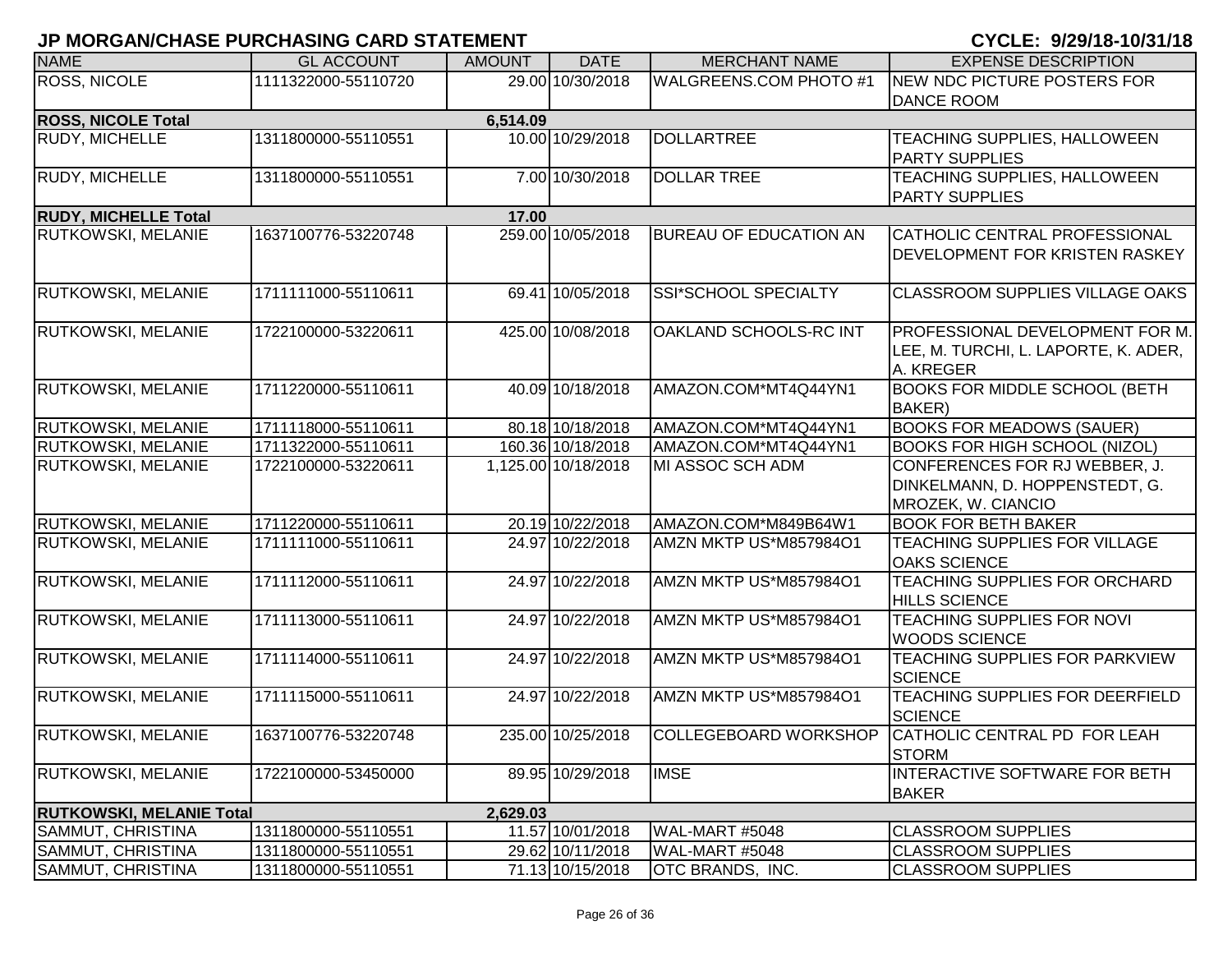## JP MORGAN/CHASE PURCHASING CARD STATEMENT

**CYCLE: 9/29/18-10/31/18**

| NAME | GL ACCOUNT | AMOUNT | DATE | MERCHANT NAME | EXPENSE DESCRIPTION |
|---|---|---|---|---|---|
| ROSS, NICOLE | 1111322000-55110720 | 29.00 | 10/30/2018 | WALGREENS.COM PHOTO #1 | NEW NDC PICTURE POSTERS FOR DANCE ROOM |
| **ROSS, NICOLE Total** | | **6,514.09** | | | |
| RUDY, MICHELLE | 1311800000-55110551 | 10.00 | 10/29/2018 | DOLLARTREE | TEACHING SUPPLIES, HALLOWEEN PARTY SUPPLIES |
| RUDY, MICHELLE | 1311800000-55110551 | 7.00 | 10/30/2018 | DOLLAR TREE | TEACHING SUPPLIES, HALLOWEEN PARTY SUPPLIES |
| **RUDY, MICHELLE Total** | | **17.00** | | | |
| RUTKOWSKI, MELANIE | 1637100776-53220748 | 259.00 | 10/05/2018 | BUREAU OF EDUCATION AN | CATHOLIC CENTRAL PROFESSIONAL DEVELOPMENT FOR KRISTEN RASKEY |
| RUTKOWSKI, MELANIE | 1711111000-55110611 | 69.41 | 10/05/2018 | SSI*SCHOOL SPECIALTY | CLASSROOM SUPPLIES VILLAGE OAKS |
| RUTKOWSKI, MELANIE | 1722100000-53220611 | 425.00 | 10/08/2018 | OAKLAND SCHOOLS-RC INT | PROFESSIONAL DEVELOPMENT FOR M. LEE, M. TURCHI, L. LAPORTE, K. ADER, A. KREGER |
| RUTKOWSKI, MELANIE | 1711220000-55110611 | 40.09 | 10/18/2018 | AMAZON.COM*MT4Q44YN1 | BOOKS FOR MIDDLE SCHOOL (BETH BAKER) |
| RUTKOWSKI, MELANIE | 1711118000-55110611 | 80.18 | 10/18/2018 | AMAZON.COM*MT4Q44YN1 | BOOKS FOR MEADOWS (SAUER) |
| RUTKOWSKI, MELANIE | 1711322000-55110611 | 160.36 | 10/18/2018 | AMAZON.COM*MT4Q44YN1 | BOOKS FOR HIGH SCHOOL (NIZOL) |
| RUTKOWSKI, MELANIE | 1722100000-53220611 | 1,125.00 | 10/18/2018 | MI ASSOC SCH ADM | CONFERENCES FOR RJ WEBBER, J. DINKELMANN, D. HOPPENSTEDT, G. MROZEK, W. CIANCIO |
| RUTKOWSKI, MELANIE | 1711220000-55110611 | 20.19 | 10/22/2018 | AMAZON.COM*M849B64W1 | BOOK FOR BETH BAKER |
| RUTKOWSKI, MELANIE | 1711111000-55110611 | 24.97 | 10/22/2018 | AMZN MKTP US*M857984O1 | TEACHING SUPPLIES FOR VILLAGE OAKS SCIENCE |
| RUTKOWSKI, MELANIE | 1711112000-55110611 | 24.97 | 10/22/2018 | AMZN MKTP US*M857984O1 | TEACHING SUPPLIES FOR ORCHARD HILLS SCIENCE |
| RUTKOWSKI, MELANIE | 1711113000-55110611 | 24.97 | 10/22/2018 | AMZN MKTP US*M857984O1 | TEACHING SUPPLIES FOR NOVI WOODS SCIENCE |
| RUTKOWSKI, MELANIE | 1711114000-55110611 | 24.97 | 10/22/2018 | AMZN MKTP US*M857984O1 | TEACHING SUPPLIES FOR PARKVIEW SCIENCE |
| RUTKOWSKI, MELANIE | 1711115000-55110611 | 24.97 | 10/22/2018 | AMZN MKTP US*M857984O1 | TEACHING SUPPLIES FOR DEERFIELD SCIENCE |
| RUTKOWSKI, MELANIE | 1637100776-53220748 | 235.00 | 10/25/2018 | COLLEGEBOARD WORKSHOP | CATHOLIC CENTRAL PD FOR LEAH STORM |
| RUTKOWSKI, MELANIE | 1722100000-53450000 | 89.95 | 10/29/2018 | IMSE | INTERACTIVE SOFTWARE FOR BETH BAKER |
| **RUTKOWSKI, MELANIE Total** | | **2,629.03** | | | |
| SAMMUT, CHRISTINA | 1311800000-55110551 | 11.57 | 10/01/2018 | WAL-MART #5048 | CLASSROOM SUPPLIES |
| SAMMUT, CHRISTINA | 1311800000-55110551 | 29.62 | 10/11/2018 | WAL-MART #5048 | CLASSROOM SUPPLIES |
| SAMMUT, CHRISTINA | 1311800000-55110551 | 71.13 | 10/15/2018 | OTC BRANDS, INC. | CLASSROOM SUPPLIES |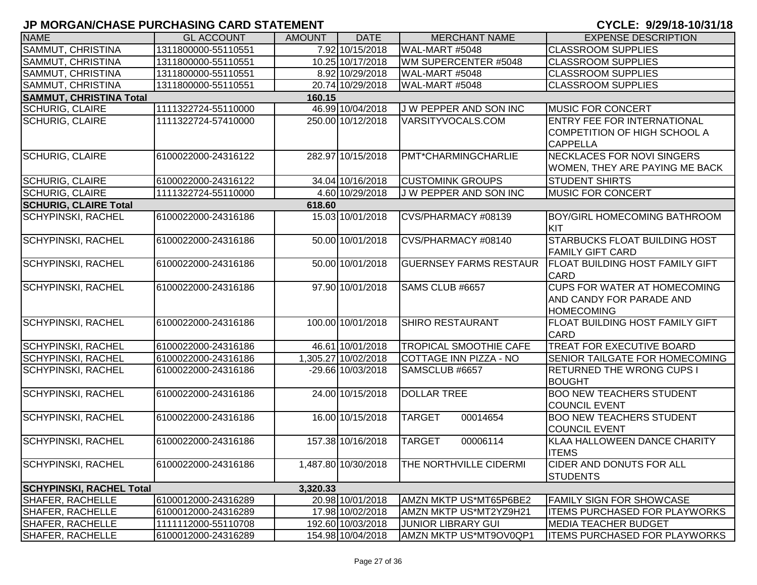# JP MORGAN/CHASE PURCHASING CARD STATEMENT

**CYCLE: 9/29/18-10/31/18**

| NAME | GL ACCOUNT | AMOUNT | DATE | MERCHANT NAME | EXPENSE DESCRIPTION |
|---|---|---|---|---|---|
| SAMMUT, CHRISTINA | 1311800000-55110551 | 7.92 | 10/15/2018 | WAL-MART #5048 | CLASSROOM SUPPLIES |
| SAMMUT, CHRISTINA | 1311800000-55110551 | 10.25 | 10/17/2018 | WM SUPERCENTER #5048 | CLASSROOM SUPPLIES |
| SAMMUT, CHRISTINA | 1311800000-55110551 | 8.92 | 10/29/2018 | WAL-MART #5048 | CLASSROOM SUPPLIES |
| SAMMUT, CHRISTINA | 1311800000-55110551 | 20.74 | 10/29/2018 | WAL-MART #5048 | CLASSROOM SUPPLIES |
| **SAMMUT, CHRISTINA Total** | | **160.15** | | | |
| SCHURIG, CLAIRE | 1111322724-55110000 | 46.99 | 10/04/2018 | J W PEPPER AND SON INC | MUSIC FOR CONCERT |
| SCHURIG, CLAIRE | 1111322724-57410000 | 250.00 | 10/12/2018 | VARSITYVOCALS.COM | ENTRY FEE FOR INTERNATIONAL COMPETITION OF HIGH SCHOOL A CAPPELLA |
| SCHURIG, CLAIRE | 6100022000-24316122 | 282.97 | 10/15/2018 | PMT*CHARMINGCHARLIE | NECKLACES FOR NOVI SINGERS WOMEN, THEY ARE PAYING ME BACK |
| SCHURIG, CLAIRE | 6100022000-24316122 | 34.04 | 10/16/2018 | CUSTOMINK GROUPS | STUDENT SHIRTS |
| SCHURIG, CLAIRE | 1111322724-55110000 | 4.60 | 10/29/2018 | J W PEPPER AND SON INC | MUSIC FOR CONCERT |
| **SCHURIG, CLAIRE Total** | | **618.60** | | | |
| SCHYPINSKI, RACHEL | 6100022000-24316186 | 15.03 | 10/01/2018 | CVS/PHARMACY #08139 | BOY/GIRL HOMECOMING BATHROOM KIT |
| SCHYPINSKI, RACHEL | 6100022000-24316186 | 50.00 | 10/01/2018 | CVS/PHARMACY #08140 | STARBUCKS FLOAT BUILDING HOST FAMILY GIFT CARD |
| SCHYPINSKI, RACHEL | 6100022000-24316186 | 50.00 | 10/01/2018 | GUERNSEY FARMS RESTAUR | FLOAT BUILDING HOST FAMILY GIFT CARD |
| SCHYPINSKI, RACHEL | 6100022000-24316186 | 97.90 | 10/01/2018 | SAMS CLUB #6657 | CUPS FOR WATER AT HOMECOMING AND CANDY FOR PARADE AND HOMECOMING |
| SCHYPINSKI, RACHEL | 6100022000-24316186 | 100.00 | 10/01/2018 | SHIRO RESTAURANT | FLOAT BUILDING HOST FAMILY GIFT CARD |
| SCHYPINSKI, RACHEL | 6100022000-24316186 | 46.61 | 10/01/2018 | TROPICAL SMOOTHIE CAFE | TREAT FOR EXECUTIVE BOARD |
| SCHYPINSKI, RACHEL | 6100022000-24316186 | 1,305.27 | 10/02/2018 | COTTAGE INN PIZZA - NO | SENIOR TAILGATE FOR HOMECOMING |
| SCHYPINSKI, RACHEL | 6100022000-24316186 | -29.66 | 10/03/2018 | SAMSCLUB #6657 | RETURNED THE WRONG CUPS I BOUGHT |
| SCHYPINSKI, RACHEL | 6100022000-24316186 | 24.00 | 10/15/2018 | DOLLAR TREE | BOO NEW TEACHERS STUDENT COUNCIL EVENT |
| SCHYPINSKI, RACHEL | 6100022000-24316186 | 16.00 | 10/15/2018 | TARGET 00014654 | BOO NEW TEACHERS STUDENT COUNCIL EVENT |
| SCHYPINSKI, RACHEL | 6100022000-24316186 | 157.38 | 10/16/2018 | TARGET 00006114 | KLAA HALLOWEEN DANCE CHARITY ITEMS |
| SCHYPINSKI, RACHEL | 6100022000-24316186 | 1,487.80 | 10/30/2018 | THE NORTHVILLE CIDERMI | CIDER AND DONUTS FOR ALL STUDENTS |
| **SCHYPINSKI, RACHEL Total** | | **3,320.33** | | | |
| SHAFER, RACHELLE | 6100012000-24316289 | 20.98 | 10/01/2018 | AMZN MKTP US*MT65P6BE2 | FAMILY SIGN FOR SHOWCASE |
| SHAFER, RACHELLE | 6100012000-24316289 | 17.98 | 10/02/2018 | AMZN MKTP US*MT2YZ9H21 | ITEMS PURCHASED FOR PLAYWORKS |
| SHAFER, RACHELLE | 1111112000-55110708 | 192.60 | 10/03/2018 | JUNIOR LIBRARY GUI | MEDIA TEACHER BUDGET |
| SHAFER, RACHELLE | 6100012000-24316289 | 154.98 | 10/04/2018 | AMZN MKTP US*MT9OV0QP1 | ITEMS PURCHASED FOR PLAYWORKS |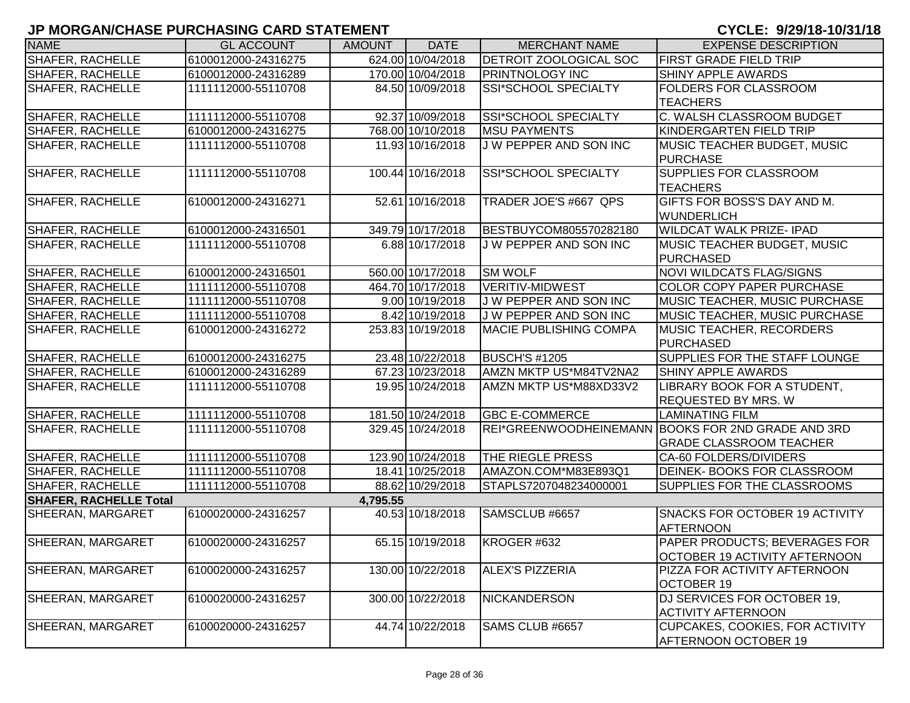# JP MORGAN/CHASE PURCHASING CARD STATEMENT

**CYCLE: 9/29/18-10/31/18**

| NAME | GL ACCOUNT | AMOUNT | DATE | MERCHANT NAME | EXPENSE DESCRIPTION |
|---|---|---|---|---|---|
| SHAFER, RACHELLE | 6100012000-24316275 | 624.00 | 10/04/2018 | DETROIT ZOOLOGICAL SOC | FIRST GRADE FIELD TRIP |
| SHAFER, RACHELLE | 6100012000-24316289 | 170.00 | 10/04/2018 | PRINTNOLOGY INC | SHINY APPLE AWARDS |
| SHAFER, RACHELLE | 1111112000-55110708 | 84.50 | 10/09/2018 | SSI*SCHOOL SPECIALTY | FOLDERS FOR CLASSROOM TEACHERS |
| SHAFER, RACHELLE | 1111112000-55110708 | 92.37 | 10/09/2018 | SSI*SCHOOL SPECIALTY | C. WALSH CLASSROOM BUDGET |
| SHAFER, RACHELLE | 6100012000-24316275 | 768.00 | 10/10/2018 | MSU PAYMENTS | KINDERGARTEN FIELD TRIP |
| SHAFER, RACHELLE | 1111112000-55110708 | 11.93 | 10/16/2018 | J W PEPPER AND SON INC | MUSIC TEACHER BUDGET, MUSIC PURCHASE |
| SHAFER, RACHELLE | 1111112000-55110708 | 100.44 | 10/16/2018 | SSI*SCHOOL SPECIALTY | SUPPLIES FOR CLASSROOM TEACHERS |
| SHAFER, RACHELLE | 6100012000-24316271 | 52.61 | 10/16/2018 | TRADER JOE'S #667 QPS | GIFTS FOR BOSS'S DAY AND M. WUNDERLICH |
| SHAFER, RACHELLE | 6100012000-24316501 | 349.79 | 10/17/2018 | BESTBUYCOM805570282180 | WILDCAT WALK PRIZE- IPAD |
| SHAFER, RACHELLE | 1111112000-55110708 | 6.88 | 10/17/2018 | J W PEPPER AND SON INC | MUSIC TEACHER BUDGET, MUSIC PURCHASED |
| SHAFER, RACHELLE | 6100012000-24316501 | 560.00 | 10/17/2018 | SM WOLF | NOVI WILDCATS FLAG/SIGNS |
| SHAFER, RACHELLE | 1111112000-55110708 | 464.70 | 10/17/2018 | VERITIV-MIDWEST | COLOR COPY PAPER PURCHASE |
| SHAFER, RACHELLE | 1111112000-55110708 | 9.00 | 10/19/2018 | J W PEPPER AND SON INC | MUSIC TEACHER, MUSIC PURCHASE |
| SHAFER, RACHELLE | 1111112000-55110708 | 8.42 | 10/19/2018 | J W PEPPER AND SON INC | MUSIC TEACHER, MUSIC PURCHASE |
| SHAFER, RACHELLE | 6100012000-24316272 | 253.83 | 10/19/2018 | MACIE PUBLISHING COMPA | MUSIC TEACHER, RECORDERS PURCHASED |
| SHAFER, RACHELLE | 6100012000-24316275 | 23.48 | 10/22/2018 | BUSCH'S #1205 | SUPPLIES FOR THE STAFF LOUNGE |
| SHAFER, RACHELLE | 6100012000-24316289 | 67.23 | 10/23/2018 | AMZN MKTP US*M84TV2NA2 | SHINY APPLE AWARDS |
| SHAFER, RACHELLE | 1111112000-55110708 | 19.95 | 10/24/2018 | AMZN MKTP US*M88XD33V2 | LIBRARY BOOK FOR A STUDENT, REQUESTED BY MRS. W |
| SHAFER, RACHELLE | 1111112000-55110708 | 181.50 | 10/24/2018 | GBC E-COMMERCE | LAMINATING FILM |
| SHAFER, RACHELLE | 1111112000-55110708 | 329.45 | 10/24/2018 | REI*GREENWOODHEINEMANN | BOOKS FOR 2ND GRADE AND 3RD GRADE CLASSROOM TEACHER |
| SHAFER, RACHELLE | 1111112000-55110708 | 123.90 | 10/24/2018 | THE RIEGLE PRESS | CA-60 FOLDERS/DIVIDERS |
| SHAFER, RACHELLE | 1111112000-55110708 | 18.41 | 10/25/2018 | AMAZON.COM*M83E893Q1 | DEINEK- BOOKS FOR CLASSROOM |
| SHAFER, RACHELLE | 1111112000-55110708 | 88.62 | 10/29/2018 | STAPLS7207048234000001 | SUPPLIES FOR THE CLASSROOMS |
| **SHAFER, RACHELLE Total** | | **4,795.55** | | | |
| SHEERAN, MARGARET | 6100020000-24316257 | 40.53 | 10/18/2018 | SAMSCLUB #6657 | SNACKS FOR OCTOBER 19 ACTIVITY AFTERNOON |
| SHEERAN, MARGARET | 6100020000-24316257 | 65.15 | 10/19/2018 | KROGER #632 | PAPER PRODUCTS; BEVERAGES FOR OCTOBER 19 ACTIVITY AFTERNOON |
| SHEERAN, MARGARET | 6100020000-24316257 | 130.00 | 10/22/2018 | ALEX'S PIZZERIA | PIZZA FOR ACTIVITY AFTERNOON OCTOBER 19 |
| SHEERAN, MARGARET | 6100020000-24316257 | 300.00 | 10/22/2018 | NICKANDERSON | DJ SERVICES FOR OCTOBER 19, ACTIVITY AFTERNOON |
| SHEERAN, MARGARET | 6100020000-24316257 | 44.74 | 10/22/2018 | SAMS CLUB #6657 | CUPCAKES, COOKIES, FOR ACTIVITY AFTERNOON OCTOBER 19 |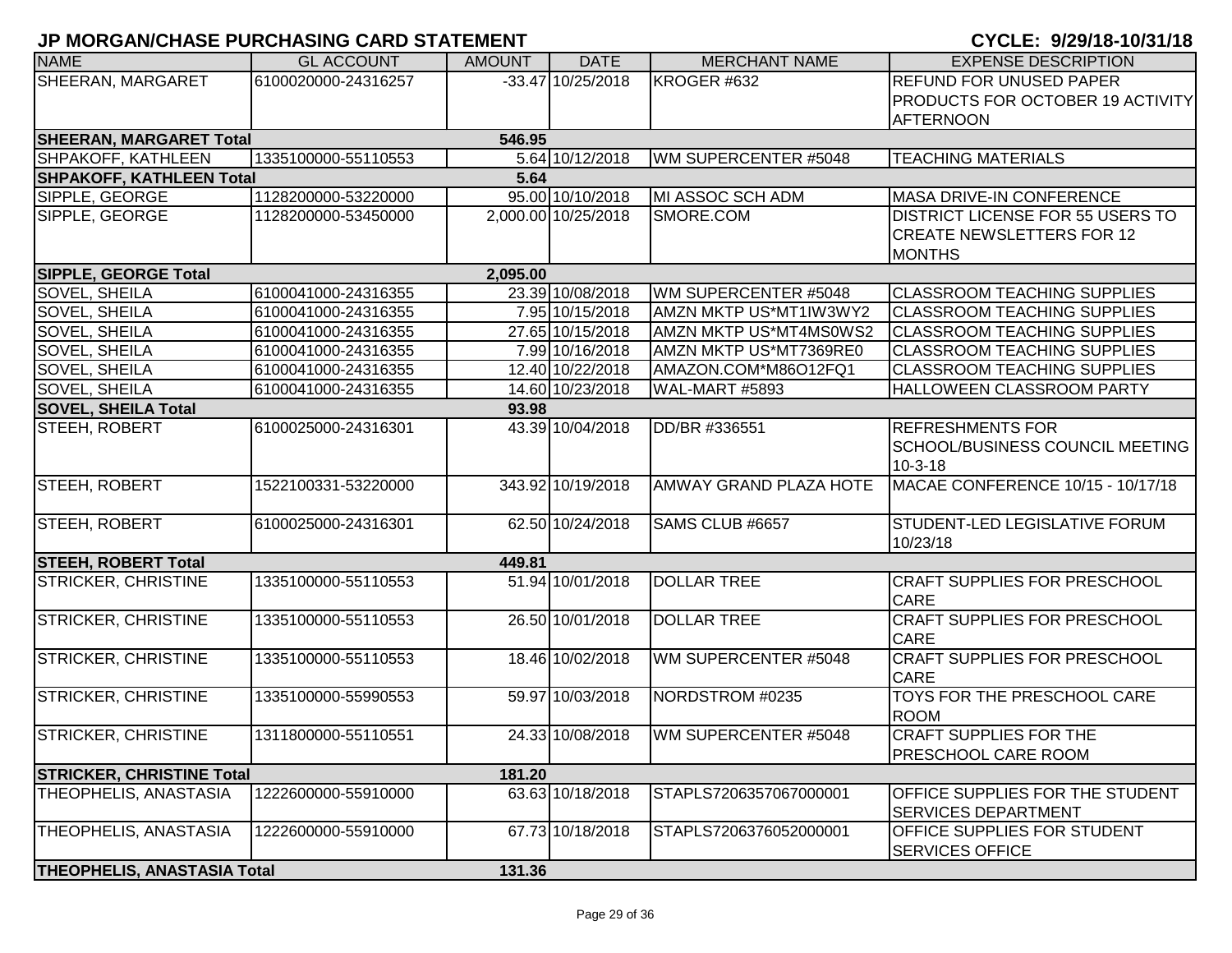# JP MORGAN/CHASE PURCHASING CARD STATEMENT

**CYCLE: 9/29/18-10/31/18**

| NAME | GL ACCOUNT | AMOUNT | DATE | MERCHANT NAME | EXPENSE DESCRIPTION |
|---|---|---|---|---|---|
| SHEERAN, MARGARET | 6100020000-24316257 | -33.47 | 10/25/2018 | KROGER #632 | REFUND FOR UNUSED PAPER PRODUCTS FOR OCTOBER 19 ACTIVITY AFTERNOON |
| **SHEERAN, MARGARET Total** | | **546.95** | | | |
| SHPAKOFF, KATHLEEN | 1335100000-55110553 | 5.64 | 10/12/2018 | WM SUPERCENTER #5048 | TEACHING MATERIALS |
| **SHPAKOFF, KATHLEEN Total** | | **5.64** | | | |
| SIPPLE, GEORGE | 1128200000-53220000 | 95.00 | 10/10/2018 | MI ASSOC SCH ADM | MASA DRIVE-IN CONFERENCE |
| SIPPLE, GEORGE | 1128200000-53450000 | 2,000.00 | 10/25/2018 | SMORE.COM | DISTRICT LICENSE FOR 55 USERS TO CREATE NEWSLETTERS FOR 12 MONTHS |
| **SIPPLE, GEORGE Total** | | **2,095.00** | | | |
| SOVEL, SHEILA | 6100041000-24316355 | 23.39 | 10/08/2018 | WM SUPERCENTER #5048 | CLASSROOM TEACHING SUPPLIES |
| SOVEL, SHEILA | 6100041000-24316355 | 7.95 | 10/15/2018 | AMZN MKTP US*MT1IW3WY2 | CLASSROOM TEACHING SUPPLIES |
| SOVEL, SHEILA | 6100041000-24316355 | 27.65 | 10/15/2018 | AMZN MKTP US*MT4MS0WS2 | CLASSROOM TEACHING SUPPLIES |
| SOVEL, SHEILA | 6100041000-24316355 | 7.99 | 10/16/2018 | AMZN MKTP US*MT7369RE0 | CLASSROOM TEACHING SUPPLIES |
| SOVEL, SHEILA | 6100041000-24316355 | 12.40 | 10/22/2018 | AMAZON.COM*M86O12FQ1 | CLASSROOM TEACHING SUPPLIES |
| SOVEL, SHEILA | 6100041000-24316355 | 14.60 | 10/23/2018 | WAL-MART #5893 | HALLOWEEN CLASSROOM PARTY |
| **SOVEL, SHEILA Total** | | **93.98** | | | |
| STEEH, ROBERT | 6100025000-24316301 | 43.39 | 10/04/2018 | DD/BR #336551 | REFRESHMENTS FOR SCHOOL/BUSINESS COUNCIL MEETING 10-3-18 |
| STEEH, ROBERT | 1522100331-53220000 | 343.92 | 10/19/2018 | AMWAY GRAND PLAZA HOTE | MACAE CONFERENCE 10/15 - 10/17/18 |
| STEEH, ROBERT | 6100025000-24316301 | 62.50 | 10/24/2018 | SAMS CLUB #6657 | STUDENT-LED LEGISLATIVE FORUM 10/23/18 |
| **STEEH, ROBERT Total** | | **449.81** | | | |
| STRICKER, CHRISTINE | 1335100000-55110553 | 51.94 | 10/01/2018 | DOLLAR TREE | CRAFT SUPPLIES FOR PRESCHOOL CARE |
| STRICKER, CHRISTINE | 1335100000-55110553 | 26.50 | 10/01/2018 | DOLLAR TREE | CRAFT SUPPLIES FOR PRESCHOOL CARE |
| STRICKER, CHRISTINE | 1335100000-55110553 | 18.46 | 10/02/2018 | WM SUPERCENTER #5048 | CRAFT SUPPLIES FOR PRESCHOOL CARE |
| STRICKER, CHRISTINE | 1335100000-55990553 | 59.97 | 10/03/2018 | NORDSTROM #0235 | TOYS FOR THE PRESCHOOL CARE ROOM |
| STRICKER, CHRISTINE | 1311800000-55110551 | 24.33 | 10/08/2018 | WM SUPERCENTER #5048 | CRAFT SUPPLIES FOR THE PRESCHOOL CARE ROOM |
| **STRICKER, CHRISTINE Total** | | **181.20** | | | |
| THEOPHELIS, ANASTASIA | 1222600000-55910000 | 63.63 | 10/18/2018 | STAPLS7206357067000001 | OFFICE SUPPLIES FOR THE STUDENT SERVICES DEPARTMENT |
| THEOPHELIS, ANASTASIA | 1222600000-55910000 | 67.73 | 10/18/2018 | STAPLS7206376052000001 | OFFICE SUPPLIES FOR STUDENT SERVICES OFFICE |
| **THEOPHELIS, ANASTASIA Total** | | **131.36** | | | |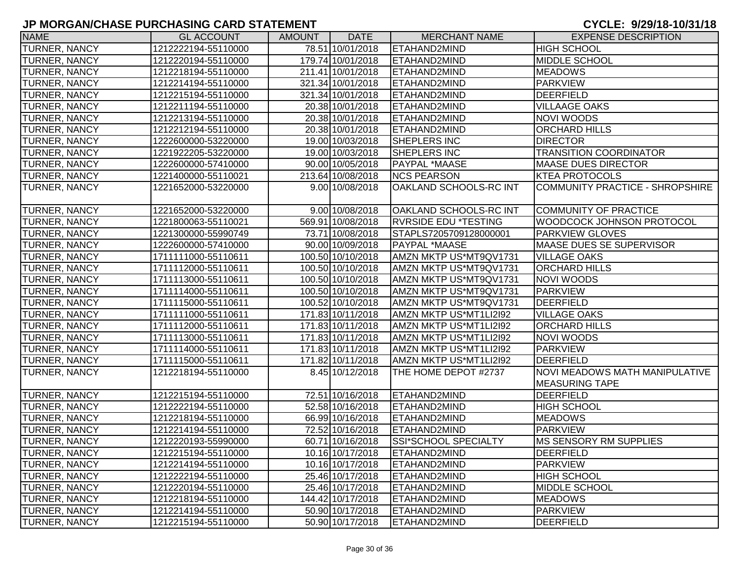# JP MORGAN/CHASE PURCHASING CARD STATEMENT

**CYCLE: 9/29/18-10/31/18**

| NAME | GL ACCOUNT | AMOUNT | DATE | MERCHANT NAME | EXPENSE DESCRIPTION |
|---|---|---|---|---|---|
| TURNER, NANCY | 1212222194-55110000 | 78.51 | 10/01/2018 | ETAHAND2MIND | HIGH SCHOOL |
| TURNER, NANCY | 1212220194-55110000 | 179.74 | 10/01/2018 | ETAHAND2MIND | MIDDLE SCHOOL |
| TURNER, NANCY | 1212218194-55110000 | 211.41 | 10/01/2018 | ETAHAND2MIND | MEADOWS |
| TURNER, NANCY | 1212214194-55110000 | 321.34 | 10/01/2018 | ETAHAND2MIND | PARKVIEW |
| TURNER, NANCY | 1212215194-55110000 | 321.34 | 10/01/2018 | ETAHAND2MIND | DEERFIELD |
| TURNER, NANCY | 1212211194-55110000 | 20.38 | 10/01/2018 | ETAHAND2MIND | VILLAAGE OAKS |
| TURNER, NANCY | 1212213194-55110000 | 20.38 | 10/01/2018 | ETAHAND2MIND | NOVI WOODS |
| TURNER, NANCY | 1212212194-55110000 | 20.38 | 10/01/2018 | ETAHAND2MIND | ORCHARD HILLS |
| TURNER, NANCY | 1222600000-53220000 | 19.00 | 10/03/2018 | SHEPLERS INC | DIRECTOR |
| TURNER, NANCY | 1221922205-53220000 | 19.00 | 10/03/2018 | SHEPLERS INC | TRANSITION COORDINATOR |
| TURNER, NANCY | 1222600000-57410000 | 90.00 | 10/05/2018 | PAYPAL *MAASE | MAASE DUES DIRECTOR |
| TURNER, NANCY | 1221400000-55110021 | 213.64 | 10/08/2018 | NCS PEARSON | KTEA PROTOCOLS |
| TURNER, NANCY | 1221652000-53220000 | 9.00 | 10/08/2018 | OAKLAND SCHOOLS-RC INT | COMMUNITY PRACTICE - SHROPSHIRE |
| TURNER, NANCY | 1221652000-53220000 | 9.00 | 10/08/2018 | OAKLAND SCHOOLS-RC INT | COMMUNITY OF PRACTICE |
| TURNER, NANCY | 1221800063-55110021 | 569.91 | 10/08/2018 | RVRSIDE EDU *TESTING | WOODCOCK JOHNSON PROTOCOL |
| TURNER, NANCY | 1221300000-55990749 | 73.71 | 10/08/2018 | STAPLS7205709128000001 | PARKVIEW GLOVES |
| TURNER, NANCY | 1222600000-57410000 | 90.00 | 10/09/2018 | PAYPAL *MAASE | MAASE DUES SE SUPERVISOR |
| TURNER, NANCY | 1711111000-55110611 | 100.50 | 10/10/2018 | AMZN MKTP US*MT9QV1731 | VILLAGE OAKS |
| TURNER, NANCY | 1711112000-55110611 | 100.50 | 10/10/2018 | AMZN MKTP US*MT9QV1731 | ORCHARD HILLS |
| TURNER, NANCY | 1711113000-55110611 | 100.50 | 10/10/2018 | AMZN MKTP US*MT9QV1731 | NOVI WOODS |
| TURNER, NANCY | 1711114000-55110611 | 100.50 | 10/10/2018 | AMZN MKTP US*MT9QV1731 | PARKVIEW |
| TURNER, NANCY | 1711115000-55110611 | 100.52 | 10/10/2018 | AMZN MKTP US*MT9QV1731 | DEERFIELD |
| TURNER, NANCY | 1711111000-55110611 | 171.83 | 10/11/2018 | AMZN MKTP US*MT1LI2I92 | VILLAGE OAKS |
| TURNER, NANCY | 1711112000-55110611 | 171.83 | 10/11/2018 | AMZN MKTP US*MT1LI2I92 | ORCHARD HILLS |
| TURNER, NANCY | 1711113000-55110611 | 171.83 | 10/11/2018 | AMZN MKTP US*MT1LI2I92 | NOVI WOODS |
| TURNER, NANCY | 1711114000-55110611 | 171.83 | 10/11/2018 | AMZN MKTP US*MT1LI2I92 | PARKVIEW |
| TURNER, NANCY | 1711115000-55110611 | 171.82 | 10/11/2018 | AMZN MKTP US*MT1LI2I92 | DEERFIELD |
| TURNER, NANCY | 1212218194-55110000 | 8.45 | 10/12/2018 | THE HOME DEPOT #2737 | NOVI MEADOWS MATH MANIPULATIVE MEASURING TAPE |
| TURNER, NANCY | 1212215194-55110000 | 72.51 | 10/16/2018 | ETAHAND2MIND | DEERFIELD |
| TURNER, NANCY | 1212222194-55110000 | 52.58 | 10/16/2018 | ETAHAND2MIND | HIGH SCHOOL |
| TURNER, NANCY | 1212218194-55110000 | 66.99 | 10/16/2018 | ETAHAND2MIND | MEADOWS |
| TURNER, NANCY | 1212214194-55110000 | 72.52 | 10/16/2018 | ETAHAND2MIND | PARKVIEW |
| TURNER, NANCY | 1212220193-55990000 | 60.71 | 10/16/2018 | SSI*SCHOOL SPECIALTY | MS SENSORY RM SUPPLIES |
| TURNER, NANCY | 1212215194-55110000 | 10.16 | 10/17/2018 | ETAHAND2MIND | DEERFIELD |
| TURNER, NANCY | 1212214194-55110000 | 10.16 | 10/17/2018 | ETAHAND2MIND | PARKVIEW |
| TURNER, NANCY | 1212222194-55110000 | 25.46 | 10/17/2018 | ETAHAND2MIND | HIGH SCHOOL |
| TURNER, NANCY | 1212220194-55110000 | 25.46 | 10/17/2018 | ETAHAND2MIND | MIDDLE SCHOOL |
| TURNER, NANCY | 1212218194-55110000 | 144.42 | 10/17/2018 | ETAHAND2MIND | MEADOWS |
| TURNER, NANCY | 1212214194-55110000 | 50.90 | 10/17/2018 | ETAHAND2MIND | PARKVIEW |
| TURNER, NANCY | 1212215194-55110000 | 50.90 | 10/17/2018 | ETAHAND2MIND | DEERFIELD |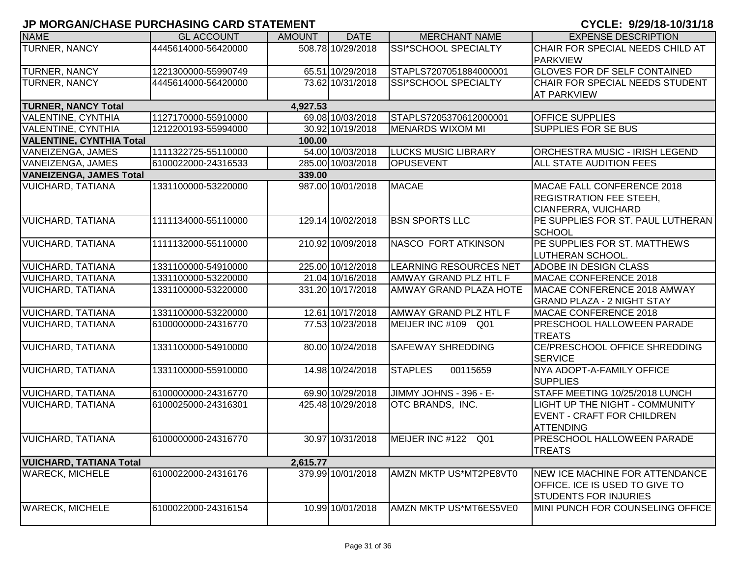# JP MORGAN/CHASE PURCHASING CARD STATEMENT

**CYCLE: 9/29/18-10/31/18**

| NAME | GL ACCOUNT | AMOUNT | DATE | MERCHANT NAME | EXPENSE DESCRIPTION |
|---|---|---|---|---|---|
| TURNER, NANCY | 4445614000-56420000 | 508.78 | 10/29/2018 | SSI*SCHOOL SPECIALTY | CHAIR FOR SPECIAL NEEDS CHILD AT PARKVIEW |
| TURNER, NANCY | 1221300000-55990749 | 65.51 | 10/29/2018 | STAPLS7207051884000001 | GLOVES FOR DF SELF CONTAINED |
| TURNER, NANCY | 4445614000-56420000 | 73.62 | 10/31/2018 | SSI*SCHOOL SPECIALTY | CHAIR FOR SPECIAL NEEDS STUDENT AT PARKVIEW |
| **TURNER, NANCY Total** | | **4,927.53** | | | |
| VALENTINE, CYNTHIA | 1127170000-55910000 | 69.08 | 10/03/2018 | STAPLS7205370612000001 | OFFICE SUPPLIES |
| VALENTINE, CYNTHIA | 1212200193-55994000 | 30.92 | 10/19/2018 | MENARDS WIXOM MI | SUPPLIES FOR SE BUS |
| **VALENTINE, CYNTHIA Total** | | **100.00** | | | |
| VANEIZENGA, JAMES | 1111322725-55110000 | 54.00 | 10/03/2018 | LUCKS MUSIC LIBRARY | ORCHESTRA MUSIC - IRISH LEGEND |
| VANEIZENGA, JAMES | 6100022000-24316533 | 285.00 | 10/03/2018 | OPUSEVENT | ALL STATE AUDITION FEES |
| **VANEIZENGA, JAMES Total** | | **339.00** | | | |
| VUICHARD, TATIANA | 1331100000-53220000 | 987.00 | 10/01/2018 | MACAE | MACAE FALL CONFERENCE 2018 REGISTRATION FEE STEEH, CIANFERRA, VUICHARD |
| VUICHARD, TATIANA | 1111134000-55110000 | 129.14 | 10/02/2018 | BSN SPORTS LLC | PE SUPPLIES FOR ST. PAUL LUTHERAN SCHOOL |
| VUICHARD, TATIANA | 1111132000-55110000 | 210.92 | 10/09/2018 | NASCO FORT ATKINSON | PE SUPPLIES FOR ST. MATTHEWS LUTHERAN SCHOOL. |
| VUICHARD, TATIANA | 1331100000-54910000 | 225.00 | 10/12/2018 | LEARNING RESOURCES NET | ADOBE IN DESIGN CLASS |
| VUICHARD, TATIANA | 1331100000-53220000 | 21.04 | 10/16/2018 | AMWAY GRAND PLZ HTL F | MACAE CONFERENCE 2018 |
| VUICHARD, TATIANA | 1331100000-53220000 | 331.20 | 10/17/2018 | AMWAY GRAND PLAZA HOTE | MACAE CONFERENCE 2018 AMWAY GRAND PLAZA - 2 NIGHT STAY |
| VUICHARD, TATIANA | 1331100000-53220000 | 12.61 | 10/17/2018 | AMWAY GRAND PLZ HTL F | MACAE CONFERENCE 2018 |
| VUICHARD, TATIANA | 6100000000-24316770 | 77.53 | 10/23/2018 | MEIJER INC #109 Q01 | PRESCHOOL HALLOWEEN PARADE TREATS |
| VUICHARD, TATIANA | 1331100000-54910000 | 80.00 | 10/24/2018 | SAFEWAY SHREDDING | CE/PRESCHOOL OFFICE SHREDDING SERVICE |
| VUICHARD, TATIANA | 1331100000-55910000 | 14.98 | 10/24/2018 | STAPLES 00115659 | NYA ADOPT-A-FAMILY OFFICE SUPPLIES |
| VUICHARD, TATIANA | 6100000000-24316770 | 69.90 | 10/29/2018 | JIMMY JOHNS - 396 - E- | STAFF MEETING 10/25/2018 LUNCH |
| VUICHARD, TATIANA | 6100025000-24316301 | 425.48 | 10/29/2018 | OTC BRANDS, INC. | LIGHT UP THE NIGHT - COMMUNITY EVENT - CRAFT FOR CHILDREN ATTENDING |
| VUICHARD, TATIANA | 6100000000-24316770 | 30.97 | 10/31/2018 | MEIJER INC #122 Q01 | PRESCHOOL HALLOWEEN PARADE TREATS |
| **VUICHARD, TATIANA Total** | | **2,615.77** | | | |
| WARECK, MICHELE | 6100022000-24316176 | 379.99 | 10/01/2018 | AMZN MKTP US*MT2PE8VT0 | NEW ICE MACHINE FOR ATTENDANCE OFFICE. ICE IS USED TO GIVE TO STUDENTS FOR INJURIES |
| WARECK, MICHELE | 6100022000-24316154 | 10.99 | 10/01/2018 | AMZN MKTP US*MT6ES5VE0 | MINI PUNCH FOR COUNSELING OFFICE |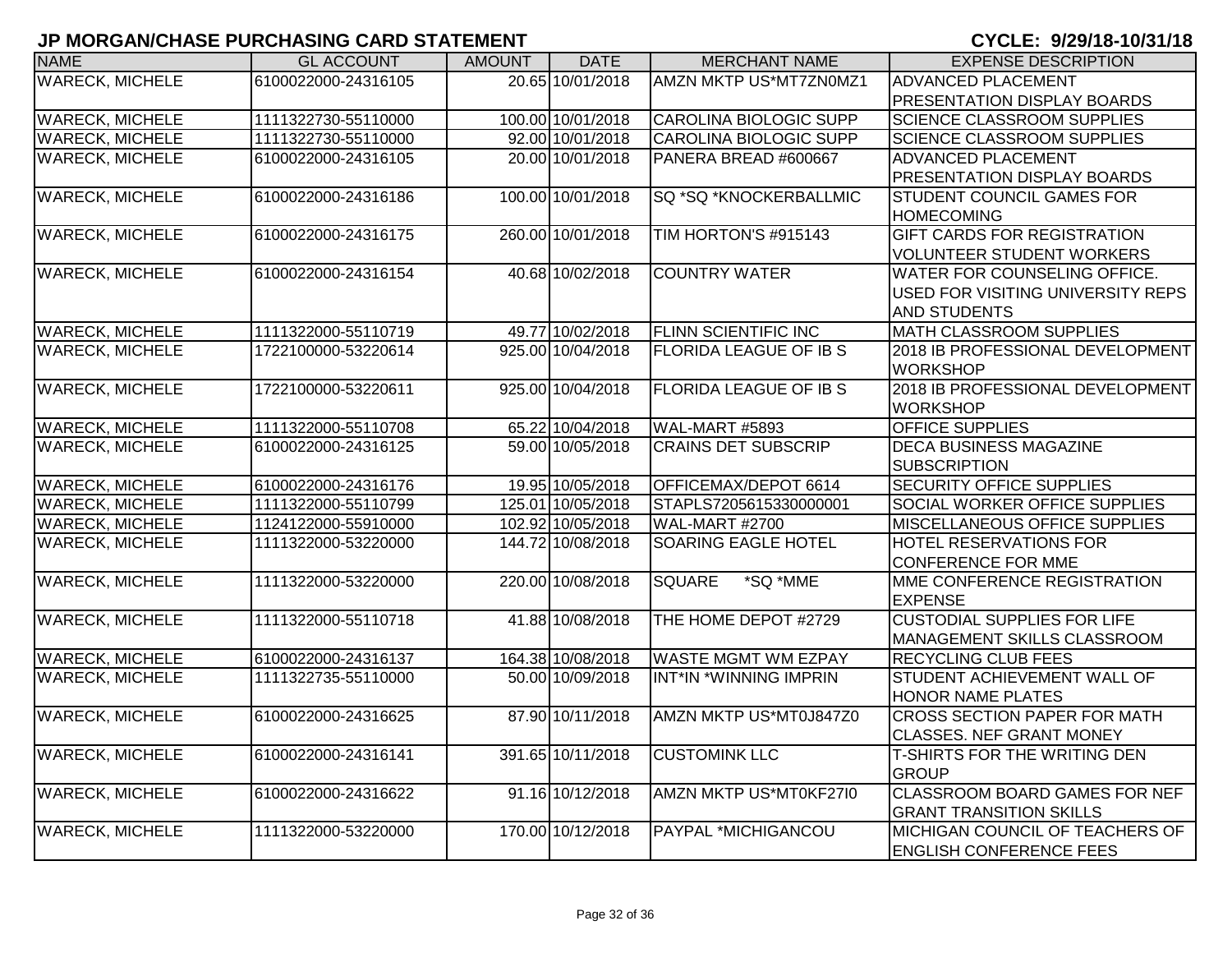# JP MORGAN/CHASE PURCHASING CARD STATEMENT

**CYCLE: 9/29/18-10/31/18**

| NAME | GL ACCOUNT | AMOUNT | DATE | MERCHANT NAME | EXPENSE DESCRIPTION |
|---|---|---|---|---|---|
| WARECK, MICHELE | 6100022000-24316105 | 20.65 | 10/01/2018 | AMZN MKTP US*MT7ZN0MZ1 | ADVANCED PLACEMENT PRESENTATION DISPLAY BOARDS |
| WARECK, MICHELE | 1111322730-55110000 | 100.00 | 10/01/2018 | CAROLINA BIOLOGIC SUPP | SCIENCE CLASSROOM SUPPLIES |
| WARECK, MICHELE | 1111322730-55110000 | 92.00 | 10/01/2018 | CAROLINA BIOLOGIC SUPP | SCIENCE CLASSROOM SUPPLIES |
| WARECK, MICHELE | 6100022000-24316105 | 20.00 | 10/01/2018 | PANERA BREAD #600667 | ADVANCED PLACEMENT PRESENTATION DISPLAY BOARDS |
| WARECK, MICHELE | 6100022000-24316186 | 100.00 | 10/01/2018 | SQ *SQ *KNOCKERBALLMIC | STUDENT COUNCIL GAMES FOR HOMECOMING |
| WARECK, MICHELE | 6100022000-24316175 | 260.00 | 10/01/2018 | TIM HORTON'S #915143 | GIFT CARDS FOR REGISTRATION VOLUNTEER STUDENT WORKERS |
| WARECK, MICHELE | 6100022000-24316154 | 40.68 | 10/02/2018 | COUNTRY WATER | WATER FOR COUNSELING OFFICE. USED FOR VISITING UNIVERSITY REPS AND STUDENTS |
| WARECK, MICHELE | 1111322000-55110719 | 49.77 | 10/02/2018 | FLINN SCIENTIFIC INC | MATH CLASSROOM SUPPLIES |
| WARECK, MICHELE | 1722100000-53220614 | 925.00 | 10/04/2018 | FLORIDA LEAGUE OF IB S | 2018 IB PROFESSIONAL DEVELOPMENT WORKSHOP |
| WARECK, MICHELE | 1722100000-53220611 | 925.00 | 10/04/2018 | FLORIDA LEAGUE OF IB S | 2018 IB PROFESSIONAL DEVELOPMENT WORKSHOP |
| WARECK, MICHELE | 1111322000-55110708 | 65.22 | 10/04/2018 | WAL-MART #5893 | OFFICE SUPPLIES |
| WARECK, MICHELE | 6100022000-24316125 | 59.00 | 10/05/2018 | CRAINS DET SUBSCRIP | DECA BUSINESS MAGAZINE SUBSCRIPTION |
| WARECK, MICHELE | 6100022000-24316176 | 19.95 | 10/05/2018 | OFFICEMAX/DEPOT 6614 | SECURITY OFFICE SUPPLIES |
| WARECK, MICHELE | 1111322000-55110799 | 125.01 | 10/05/2018 | STAPLS7205615330000001 | SOCIAL WORKER OFFICE SUPPLIES |
| WARECK, MICHELE | 1124122000-55910000 | 102.92 | 10/05/2018 | WAL-MART #2700 | MISCELLANEOUS OFFICE SUPPLIES |
| WARECK, MICHELE | 1111322000-53220000 | 144.72 | 10/08/2018 | SOARING EAGLE HOTEL | HOTEL RESERVATIONS FOR CONFERENCE FOR MME |
| WARECK, MICHELE | 1111322000-53220000 | 220.00 | 10/08/2018 | SQUARE *SQ *MME | MME CONFERENCE REGISTRATION EXPENSE |
| WARECK, MICHELE | 1111322000-55110718 | 41.88 | 10/08/2018 | THE HOME DEPOT #2729 | CUSTODIAL SUPPLIES FOR LIFE MANAGEMENT SKILLS CLASSROOM |
| WARECK, MICHELE | 6100022000-24316137 | 164.38 | 10/08/2018 | WASTE MGMT WM EZPAY | RECYCLING CLUB FEES |
| WARECK, MICHELE | 1111322735-55110000 | 50.00 | 10/09/2018 | INT*IN *WINNING IMPRIN | STUDENT ACHIEVEMENT WALL OF HONOR NAME PLATES |
| WARECK, MICHELE | 6100022000-24316625 | 87.90 | 10/11/2018 | AMZN MKTP US*MT0J847Z0 | CROSS SECTION PAPER FOR MATH CLASSES. NEF GRANT MONEY |
| WARECK, MICHELE | 6100022000-24316141 | 391.65 | 10/11/2018 | CUSTOMINK LLC | T-SHIRTS FOR THE WRITING DEN GROUP |
| WARECK, MICHELE | 6100022000-24316622 | 91.16 | 10/12/2018 | AMZN MKTP US*MT0KF27I0 | CLASSROOM BOARD GAMES FOR NEF GRANT TRANSITION SKILLS |
| WARECK, MICHELE | 1111322000-53220000 | 170.00 | 10/12/2018 | PAYPAL *MICHIGANCOU | MICHIGAN COUNCIL OF TEACHERS OF ENGLISH CONFERENCE FEES |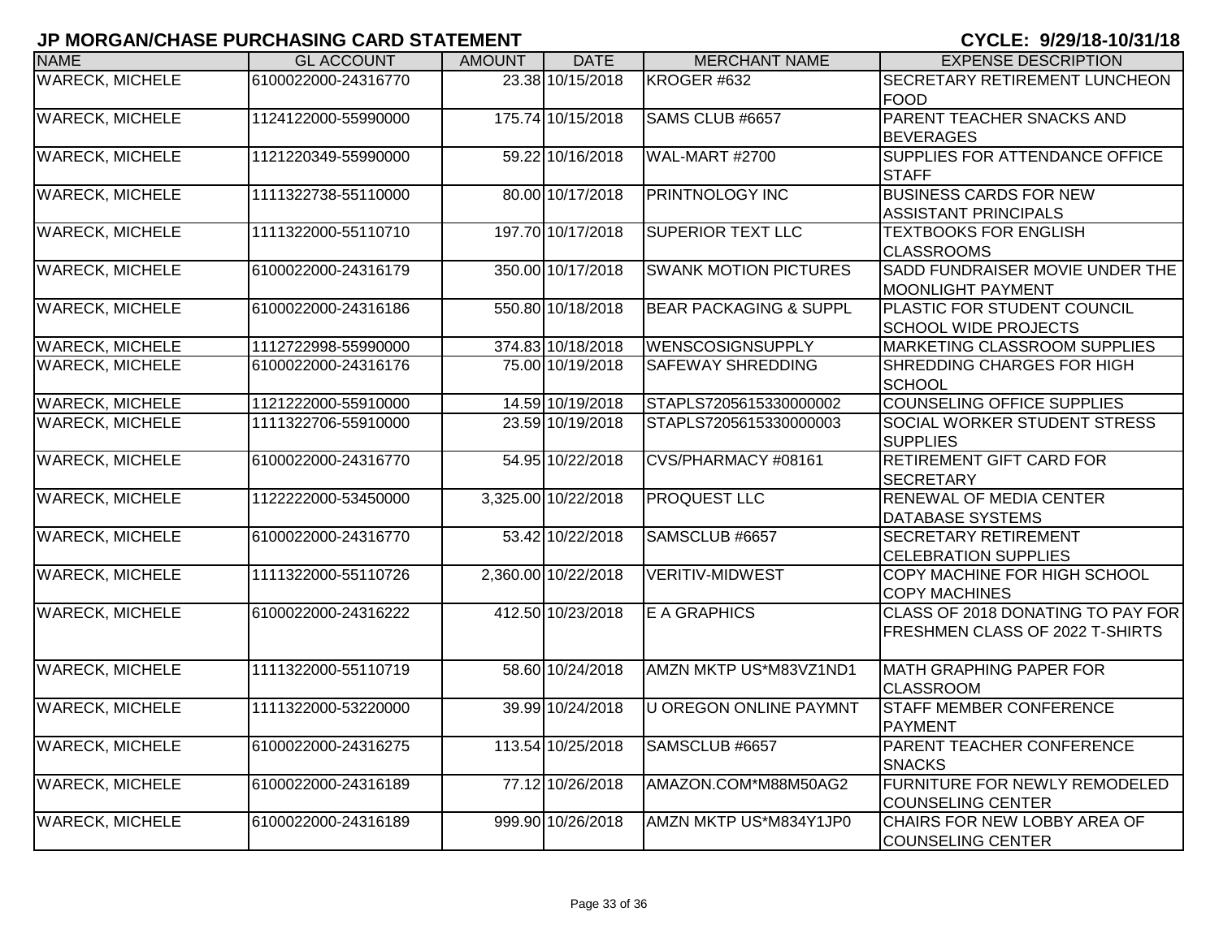## JP MORGAN/CHASE PURCHASING CARD STATEMENT

**CYCLE: 9/29/18-10/31/18**

| NAME | GL ACCOUNT | AMOUNT | DATE | MERCHANT NAME | EXPENSE DESCRIPTION |
|---|---|---|---|---|---|
| WARECK, MICHELE | 6100022000-24316770 | 23.38 | 10/15/2018 | KROGER #632 | SECRETARY RETIREMENT LUNCHEON FOOD |
| WARECK, MICHELE | 1124122000-55990000 | 175.74 | 10/15/2018 | SAMS CLUB #6657 | PARENT TEACHER SNACKS AND BEVERAGES |
| WARECK, MICHELE | 1121220349-55990000 | 59.22 | 10/16/2018 | WAL-MART #2700 | SUPPLIES FOR ATTENDANCE OFFICE STAFF |
| WARECK, MICHELE | 1111322738-55110000 | 80.00 | 10/17/2018 | PRINTNOLOGY INC | BUSINESS CARDS FOR NEW ASSISTANT PRINCIPALS |
| WARECK, MICHELE | 1111322000-55110710 | 197.70 | 10/17/2018 | SUPERIOR TEXT LLC | TEXTBOOKS FOR ENGLISH CLASSROOMS |
| WARECK, MICHELE | 6100022000-24316179 | 350.00 | 10/17/2018 | SWANK MOTION PICTURES | SADD FUNDRAISER MOVIE UNDER THE MOONLIGHT PAYMENT |
| WARECK, MICHELE | 6100022000-24316186 | 550.80 | 10/18/2018 | BEAR PACKAGING & SUPPL | PLASTIC FOR STUDENT COUNCIL SCHOOL WIDE PROJECTS |
| WARECK, MICHELE | 1112722998-55990000 | 374.83 | 10/18/2018 | WENSCOSIGNSUPPLY | MARKETING CLASSROOM SUPPLIES |
| WARECK, MICHELE | 6100022000-24316176 | 75.00 | 10/19/2018 | SAFEWAY SHREDDING | SHREDDING CHARGES FOR HIGH SCHOOL |
| WARECK, MICHELE | 1121222000-55910000 | 14.59 | 10/19/2018 | STAPLS7205615330000002 | COUNSELING OFFICE SUPPLIES |
| WARECK, MICHELE | 1111322706-55910000 | 23.59 | 10/19/2018 | STAPLS7205615330000003 | SOCIAL WORKER STUDENT STRESS SUPPLIES |
| WARECK, MICHELE | 6100022000-24316770 | 54.95 | 10/22/2018 | CVS/PHARMACY #08161 | RETIREMENT GIFT CARD FOR SECRETARY |
| WARECK, MICHELE | 1122222000-53450000 | 3,325.00 | 10/22/2018 | PROQUEST LLC | RENEWAL OF MEDIA CENTER DATABASE SYSTEMS |
| WARECK, MICHELE | 6100022000-24316770 | 53.42 | 10/22/2018 | SAMSCLUB #6657 | SECRETARY RETIREMENT CELEBRATION SUPPLIES |
| WARECK, MICHELE | 1111322000-55110726 | 2,360.00 | 10/22/2018 | VERITIV-MIDWEST | COPY MACHINE FOR HIGH SCHOOL COPY MACHINES |
| WARECK, MICHELE | 6100022000-24316222 | 412.50 | 10/23/2018 | E A GRAPHICS | CLASS OF 2018 DONATING TO PAY FOR FRESHMEN CLASS OF 2022 T-SHIRTS |
| WARECK, MICHELE | 1111322000-55110719 | 58.60 | 10/24/2018 | AMZN MKTP US*M83VZ1ND1 | MATH GRAPHING PAPER FOR CLASSROOM |
| WARECK, MICHELE | 1111322000-53220000 | 39.99 | 10/24/2018 | U OREGON ONLINE PAYMNT | STAFF MEMBER CONFERENCE PAYMENT |
| WARECK, MICHELE | 6100022000-24316275 | 113.54 | 10/25/2018 | SAMSCLUB #6657 | PARENT TEACHER CONFERENCE SNACKS |
| WARECK, MICHELE | 6100022000-24316189 | 77.12 | 10/26/2018 | AMAZON.COM*M88M50AG2 | FURNITURE FOR NEWLY REMODELED COUNSELING CENTER |
| WARECK, MICHELE | 6100022000-24316189 | 999.90 | 10/26/2018 | AMZN MKTP US*M834Y1JP0 | CHAIRS FOR NEW LOBBY AREA OF COUNSELING CENTER |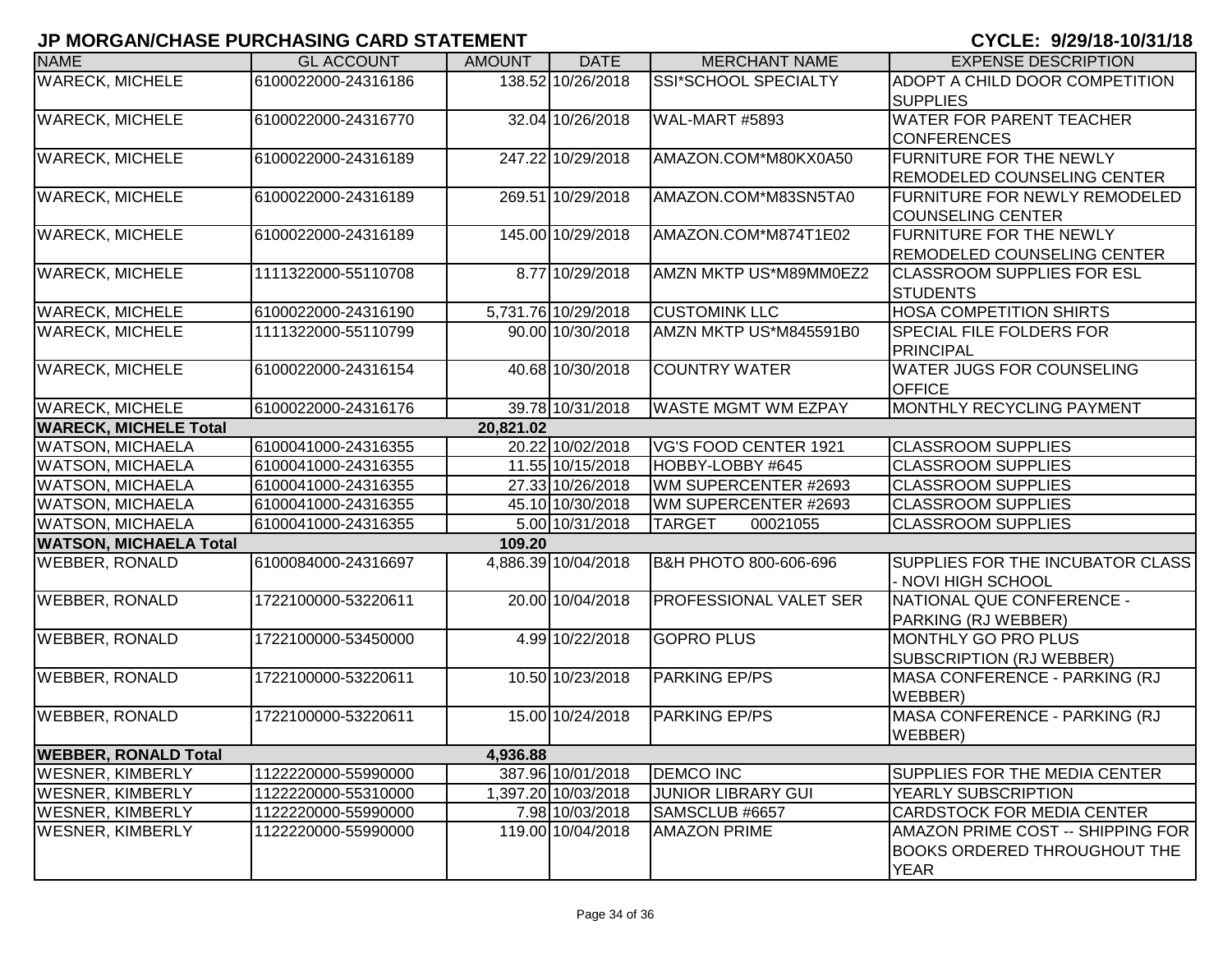# JP MORGAN/CHASE PURCHASING CARD STATEMENT

**CYCLE: 9/29/18-10/31/18**

| NAME | GL ACCOUNT | AMOUNT | DATE | MERCHANT NAME | EXPENSE DESCRIPTION |
|---|---|---|---|---|---|
| WARECK, MICHELE | 6100022000-24316186 | 138.52 | 10/26/2018 | SSI*SCHOOL SPECIALTY | ADOPT A CHILD DOOR COMPETITION SUPPLIES |
| WARECK, MICHELE | 6100022000-24316770 | 32.04 | 10/26/2018 | WAL-MART #5893 | WATER FOR PARENT TEACHER CONFERENCES |
| WARECK, MICHELE | 6100022000-24316189 | 247.22 | 10/29/2018 | AMAZON.COM*M80KX0A50 | FURNITURE FOR THE NEWLY REMODELED COUNSELING CENTER |
| WARECK, MICHELE | 6100022000-24316189 | 269.51 | 10/29/2018 | AMAZON.COM*M83SN5TA0 | FURNITURE FOR NEWLY REMODELED COUNSELING CENTER |
| WARECK, MICHELE | 6100022000-24316189 | 145.00 | 10/29/2018 | AMAZON.COM*M874T1E02 | FURNITURE FOR THE NEWLY REMODELED COUNSELING CENTER |
| WARECK, MICHELE | 1111322000-55110708 | 8.77 | 10/29/2018 | AMZN MKTP US*M89MM0EZ2 | CLASSROOM SUPPLIES FOR ESL STUDENTS |
| WARECK, MICHELE | 6100022000-24316190 | 5,731.76 | 10/29/2018 | CUSTOMINK LLC | HOSA COMPETITION SHIRTS |
| WARECK, MICHELE | 1111322000-55110799 | 90.00 | 10/30/2018 | AMZN MKTP US*M845591B0 | SPECIAL FILE FOLDERS FOR PRINCIPAL |
| WARECK, MICHELE | 6100022000-24316154 | 40.68 | 10/30/2018 | COUNTRY WATER | WATER JUGS FOR COUNSELING OFFICE |
| WARECK, MICHELE | 6100022000-24316176 | 39.78 | 10/31/2018 | WASTE MGMT WM EZPAY | MONTHLY RECYCLING PAYMENT |
| **WARECK, MICHELE Total** | | **20,821.02** | | | |
| WATSON, MICHAELA | 6100041000-24316355 | 20.22 | 10/02/2018 | VG'S FOOD CENTER 1921 | CLASSROOM SUPPLIES |
| WATSON, MICHAELA | 6100041000-24316355 | 11.55 | 10/15/2018 | HOBBY-LOBBY #645 | CLASSROOM SUPPLIES |
| WATSON, MICHAELA | 6100041000-24316355 | 27.33 | 10/26/2018 | WM SUPERCENTER #2693 | CLASSROOM SUPPLIES |
| WATSON, MICHAELA | 6100041000-24316355 | 45.10 | 10/30/2018 | WM SUPERCENTER #2693 | CLASSROOM SUPPLIES |
| WATSON, MICHAELA | 6100041000-24316355 | 5.00 | 10/31/2018 | TARGET 00021055 | CLASSROOM SUPPLIES |
| **WATSON, MICHAELA Total** | | **109.20** | | | |
| WEBBER, RONALD | 6100084000-24316697 | 4,886.39 | 10/04/2018 | B&H PHOTO 800-606-696 | SUPPLIES FOR THE INCUBATOR CLASS - NOVI HIGH SCHOOL |
| WEBBER, RONALD | 1722100000-53220611 | 20.00 | 10/04/2018 | PROFESSIONAL VALET SER | NATIONAL QUE CONFERENCE - PARKING (RJ WEBBER) |
| WEBBER, RONALD | 1722100000-53450000 | 4.99 | 10/22/2018 | GOPRO PLUS | MONTHLY GO PRO PLUS SUBSCRIPTION (RJ WEBBER) |
| WEBBER, RONALD | 1722100000-53220611 | 10.50 | 10/23/2018 | PARKING EP/PS | MASA CONFERENCE - PARKING (RJ WEBBER) |
| WEBBER, RONALD | 1722100000-53220611 | 15.00 | 10/24/2018 | PARKING EP/PS | MASA CONFERENCE - PARKING (RJ WEBBER) |
| **WEBBER, RONALD Total** | | **4,936.88** | | | |
| WESNER, KIMBERLY | 1122220000-55990000 | 387.96 | 10/01/2018 | DEMCO INC | SUPPLIES FOR THE MEDIA CENTER |
| WESNER, KIMBERLY | 1122220000-55310000 | 1,397.20 | 10/03/2018 | JUNIOR LIBRARY GUI | YEARLY SUBSCRIPTION |
| WESNER, KIMBERLY | 1122220000-55990000 | 7.98 | 10/03/2018 | SAMSCLUB #6657 | CARDSTOCK FOR MEDIA CENTER |
| WESNER, KIMBERLY | 1122220000-55990000 | 119.00 | 10/04/2018 | AMAZON PRIME | AMAZON PRIME COST -- SHIPPING FOR BOOKS ORDERED THROUGHOUT THE YEAR |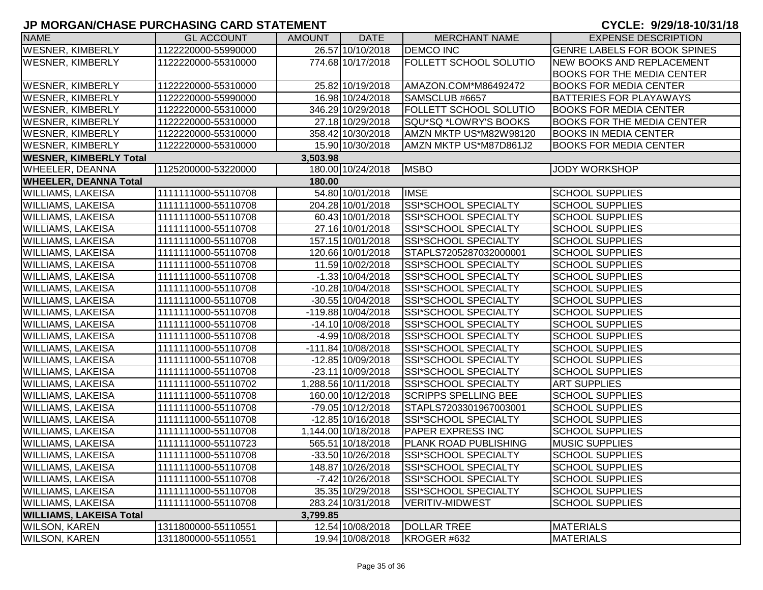# JP MORGAN/CHASE PURCHASING CARD STATEMENT

**CYCLE: 9/29/18-10/31/18**

| NAME | GL ACCOUNT | AMOUNT | DATE | MERCHANT NAME | EXPENSE DESCRIPTION |
|---|---|---|---|---|---|
| WESNER, KIMBERLY | 1122220000-55990000 | 26.57 | 10/10/2018 | DEMCO INC | GENRE LABELS FOR BOOK SPINES |
| WESNER, KIMBERLY | 1122220000-55310000 | 774.68 | 10/17/2018 | FOLLETT SCHOOL SOLUTIO | NEW BOOKS AND REPLACEMENT BOOKS FOR THE MEDIA CENTER |
| WESNER, KIMBERLY | 1122220000-55310000 | 25.82 | 10/19/2018 | AMAZON.COM*M86492472 | BOOKS FOR MEDIA CENTER |
| WESNER, KIMBERLY | 1122220000-55990000 | 16.98 | 10/24/2018 | SAMSCLUB #6657 | BATTERIES FOR PLAYAWAYS |
| WESNER, KIMBERLY | 1122220000-55310000 | 346.29 | 10/29/2018 | FOLLETT SCHOOL SOLUTIO | BOOKS FOR MEDIA CENTER |
| WESNER, KIMBERLY | 1122220000-55310000 | 27.18 | 10/29/2018 | SQU*SQ *LOWRY'S BOOKS | BOOKS FOR THE MEDIA CENTER |
| WESNER, KIMBERLY | 1122220000-55310000 | 358.42 | 10/30/2018 | AMZN MKTP US*M82W98120 | BOOKS IN MEDIA CENTER |
| WESNER, KIMBERLY | 1122220000-55310000 | 15.90 | 10/30/2018 | AMZN MKTP US*M87D861J2 | BOOKS FOR MEDIA CENTER |
| **WESNER, KIMBERLY Total** | | **3,503.98** | | | |
| WHEELER, DEANNA | 1125200000-53220000 | 180.00 | 10/24/2018 | MSBO | JODY WORKSHOP |
| **WHEELER, DEANNA Total** | | **180.00** | | | |
| WILLIAMS, LAKEISA | 1111111000-55110708 | 54.80 | 10/01/2018 | IMSE | SCHOOL SUPPLIES |
| WILLIAMS, LAKEISA | 1111111000-55110708 | 204.28 | 10/01/2018 | SSI*SCHOOL SPECIALTY | SCHOOL SUPPLIES |
| WILLIAMS, LAKEISA | 1111111000-55110708 | 60.43 | 10/01/2018 | SSI*SCHOOL SPECIALTY | SCHOOL SUPPLIES |
| WILLIAMS, LAKEISA | 1111111000-55110708 | 27.16 | 10/01/2018 | SSI*SCHOOL SPECIALTY | SCHOOL SUPPLIES |
| WILLIAMS, LAKEISA | 1111111000-55110708 | 157.15 | 10/01/2018 | SSI*SCHOOL SPECIALTY | SCHOOL SUPPLIES |
| WILLIAMS, LAKEISA | 1111111000-55110708 | 120.66 | 10/01/2018 | STAPLS7205287032000001 | SCHOOL SUPPLIES |
| WILLIAMS, LAKEISA | 1111111000-55110708 | 11.59 | 10/02/2018 | SSI*SCHOOL SPECIALTY | SCHOOL SUPPLIES |
| WILLIAMS, LAKEISA | 1111111000-55110708 | -1.33 | 10/04/2018 | SSI*SCHOOL SPECIALTY | SCHOOL SUPPLIES |
| WILLIAMS, LAKEISA | 1111111000-55110708 | -10.28 | 10/04/2018 | SSI*SCHOOL SPECIALTY | SCHOOL SUPPLIES |
| WILLIAMS, LAKEISA | 1111111000-55110708 | -30.55 | 10/04/2018 | SSI*SCHOOL SPECIALTY | SCHOOL SUPPLIES |
| WILLIAMS, LAKEISA | 1111111000-55110708 | -119.88 | 10/04/2018 | SSI*SCHOOL SPECIALTY | SCHOOL SUPPLIES |
| WILLIAMS, LAKEISA | 1111111000-55110708 | -14.10 | 10/08/2018 | SSI*SCHOOL SPECIALTY | SCHOOL SUPPLIES |
| WILLIAMS, LAKEISA | 1111111000-55110708 | -4.99 | 10/08/2018 | SSI*SCHOOL SPECIALTY | SCHOOL SUPPLIES |
| WILLIAMS, LAKEISA | 1111111000-55110708 | -111.84 | 10/08/2018 | SSI*SCHOOL SPECIALTY | SCHOOL SUPPLIES |
| WILLIAMS, LAKEISA | 1111111000-55110708 | -12.85 | 10/09/2018 | SSI*SCHOOL SPECIALTY | SCHOOL SUPPLIES |
| WILLIAMS, LAKEISA | 1111111000-55110708 | -23.11 | 10/09/2018 | SSI*SCHOOL SPECIALTY | SCHOOL SUPPLIES |
| WILLIAMS, LAKEISA | 1111111000-55110702 | 1,288.56 | 10/11/2018 | SSI*SCHOOL SPECIALTY | ART SUPPLIES |
| WILLIAMS, LAKEISA | 1111111000-55110708 | 160.00 | 10/12/2018 | SCRIPPS SPELLING BEE | SCHOOL SUPPLIES |
| WILLIAMS, LAKEISA | 1111111000-55110708 | -79.05 | 10/12/2018 | STAPLS7203301967003001 | SCHOOL SUPPLIES |
| WILLIAMS, LAKEISA | 1111111000-55110708 | -12.85 | 10/16/2018 | SSI*SCHOOL SPECIALTY | SCHOOL SUPPLIES |
| WILLIAMS, LAKEISA | 1111111000-55110708 | 1,144.00 | 10/18/2018 | PAPER EXPRESS INC | SCHOOL SUPPLIES |
| WILLIAMS, LAKEISA | 1111111000-55110723 | 565.51 | 10/18/2018 | PLANK ROAD PUBLISHING | MUSIC SUPPLIES |
| WILLIAMS, LAKEISA | 1111111000-55110708 | -33.50 | 10/26/2018 | SSI*SCHOOL SPECIALTY | SCHOOL SUPPLIES |
| WILLIAMS, LAKEISA | 1111111000-55110708 | 148.87 | 10/26/2018 | SSI*SCHOOL SPECIALTY | SCHOOL SUPPLIES |
| WILLIAMS, LAKEISA | 1111111000-55110708 | -7.42 | 10/26/2018 | SSI*SCHOOL SPECIALTY | SCHOOL SUPPLIES |
| WILLIAMS, LAKEISA | 1111111000-55110708 | 35.35 | 10/29/2018 | SSI*SCHOOL SPECIALTY | SCHOOL SUPPLIES |
| WILLIAMS, LAKEISA | 1111111000-55110708 | 283.24 | 10/31/2018 | VERITIV-MIDWEST | SCHOOL SUPPLIES |
| **WILLIAMS, LAKEISA Total** | | **3,799.85** | | | |
| WILSON, KAREN | 1311800000-55110551 | 12.54 | 10/08/2018 | DOLLAR TREE | MATERIALS |
| WILSON, KAREN | 1311800000-55110551 | 19.94 | 10/08/2018 | KROGER #632 | MATERIALS |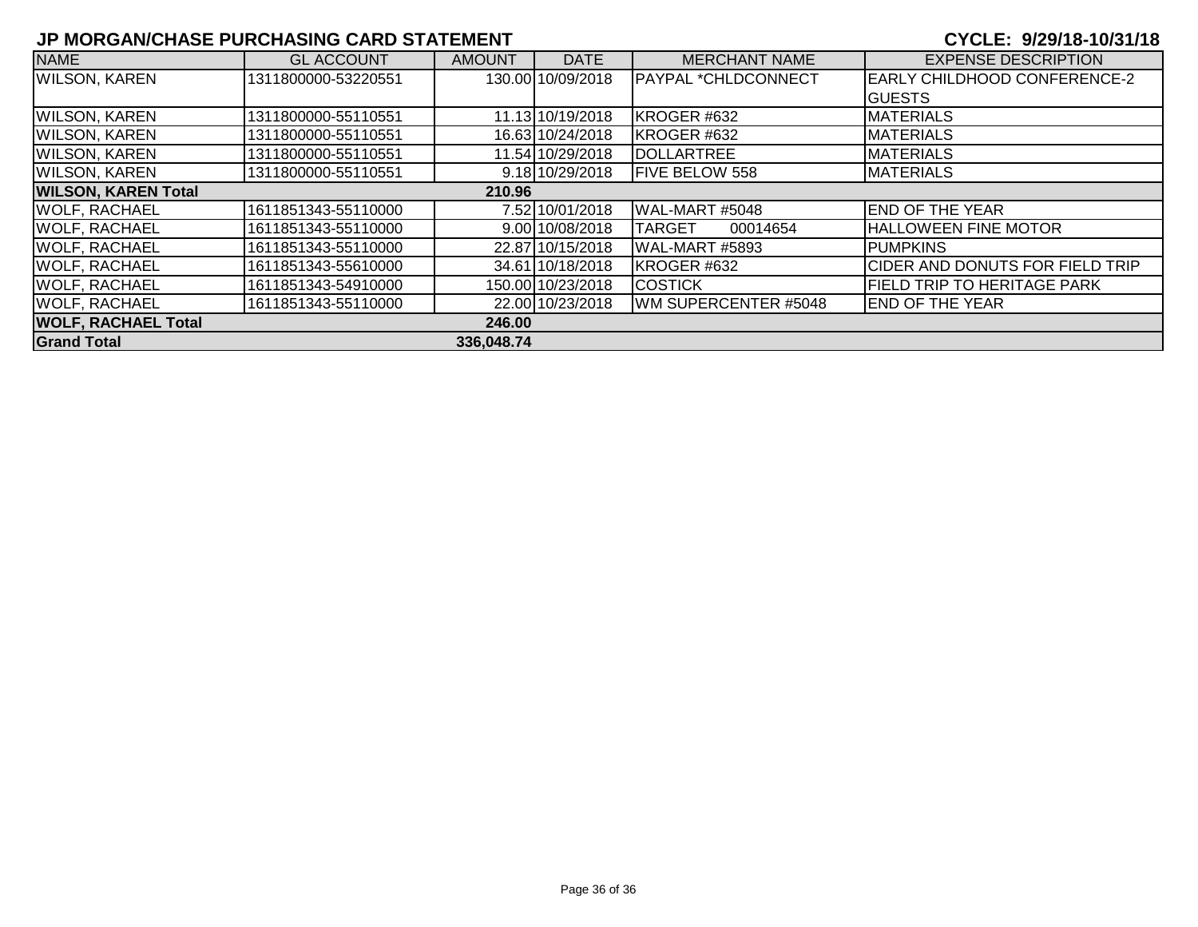## JP MORGAN/CHASE PURCHASING CARD STATEMENT

**CYCLE: 9/29/18-10/31/18**

| NAME | GL ACCOUNT | AMOUNT | DATE | MERCHANT NAME | EXPENSE DESCRIPTION |
|---|---|---|---|---|---|
| WILSON, KAREN | 1311800000-53220551 | 130.00 | 10/09/2018 | PAYPAL *CHLDCONNECT | EARLY CHILDHOOD CONFERENCE-2 GUESTS |
| WILSON, KAREN | 1311800000-55110551 | 11.13 | 10/19/2018 | KROGER #632 | MATERIALS |
| WILSON, KAREN | 1311800000-55110551 | 16.63 | 10/24/2018 | KROGER #632 | MATERIALS |
| WILSON, KAREN | 1311800000-55110551 | 11.54 | 10/29/2018 | DOLLARTREE | MATERIALS |
| WILSON, KAREN | 1311800000-55110551 | 9.18 | 10/29/2018 | FIVE BELOW 558 | MATERIALS |
| **WILSON, KAREN Total** | | **210.96** | | | |
| WOLF, RACHAEL | 1611851343-55110000 | 7.52 | 10/01/2018 | WAL-MART #5048 | END OF THE YEAR |
| WOLF, RACHAEL | 1611851343-55110000 | 9.00 | 10/08/2018 | TARGET 00014654 | HALLOWEEN FINE MOTOR |
| WOLF, RACHAEL | 1611851343-55110000 | 22.87 | 10/15/2018 | WAL-MART #5893 | PUMPKINS |
| WOLF, RACHAEL | 1611851343-55610000 | 34.61 | 10/18/2018 | KROGER #632 | CIDER AND DONUTS FOR FIELD TRIP |
| WOLF, RACHAEL | 1611851343-54910000 | 150.00 | 10/23/2018 | COSTICK | FIELD TRIP TO HERITAGE PARK |
| WOLF, RACHAEL | 1611851343-55110000 | 22.00 | 10/23/2018 | WM SUPERCENTER #5048 | END OF THE YEAR |
| **WOLF, RACHAEL Total** | | **246.00** | | | |
| **Grand Total** | | **336,048.74** | | | |